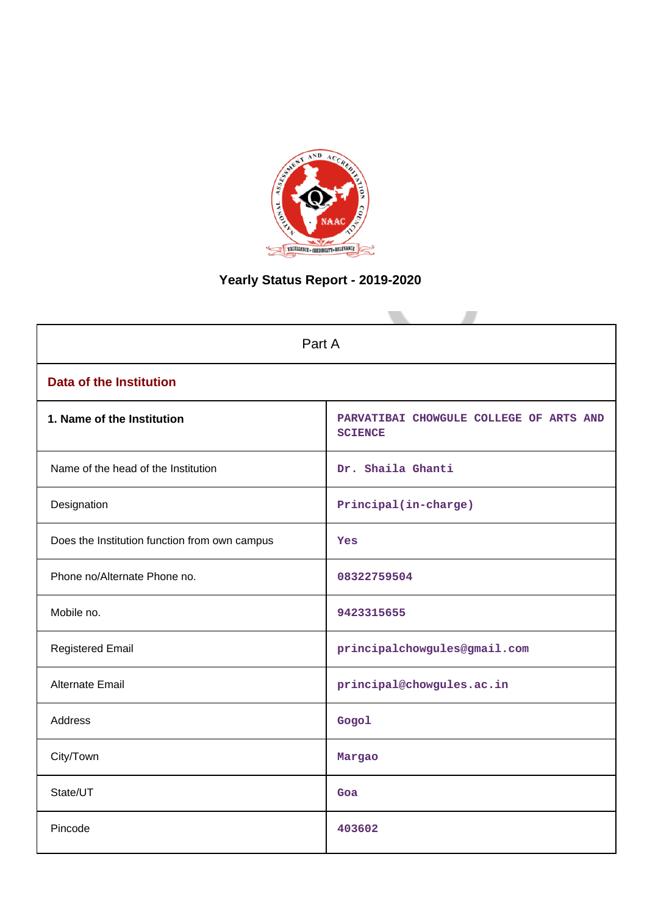# Yearly Status Report - 2019-2020

| Part A | |
|---|---|
| **Data of the Institution** | |
| **1. Name of the Institution** | PARVATIBAI CHOWGULE COLLEGE OF ARTS AND SCIENCE |
| Name of the head of the Institution | Dr. Shaila Ghanti |
| Designation | Principal(in-charge) |
| Does the Institution function from own campus | Yes |
| Phone no/Alternate Phone no. | 08322759504 |
| Mobile no. | 9423315655 |
| Registered Email | principalchowgules@gmail.com |
| Alternate Email | principal@chowgules.ac.in |
| Address | Gogol |
| City/Town | Margao |
| State/UT | Goa |
| Pincode | 403602 |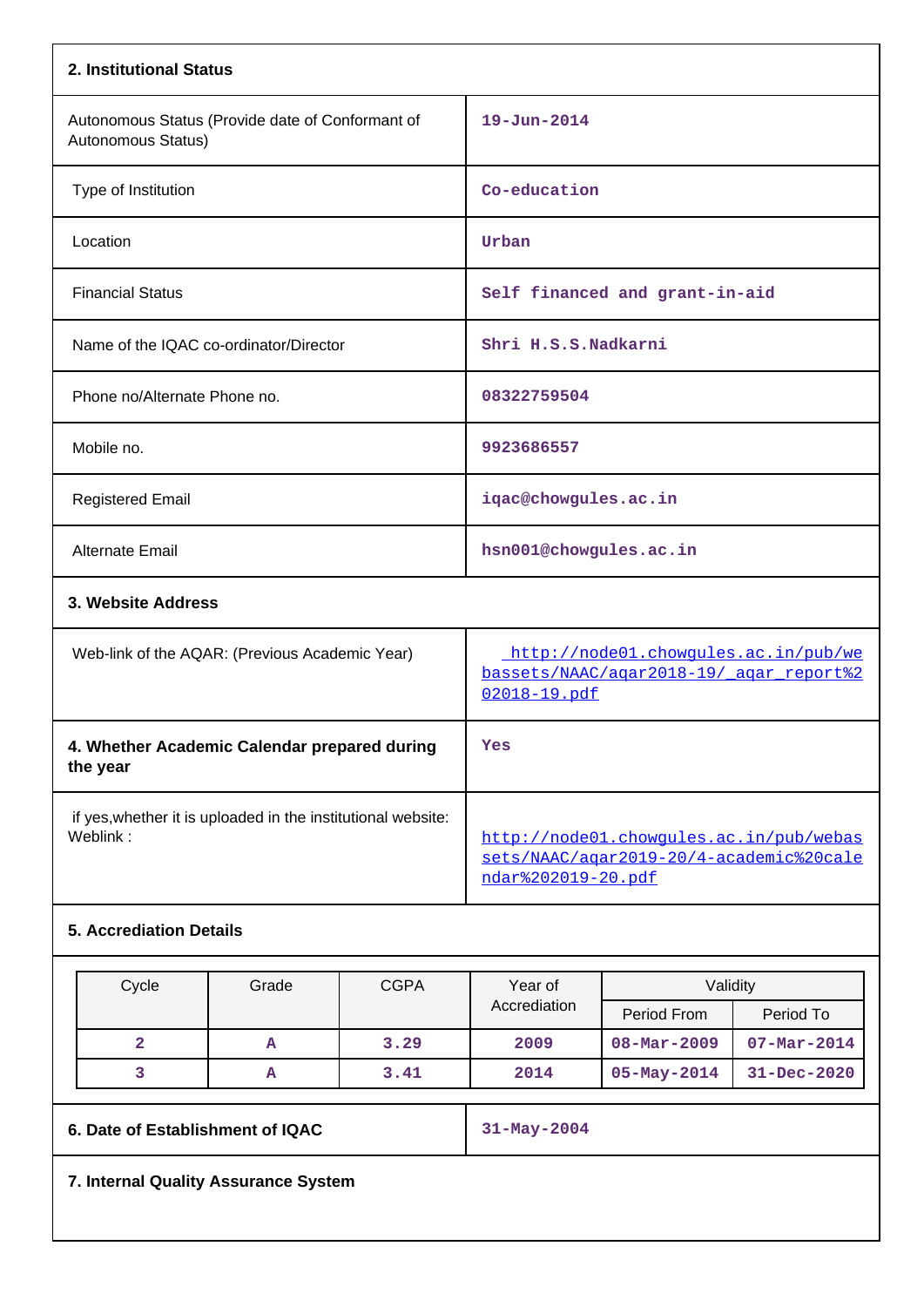## 2. Institutional Status

| | |
|---|---|
| Autonomous Status (Provide date of Conformant of Autonomous Status) | 19-Jun-2014 |
| Type of Institution | Co-education |
| Location | Urban |
| Financial Status | Self financed and grant-in-aid |
| Name of the IQAC co-ordinator/Director | Shri H.S.S.Nadkarni |
| Phone no/Alternate Phone no. | 08322759504 |
| Mobile no. | 9923686557 |
| Registered Email | iqac@chowgules.ac.in |
| Alternate Email | hsn001@chowgules.ac.in |

## 3. Website Address

| | |
|---|---|
| Web-link of the AQAR: (Previous Academic Year) | http://node01.chowgules.ac.in/pub/webassets/NAAC/aqar2018-19/_aqar_report%202018-19.pdf |
| **4. Whether Academic Calendar prepared during the year** | Yes |
| if yes,whether it is uploaded in the institutional website: Weblink : | http://node01.chowgules.ac.in/pub/webassets/NAAC/aqar2019-20/4-academic%20calendar%202019-20.pdf |

## 5. Accreditation Details

| Cycle | Grade | CGPA | Year of Accrediation | Validity | |
|---|---|---|---|---|---|
| | | | | Period From | Period To |
| 2 | A | 3.29 | 2009 | 08-Mar-2009 | 07-Mar-2014 |
| 3 | A | 3.41 | 2014 | 05-May-2014 | 31-Dec-2020 |

| | |
|---|---|
| **6. Date of Establishment of IQAC** | 31-May-2004 |

## 7. Internal Quality Assurance System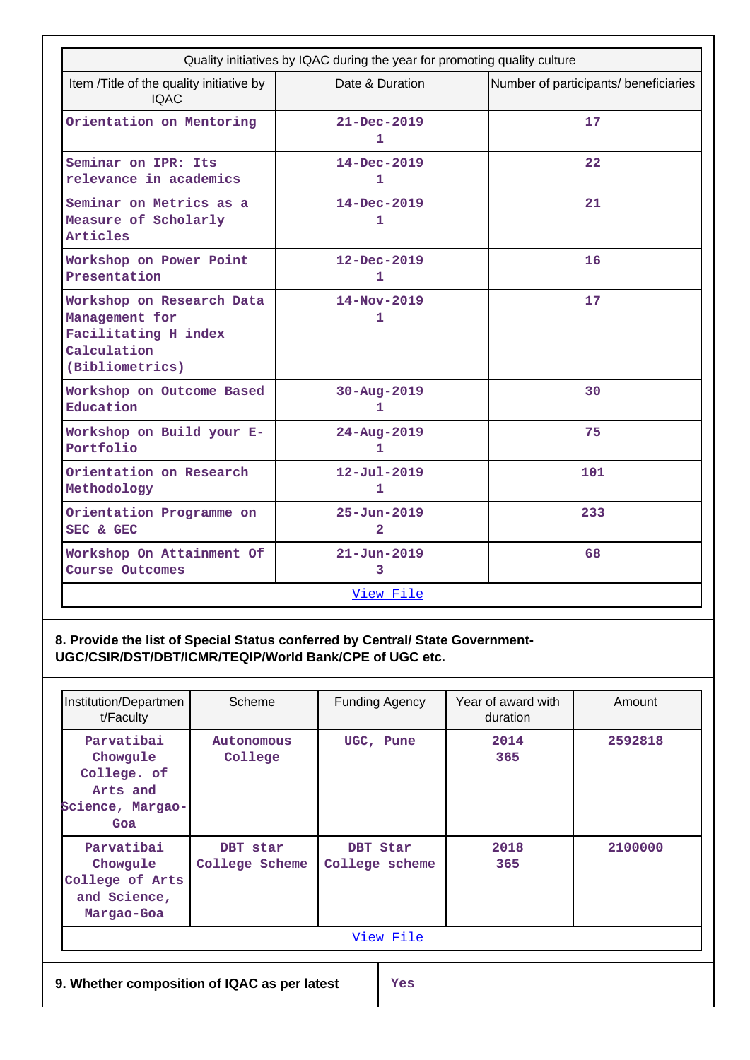| Quality initiatives by IQAC during the year for promoting quality culture | | |
|---|---|---|
| Item /Title of the quality initiative by IQAC | Date & Duration | Number of participants/ beneficiaries |
| Orientation on Mentoring | 21-Dec-2019<br>1 | 17 |
| Seminar on IPR: Its relevance in academics | 14-Dec-2019<br>1 | 22 |
| Seminar on Metrics as a Measure of Scholarly Articles | 14-Dec-2019<br>1 | 21 |
| Workshop on Power Point Presentation | 12-Dec-2019<br>1 | 16 |
| Workshop on Research Data Management for Facilitating H index Calculation (Bibliometrics) | 14-Nov-2019<br>1 | 17 |
| Workshop on Outcome Based Education | 30-Aug-2019<br>1 | 30 |
| Workshop on Build your E-Portfolio | 24-Aug-2019<br>1 | 75 |
| Orientation on Research Methodology | 12-Jul-2019<br>1 | 101 |
| Orientation Programme on SEC & GEC | 25-Jun-2019<br>2 | 233 |
| Workshop On Attainment Of Course Outcomes | 21-Jun-2019<br>3 | 68 |
| View File | | |

**8. Provide the list of Special Status conferred by Central/ State Government- UGC/CSIR/DST/DBT/ICMR/TEQIP/World Bank/CPE of UGC etc.**

| Institution/Department/Faculty | Scheme | Funding Agency | Year of award with duration | Amount |
|---|---|---|---|---|
| Parvatibai Chowgule College. of Arts and Science, Margao-Goa | Autonomous College | UGC, Pune | 2014<br>365 | 2592818 |
| Parvatibai Chowgule College of Arts and Science, Margao-Goa | DBT star College Scheme | DBT Star College scheme | 2018<br>365 | 2100000 |
| View File | | | | |

| **9. Whether composition of IQAC as per latest** | Yes |
|---|---|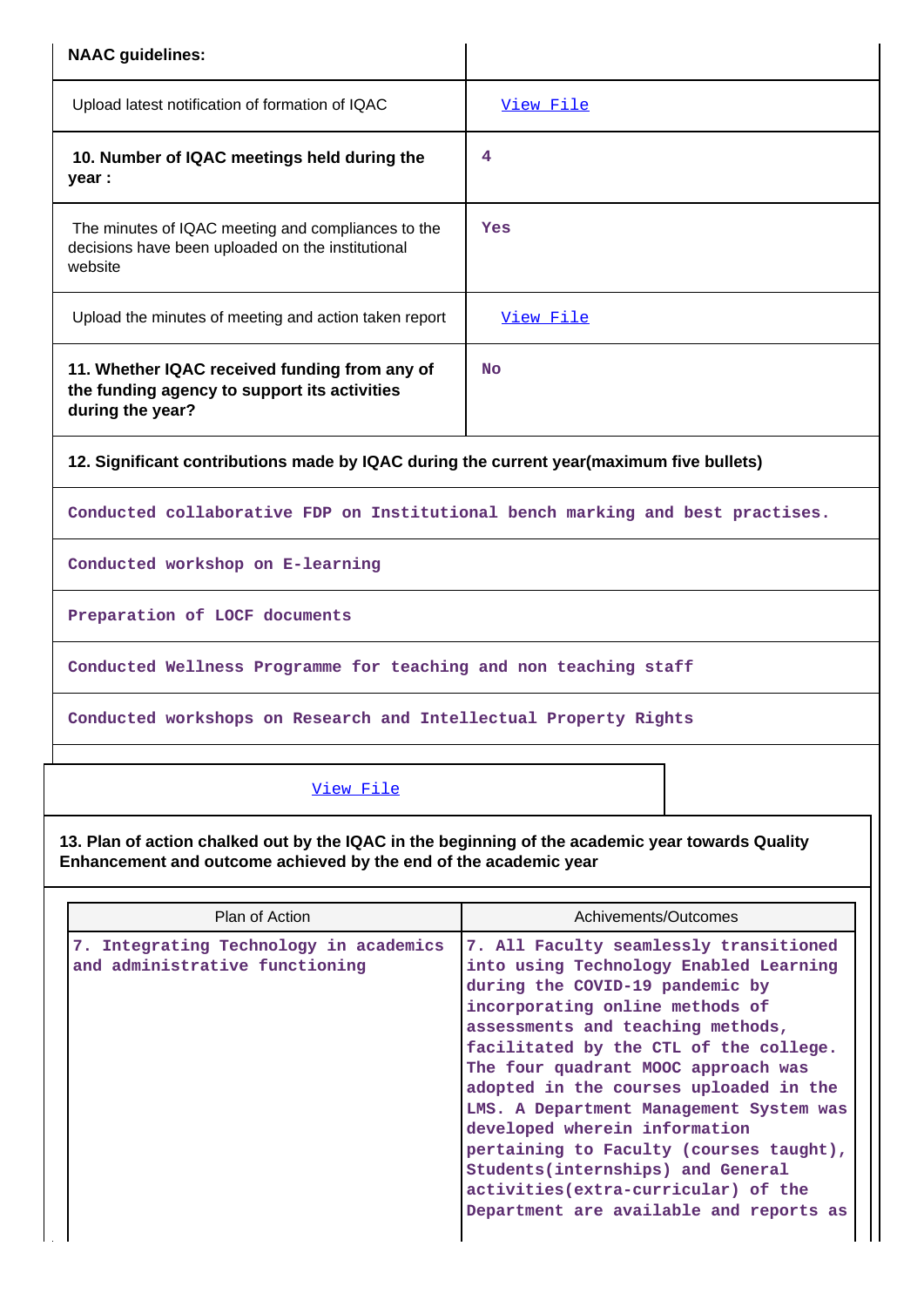| NAAC guidelines: | |
|---|---|
| Upload latest notification of formation of IQAC | View File |
| **10. Number of IQAC meetings held during the year :** | 4 |
| The minutes of IQAC meeting and compliances to the decisions have been uploaded on the institutional website | Yes |
| Upload the minutes of meeting and action taken report | View File |
| **11. Whether IQAC received funding from any of the funding agency to support its activities during the year?** | No |

**12. Significant contributions made by IQAC during the current year(maximum five bullets)**

- Conducted collaborative FDP on Institutional bench marking and best practises.
- Conducted workshop on E-learning
- Preparation of LOCF documents
- Conducted Wellness Programme for teaching and non teaching staff
- Conducted workshops on Research and Intellectual Property Rights

View File

**13. Plan of action chalked out by the IQAC in the beginning of the academic year towards Quality Enhancement and outcome achieved by the end of the academic year**

| Plan of Action | Achivements/Outcomes |
|---|---|
| 7. Integrating Technology in academics and administrative functioning | 7. All Faculty seamlessly transitioned into using Technology Enabled Learning during the COVID-19 pandemic by incorporating online methods of assessments and teaching methods, facilitated by the CTL of the college. The four quadrant MOOC approach was adopted in the courses uploaded in the LMS. A Department Management System was developed wherein information pertaining to Faculty (courses taught), Students(internships) and General activities(extra-curricular) of the Department are available and reports as |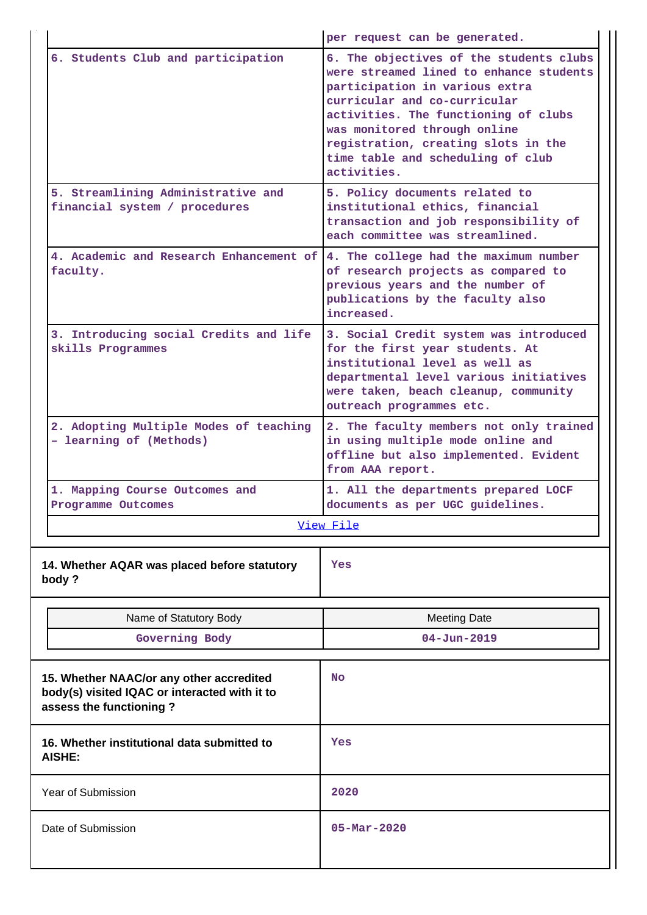| | |
|---|---|
| | per request can be generated. |
| 6. Students Club and participation | 6. The objectives of the students clubs were streamed lined to enhance students participation in various extra curricular and co-curricular activities. The functioning of clubs was monitored through online registration, creating slots in the time table and scheduling of club activities. |
| 5. Streamlining Administrative and financial system / procedures | 5. Policy documents related to institutional ethics, financial transaction and job responsibility of each committee was streamlined. |
| 4. Academic and Research Enhancement of faculty. | 4. The college had the maximum number of research projects as compared to previous years and the number of publications by the faculty also increased. |
| 3. Introducing social Credits and life skills Programmes | 3. Social Credit system was introduced for the first year students. At institutional level as well as departmental level various initiatives were taken, beach cleanup, community outreach programmes etc. |
| 2. Adopting Multiple Modes of teaching – learning of (Methods) | 2. The faculty members not only trained in using multiple mode online and offline but also implemented. Evident from AAA report. |
| 1. Mapping Course Outcomes and Programme Outcomes | 1. All the departments prepared LOCF documents as per UGC guidelines. |

[View File]

| | |
|---|---|
| **14. Whether AQAR was placed before statutory body ?** | Yes |

| Name of Statutory Body | Meeting Date |
|---|---|
| Governing Body | 04-Jun-2019 |

| | |
|---|---|
| **15. Whether NAAC/or any other accredited body(s) visited IQAC or interacted with it to assess the functioning ?** | No |
| **16. Whether institutional data submitted to AISHE:** | Yes |
| Year of Submission | 2020 |
| Date of Submission | 05-Mar-2020 |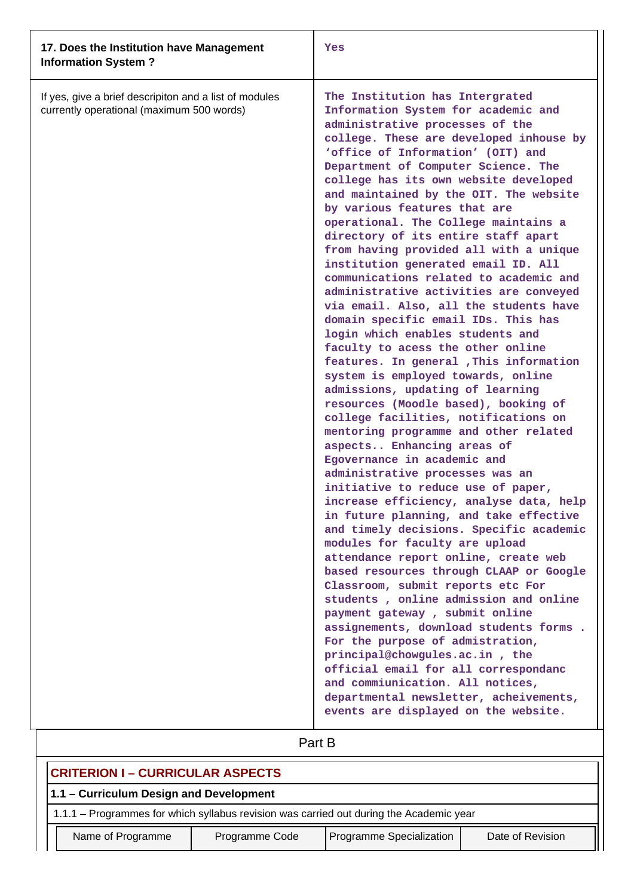| 17. Does the Institution have Management Information System ? | Yes |
|---|---|
| If yes, give a brief descripiton and a list of modules currently operational (maximum 500 words) | The Institution has Intergrated Information System for academic and administrative processes of the college. These are developed inhouse by 'office of Information' (OIT) and Department of Computer Science. The college has its own website developed and maintained by the OIT. The website by various features that are operational. The College maintains a directory of its entire staff apart from having provided all with a unique institution generated email ID. All communications related to academic and administrative activities are conveyed via email. Also, all the students have domain specific email IDs. This has login which enables students and faculty to acess the other online features. In general ,This information system is employed towards, online admissions, updating of learning resources (Moodle based), booking of college facilities, notifications on mentoring programme and other related aspects.. Enhancing areas of Egovernance in academic and administrative processes was an initiative to reduce use of paper, increase efficiency, analyse data, help in future planning, and take effective and timely decisions. Specific academic modules for faculty are upload attendance report online, create web based resources through CLAAP or Google Classroom, submit reports etc For students , online admission and online payment gateway , submit online assignements, download students forms . For the purpose of admistration, principal@chowgules.ac.in , the official email for all correspondanc and commiunication. All notices, departmental newsletter, acheivements, events are displayed on the website. |

## Part B

### CRITERION I – CURRICULAR ASPECTS

**1.1 – Curriculum Design and Development**

1.1.1 – Programmes for which syllabus revision was carried out during the Academic year

| Name of Programme | Programme Code | Programme Specialization | Date of Revision |
|---|---|---|---|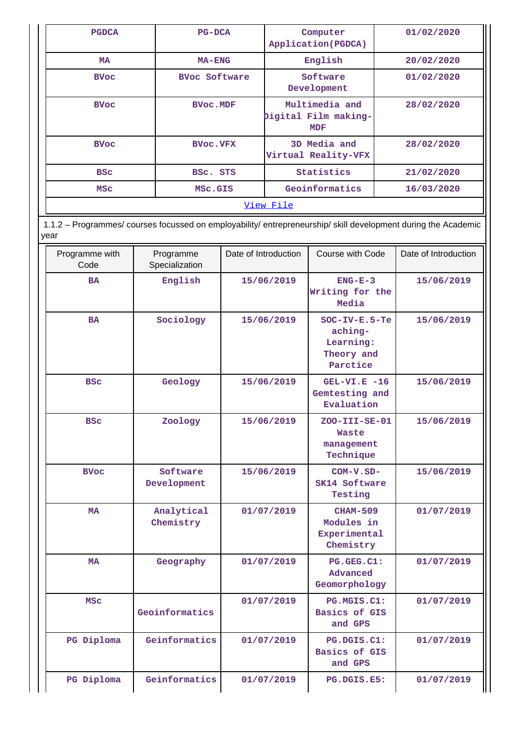| PGDCA | PG-DCA | Computer Application(PGDCA) | 01/02/2020 |
|---|---|---|---|
| MA | MA-ENG | English | 20/02/2020 |
| BVoc | BVoc Software | Software Development | 01/02/2020 |
| BVoc | BVoc.MDF | Multimedia and Digital Film making-MDF | 28/02/2020 |
| BVoc | BVoc.VFX | 3D Media and Virtual Reality-VFX | 28/02/2020 |
| BSc | BSc. STS | Statistics | 21/02/2020 |
| MSc | MSc.GIS | Geoinformatics | 16/03/2020 |
| View File | | | |

1.1.2 – Programmes/ courses focussed on employability/ entrepreneurship/ skill development during the Academic year

| Programme with Code | Programme Specialization | Date of Introduction | Course with Code | Date of Introduction |
|---|---|---|---|---|
| BA | English | 15/06/2019 | ENG-E-3 Writing for the Media | 15/06/2019 |
| BA | Sociology | 15/06/2019 | SOC-IV-E.5-Teaching-Learning: Theory and Parctice | 15/06/2019 |
| BSc | Geology | 15/06/2019 | GEL-VI.E -16 Gemtesting and Evaluation | 15/06/2019 |
| BSc | Zoology | 15/06/2019 | ZOO-III-SE-01 Waste management Technique | 15/06/2019 |
| BVoc | Software Development | 15/06/2019 | COM-V.SD-SK14 Software Testing | 15/06/2019 |
| MA | Analytical Chemistry | 01/07/2019 | CHAM-509 Modules in Experimental Chemistry | 01/07/2019 |
| MA | Geography | 01/07/2019 | PG.GEG.C1: Advanced Geomorphology | 01/07/2019 |
| MSc | Geoinformatics | 01/07/2019 | PG.MGIS.C1: Basics of GIS and GPS | 01/07/2019 |
| PG Diploma | Geinformatics | 01/07/2019 | PG.DGIS.C1: Basics of GIS and GPS | 01/07/2019 |
| PG Diploma | Geinformatics | 01/07/2019 | PG.DGIS.E5: | 01/07/2019 |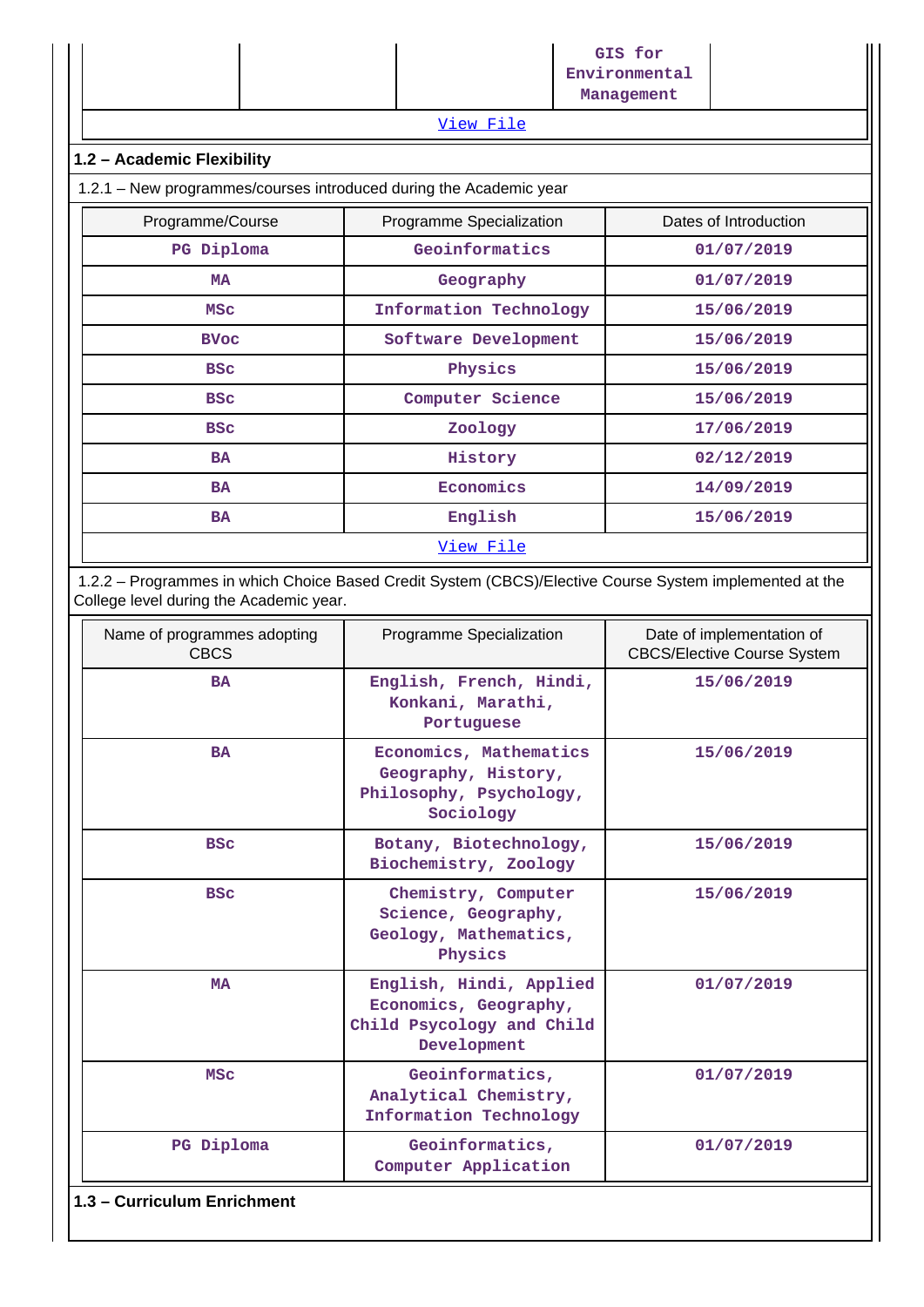| | | | GIS for Environmental Management | |
|---|---|---|---|---|

View File

### 1.2 – Academic Flexibility

1.2.1 – New programmes/courses introduced during the Academic year

| Programme/Course | Programme Specialization | Dates of Introduction |
|---|---|---|
| PG Diploma | Geoinformatics | 01/07/2019 |
| MA | Geography | 01/07/2019 |
| MSc | Information Technology | 15/06/2019 |
| BVoc | Software Development | 15/06/2019 |
| BSc | Physics | 15/06/2019 |
| BSc | Computer Science | 15/06/2019 |
| BSc | Zoology | 17/06/2019 |
| BA | History | 02/12/2019 |
| BA | Economics | 14/09/2019 |
| BA | English | 15/06/2019 |

View File

1.2.2 – Programmes in which Choice Based Credit System (CBCS)/Elective Course System implemented at the College level during the Academic year.

| Name of programmes adopting CBCS | Programme Specialization | Date of implementation of CBCS/Elective Course System |
|---|---|---|
| BA | English, French, Hindi, Konkani, Marathi, Portuguese | 15/06/2019 |
| BA | Economics, Mathematics Geography, History, Philosophy, Psychology, Sociology | 15/06/2019 |
| BSc | Botany, Biotechnology, Biochemistry, Zoology | 15/06/2019 |
| BSc | Chemistry, Computer Science, Geography, Geology, Mathematics, Physics | 15/06/2019 |
| MA | English, Hindi, Applied Economics, Geography, Child Psycology and Child Development | 01/07/2019 |
| MSc | Geoinformatics, Analytical Chemistry, Information Technology | 01/07/2019 |
| PG Diploma | Geoinformatics, Computer Application | 01/07/2019 |

### 1.3 – Curriculum Enrichment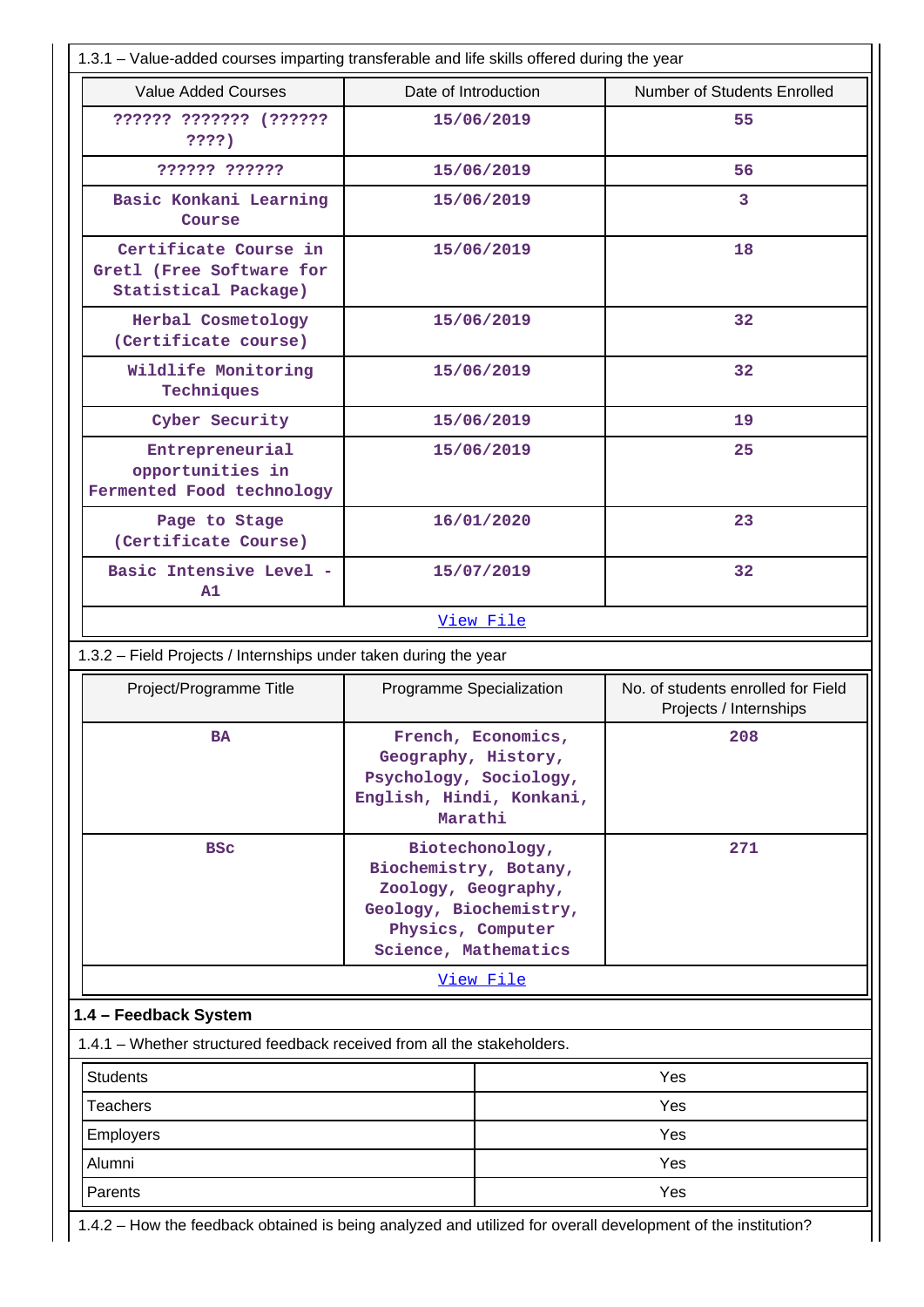1.3.1 – Value-added courses imparting transferable and life skills offered during the year

| Value Added Courses | Date of Introduction | Number of Students Enrolled |
|---|---|---|
| ?????? ??????? (?????? ????) | 15/06/2019 | 55 |
| ?????? ?????? | 15/06/2019 | 56 |
| Basic Konkani Learning Course | 15/06/2019 | 3 |
| Certificate Course in Gretl (Free Software for Statistical Package) | 15/06/2019 | 18 |
| Herbal Cosmetology (Certificate course) | 15/06/2019 | 32 |
| Wildlife Monitoring Techniques | 15/06/2019 | 32 |
| Cyber Security | 15/06/2019 | 19 |
| Entrepreneurial opportunities in Fermented Food technology | 15/06/2019 | 25 |
| Page to Stage (Certificate Course) | 16/01/2020 | 23 |
| Basic Intensive Level - A1 | 15/07/2019 | 32 |

View File

1.3.2 – Field Projects / Internships under taken during the year

| Project/Programme Title | Programme Specialization | No. of students enrolled for Field Projects / Internships |
|---|---|---|
| BA | French, Economics, Geography, History, Psychology, Sociology, English, Hindi, Konkani, Marathi | 208 |
| BSc | Biotechonology, Biochemistry, Botany, Zoology, Geography, Geology, Biochemistry, Physics, Computer Science, Mathematics | 271 |

View File

**1.4 – Feedback System**

1.4.1 – Whether structured feedback received from all the stakeholders.

| | |
|---|---|
| Students | Yes |
| Teachers | Yes |
| Employers | Yes |
| Alumni | Yes |
| Parents | Yes |

1.4.2 – How the feedback obtained is being analyzed and utilized for overall development of the institution?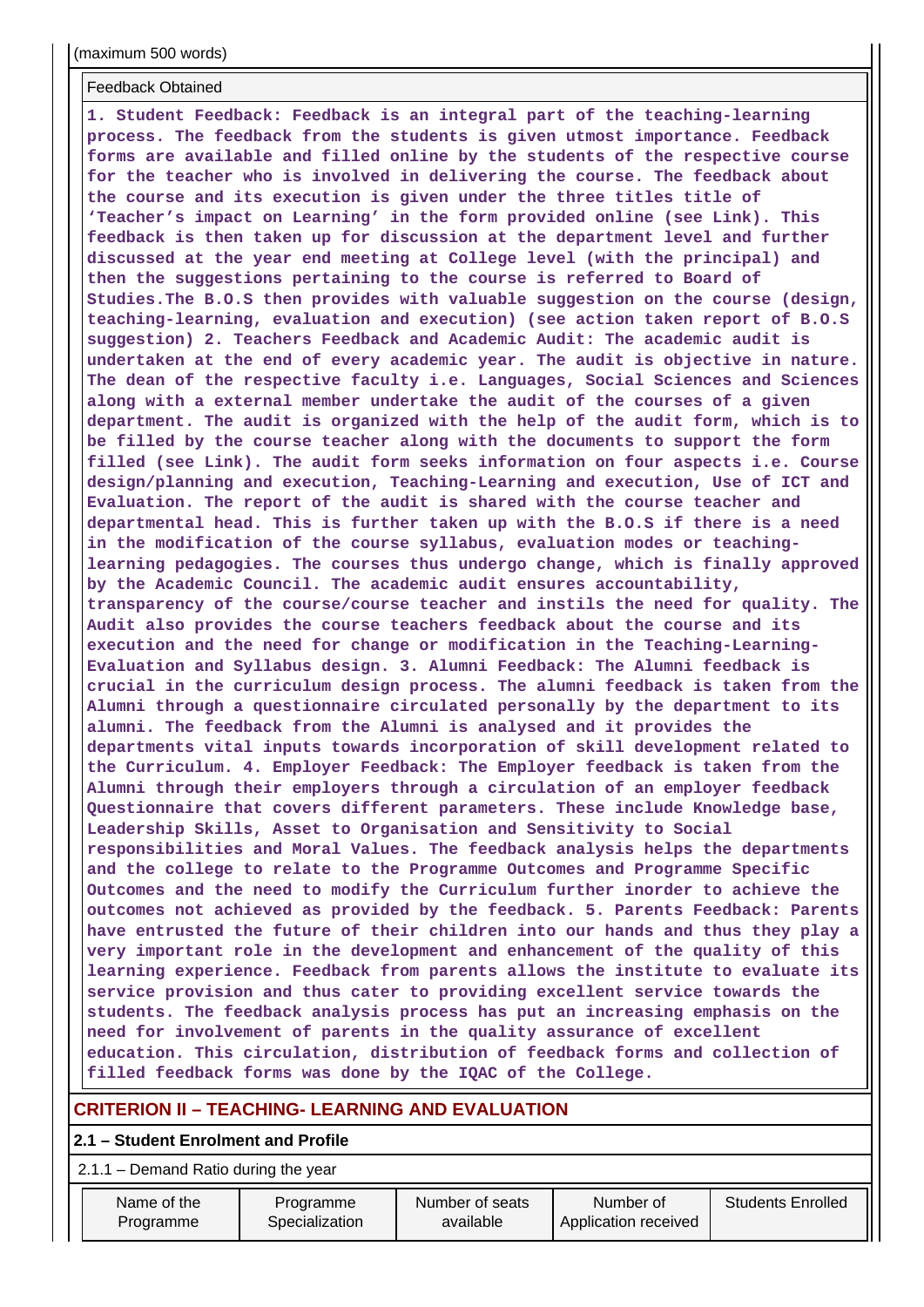(maximum 500 words)

| Feedback Obtained |
|---|
| **1. Student Feedback: Feedback is an integral part of the teaching-learning process. The feedback from the students is given utmost importance. Feedback forms are available and filled online by the students of the respective course for the teacher who is involved in delivering the course. The feedback about the course and its execution is given under the three titles title of 'Teacher's impact on Learning' in the form provided online (see Link). This feedback is then taken up for discussion at the department level and further discussed at the year end meeting at College level (with the principal) and then the suggestions pertaining to the course is referred to Board of Studies.The B.O.S then provides with valuable suggestion on the course (design, teaching-learning, evaluation and execution) (see action taken report of B.O.S suggestion) 2. Teachers Feedback and Academic Audit: The academic audit is undertaken at the end of every academic year. The audit is objective in nature. The dean of the respective faculty i.e. Languages, Social Sciences and Sciences along with a external member undertake the audit of the courses of a given department. The audit is organized with the help of the audit form, which is to be filled by the course teacher along with the documents to support the form filled (see Link). The audit form seeks information on four aspects i.e. Course design/planning and execution, Teaching-Learning and execution, Use of ICT and Evaluation. The report of the audit is shared with the course teacher and departmental head. This is further taken up with the B.O.S if there is a need in the modification of the course syllabus, evaluation modes or teaching-learning pedagogies. The courses thus undergo change, which is finally approved by the Academic Council. The academic audit ensures accountability, transparency of the course/course teacher and instils the need for quality. The Audit also provides the course teachers feedback about the course and its execution and the need for change or modification in the Teaching-Learning-Evaluation and Syllabus design. 3. Alumni Feedback: The Alumni feedback is crucial in the curriculum design process. The alumni feedback is taken from the Alumni through a questionnaire circulated personally by the department to its alumni. The feedback from the Alumni is analysed and it provides the departments vital inputs towards incorporation of skill development related to the Curriculum. 4. Employer Feedback: The Employer feedback is taken from the Alumni through their employers through a circulation of an employer feedback Questionnaire that covers different parameters. These include Knowledge base, Leadership Skills, Asset to Organisation and Sensitivity to Social responsibilities and Moral Values. The feedback analysis helps the departments and the college to relate to the Programme Outcomes and Programme Specific Outcomes and the need to modify the Curriculum further inorder to achieve the outcomes not achieved as provided by the feedback. 5. Parents Feedback: Parents have entrusted the future of their children into our hands and thus they play a very important role in the development and enhancement of the quality of this learning experience. Feedback from parents allows the institute to evaluate its service provision and thus cater to providing excellent service towards the students. The feedback analysis process has put an increasing emphasis on the need for involvement of parents in the quality assurance of excellent education. This circulation, distribution of feedback forms and collection of filled feedback forms was done by the IQAC of the College.** |

## CRITERION II – TEACHING- LEARNING AND EVALUATION

### 2.1 – Student Enrolment and Profile

2.1.1 – Demand Ratio during the year

| Name of the Programme | Programme Specialization | Number of seats available | Number of Application received | Students Enrolled |
|---|---|---|---|---|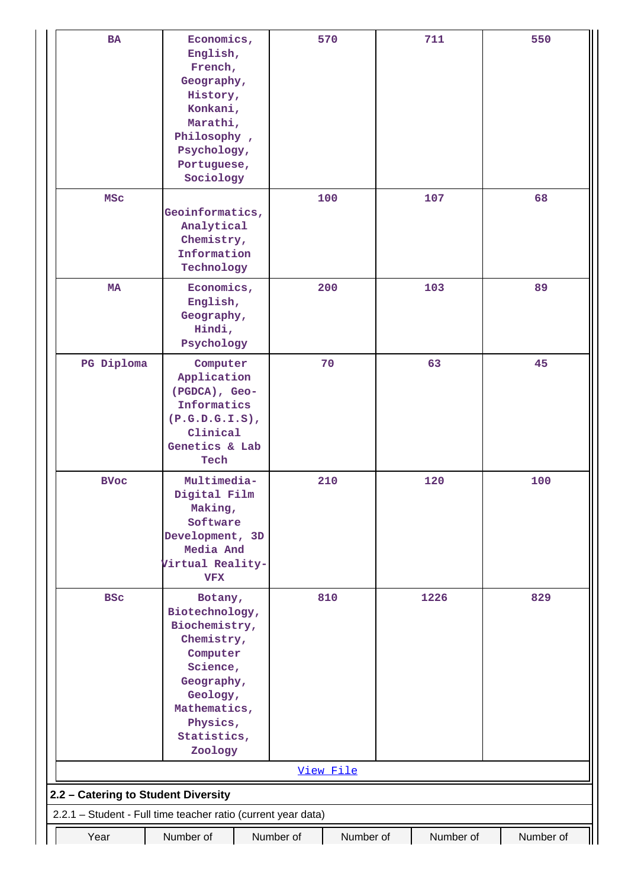| BA | Economics, English, French, Geography, History, Konkani, Marathi, Philosophy , Psychology, Portuguese, Sociology | 570 | 711 | 550 |
|---|---|---|---|---|
| MSc | Geoinformatics, Analytical Chemistry, Information Technology | 100 | 107 | 68 |
| MA | Economics, English, Geography, Hindi, Psychology | 200 | 103 | 89 |
| PG Diploma | Computer Application (PGDCA), Geo-Informatics (P.G.D.G.I.S), Clinical Genetics & Lab Tech | 70 | 63 | 45 |
| BVoc | Multimedia-Digital Film Making, Software Development, 3D Media And Virtual Reality-VFX | 210 | 120 | 100 |
| BSc | Botany, Biotechnology, Biochemistry, Chemistry, Computer Science, Geography, Geology, Mathematics, Physics, Statistics, Zoology | 810 | 1226 | 829 |

View File

**2.2 – Catering to Student Diversity**

2.2.1 – Student - Full time teacher ratio (current year data)

| Year | Number of | Number of | Number of | Number of | Number of |
|---|---|---|---|---|---|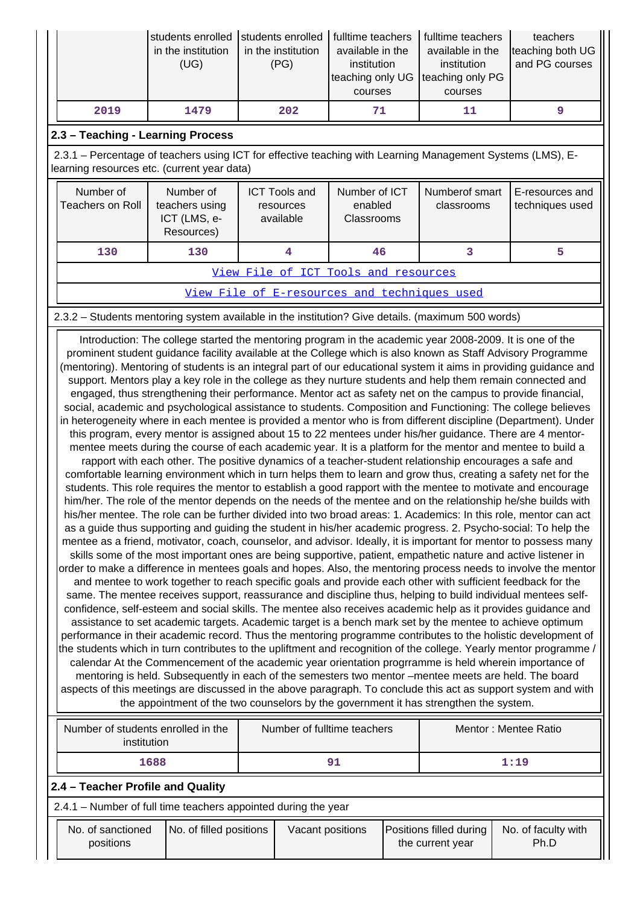| | students enrolled in the institution (UG) | students enrolled in the institution (PG) | fulltime teachers available in the institution teaching only UG courses | fulltime teachers available in the institution teaching only PG courses | teachers teaching both UG and PG courses |
|---|---|---|---|---|---|
| 2019 | 1479 | 202 | 71 | 11 | 9 |

## 2.3 – Teaching - Learning Process

2.3.1 – Percentage of teachers using ICT for effective teaching with Learning Management Systems (LMS), E-learning resources etc. (current year data)

| Number of Teachers on Roll | Number of teachers using ICT (LMS, e-Resources) | ICT Tools and resources available | Number of ICT enabled Classrooms | Numberof smart classrooms | E-resources and techniques used |
|---|---|---|---|---|---|
| 130 | 130 | 4 | 46 | 3 | 5 |
| View File of ICT Tools and resources | | | | | |
| View File of E-resources and techniques used | | | | | |

2.3.2 – Students mentoring system available in the institution? Give details. (maximum 500 words)

Introduction: The college started the mentoring program in the academic year 2008-2009. It is one of the prominent student guidance facility available at the College which is also known as Staff Advisory Programme (mentoring). Mentoring of students is an integral part of our educational system it aims in providing guidance and support. Mentors play a key role in the college as they nurture students and help them remain connected and engaged, thus strengthening their performance. Mentor act as safety net on the campus to provide financial, social, academic and psychological assistance to students. Composition and Functioning: The college believes in heterogeneity where in each mentee is provided a mentor who is from different discipline (Department). Under this program, every mentor is assigned about 15 to 22 mentees under his/her guidance. There are 4 mentor-mentee meets during the course of each academic year. It is a platform for the mentor and mentee to build a rapport with each other. The positive dynamics of a teacher-student relationship encourages a safe and comfortable learning environment which in turn helps them to learn and grow thus, creating a safety net for the students. This role requires the mentor to establish a good rapport with the mentee to motivate and encourage him/her. The role of the mentor depends on the needs of the mentee and on the relationship he/she builds with his/her mentee. The role can be further divided into two broad areas: 1. Academics: In this role, mentor can act as a guide thus supporting and guiding the student in his/her academic progress. 2. Psycho-social: To help the mentee as a friend, motivator, coach, counselor, and advisor. Ideally, it is important for mentor to possess many skills some of the most important ones are being supportive, patient, empathetic nature and active listener in order to make a difference in mentees goals and hopes. Also, the mentoring process needs to involve the mentor and mentee to work together to reach specific goals and provide each other with sufficient feedback for the same. The mentee receives support, reassurance and discipline thus, helping to build individual mentees self-confidence, self-esteem and social skills. The mentee also receives academic help as it provides guidance and assistance to set academic targets. Academic target is a bench mark set by the mentee to achieve optimum performance in their academic record. Thus the mentoring programme contributes to the holistic development of the students which in turn contributes to the upliftment and recognition of the college. Yearly mentor programme / calendar At the Commencement of the academic year orientation progrramme is held wherein importance of mentoring is held. Subsequently in each of the semesters two mentor –mentee meets are held. The board aspects of this meetings are discussed in the above paragraph. To conclude this act as support system and with the appointment of the two counselors by the government it has strengthen the system.

| Number of students enrolled in the institution | Number of fulltime teachers | Mentor : Mentee Ratio |
|---|---|---|
| 1688 | 91 | 1:19 |

## 2.4 – Teacher Profile and Quality

2.4.1 – Number of full time teachers appointed during the year

| No. of sanctioned positions | No. of filled positions | Vacant positions | Positions filled during the current year | No. of faculty with Ph.D |
|---|---|---|---|---|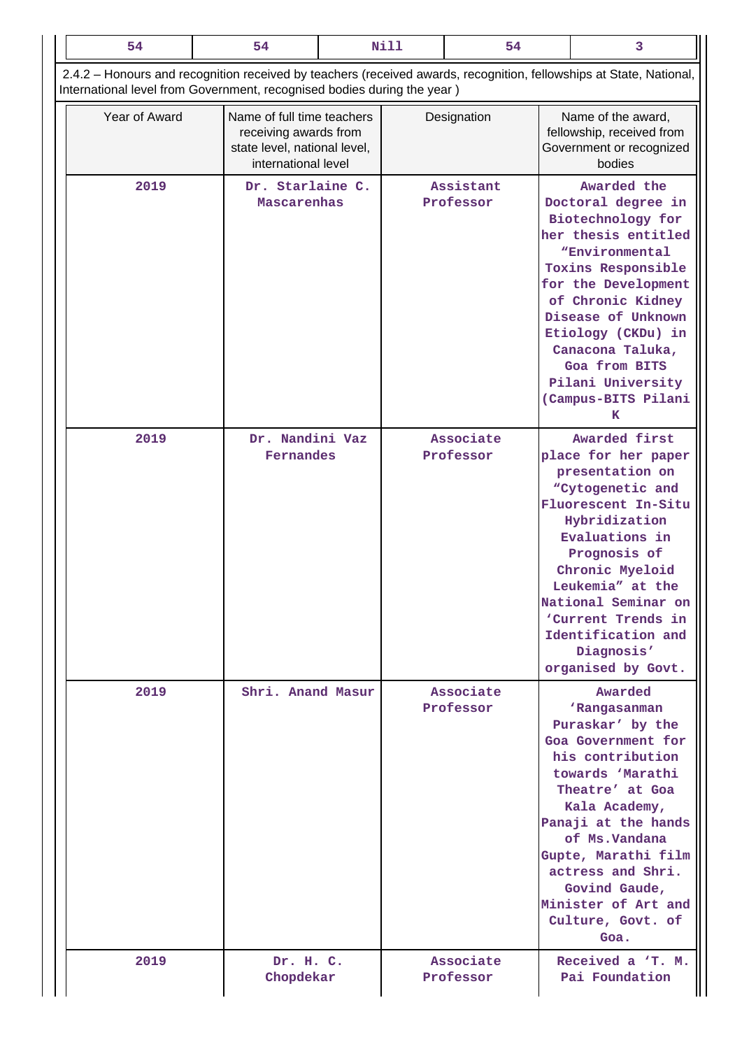| 54 | 54 | Nill | 54 | 3 |
|---|---|---|---|---|

2.4.2 – Honours and recognition received by teachers (received awards, recognition, fellowships at State, National, International level from Government, recognised bodies during the year )

| Year of Award | Name of full time teachers receiving awards from state level, national level, international level | Designation | Name of the award, fellowship, received from Government or recognized bodies |
|---|---|---|---|
| 2019 | Dr. Starlaine C. Mascarenhas | Assistant Professor | Awarded the Doctoral degree in Biotechnology for her thesis entitled “Environmental Toxins Responsible for the Development of Chronic Kidney Disease of Unknown Etiology (CKDu) in Canacona Taluka, Goa from BITS Pilani University (Campus-BITS Pilani K |
| 2019 | Dr. Nandini Vaz Fernandes | Associate Professor | Awarded first place for her paper presentation on “Cytogenetic and Fluorescent In-Situ Hybridization Evaluations in Prognosis of Chronic Myeloid Leukemia” at the National Seminar on ‘Current Trends in Identification and Diagnosis’ organised by Govt. |
| 2019 | Shri. Anand Masur | Associate Professor | Awarded ‘Rangasanman Puraskar’ by the Goa Government for his contribution towards ‘Marathi Theatre’ at Goa Kala Academy, Panaji at the hands of Ms.Vandana Gupte, Marathi film actress and Shri. Govind Gaude, Minister of Art and Culture, Govt. of Goa. |
| 2019 | Dr. H. C. Chopdekar | Associate Professor | Received a ‘T. M. Pai Foundation |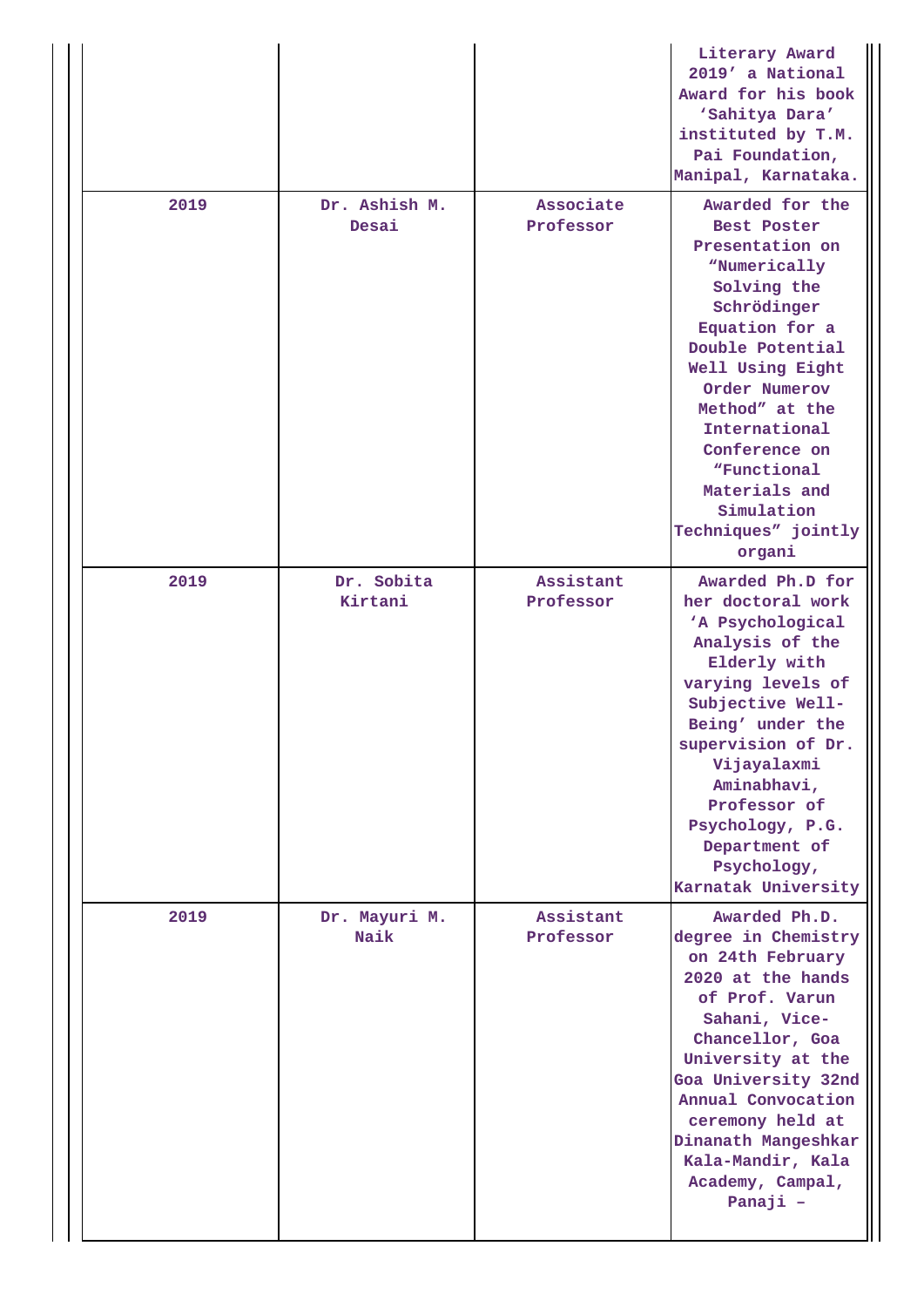| | | | |
|---|---|---|---|
| | | | Literary Award 2019' a National Award for his book 'Sahitya Dara' instituted by T.M. Pai Foundation, Manipal, Karnataka. |
| 2019 | Dr. Ashish M. Desai | Associate Professor | Awarded for the Best Poster Presentation on "Numerically Solving the Schrödinger Equation for a Double Potential Well Using Eight Order Numerov Method" at the International Conference on "Functional Materials and Simulation Techniques" jointly organi |
| 2019 | Dr. Sobita Kirtani | Assistant Professor | Awarded Ph.D for her doctoral work 'A Psychological Analysis of the Elderly with varying levels of Subjective Well-Being' under the supervision of Dr. Vijayalaxmi Aminabhavi, Professor of Psychology, P.G. Department of Psychology, Karnatak University |
| 2019 | Dr. Mayuri M. Naik | Assistant Professor | Awarded Ph.D. degree in Chemistry on 24th February 2020 at the hands of Prof. Varun Sahani, Vice-Chancellor, Goa University at the Goa University 32nd Annual Convocation ceremony held at Dinanath Mangeshkar Kala-Mandir, Kala Academy, Campal, Panaji – |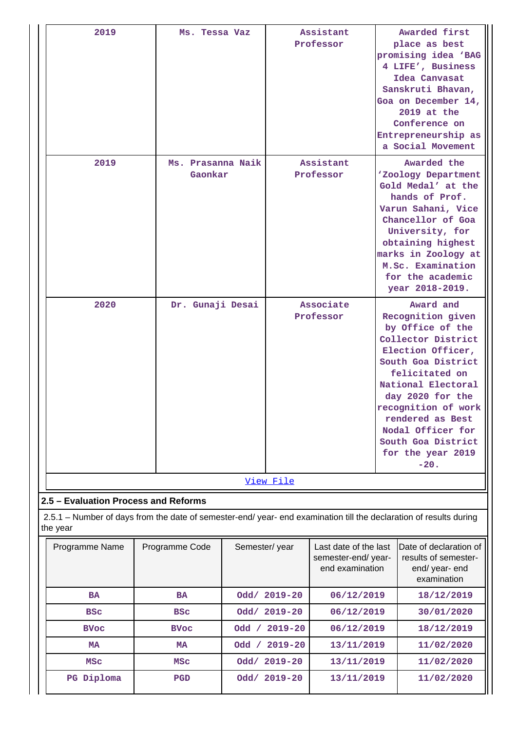| 2019 | Ms. Tessa Vaz | Assistant Professor | Awarded first place as best promising idea 'BAG 4 LIFE', Business Idea Canvasat Sanskruti Bhavan, Goa on December 14, 2019 at the Conference on Entrepreneurship as a Social Movement |
|---|---|---|---|
| 2019 | Ms. Prasanna Naik Gaonkar | Assistant Professor | Awarded the 'Zoology Department Gold Medal' at the hands of Prof. Varun Sahani, Vice Chancellor of Goa University, for obtaining highest marks in Zoology at M.Sc. Examination for the academic year 2018-2019. |
| 2020 | Dr. Gunaji Desai | Associate Professor | Award and Recognition given by Office of the Collector District Election Officer, South Goa District felicitated on National Electoral day 2020 for the recognition of work rendered as Best Nodal Officer for South Goa District for the year 2019 -20. |

[View File]

## 2.5 – Evaluation Process and Reforms

2.5.1 – Number of days from the date of semester-end/ year- end examination till the declaration of results during the year

| Programme Name | Programme Code | Semester/ year | Last date of the last semester-end/ year- end examination | Date of declaration of results of semester- end/ year- end examination |
|---|---|---|---|---|
| BA | BA | Odd/ 2019-20 | 06/12/2019 | 18/12/2019 |
| BSc | BSc | Odd/ 2019-20 | 06/12/2019 | 30/01/2020 |
| BVoc | BVoc | Odd / 2019-20 | 06/12/2019 | 18/12/2019 |
| MA | MA | Odd / 2019-20 | 13/11/2019 | 11/02/2020 |
| MSc | MSc | Odd/ 2019-20 | 13/11/2019 | 11/02/2020 |
| PG Diploma | PGD | Odd/ 2019-20 | 13/11/2019 | 11/02/2020 |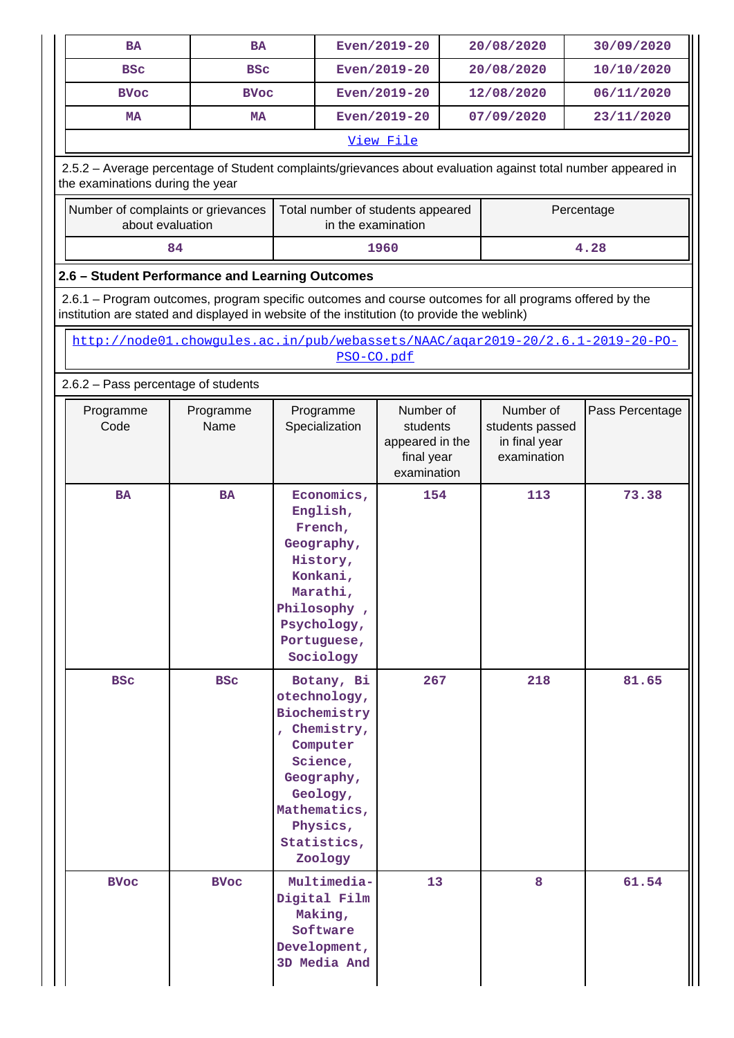| BA | BA | Even/2019-20 | 20/08/2020 | 30/09/2020 |
|---|---|---|---|---|
| BSc | BSc | Even/2019-20 | 20/08/2020 | 10/10/2020 |
| BVoc | BVoc | Even/2019-20 | 12/08/2020 | 06/11/2020 |
| MA | MA | Even/2019-20 | 07/09/2020 | 23/11/2020 |

[View File]

2.5.2 – Average percentage of Student complaints/grievances about evaluation against total number appeared in the examinations during the year

| Number of complaints or grievances about evaluation | Total number of students appeared in the examination | Percentage |
|---|---|---|
| 84 | 1960 | 4.28 |

### 2.6 – Student Performance and Learning Outcomes

2.6.1 – Program outcomes, program specific outcomes and course outcomes for all programs offered by the institution are stated and displayed in website of the institution (to provide the weblink)

http://node01.chowgules.ac.in/pub/webassets/NAAC/aqar2019-20/2.6.1-2019-20-PO-PSO-CO.pdf

2.6.2 – Pass percentage of students

| Programme Code | Programme Name | Programme Specialization | Number of students appeared in the final year examination | Number of students passed in final year examination | Pass Percentage |
|---|---|---|---|---|---|
| BA | BA | Economics, English, French, Geography, History, Konkani, Marathi, Philosophy , Psychology, Portuguese, Sociology | 154 | 113 | 73.38 |
| BSc | BSc | Botany, Biotechnology, Biochemistry , Chemistry, Computer Science, Geography, Geology, Mathematics, Physics, Statistics, Zoology | 267 | 218 | 81.65 |
| BVoc | BVoc | Multimedia-Digital Film Making, Software Development, 3D Media And | 13 | 8 | 61.54 |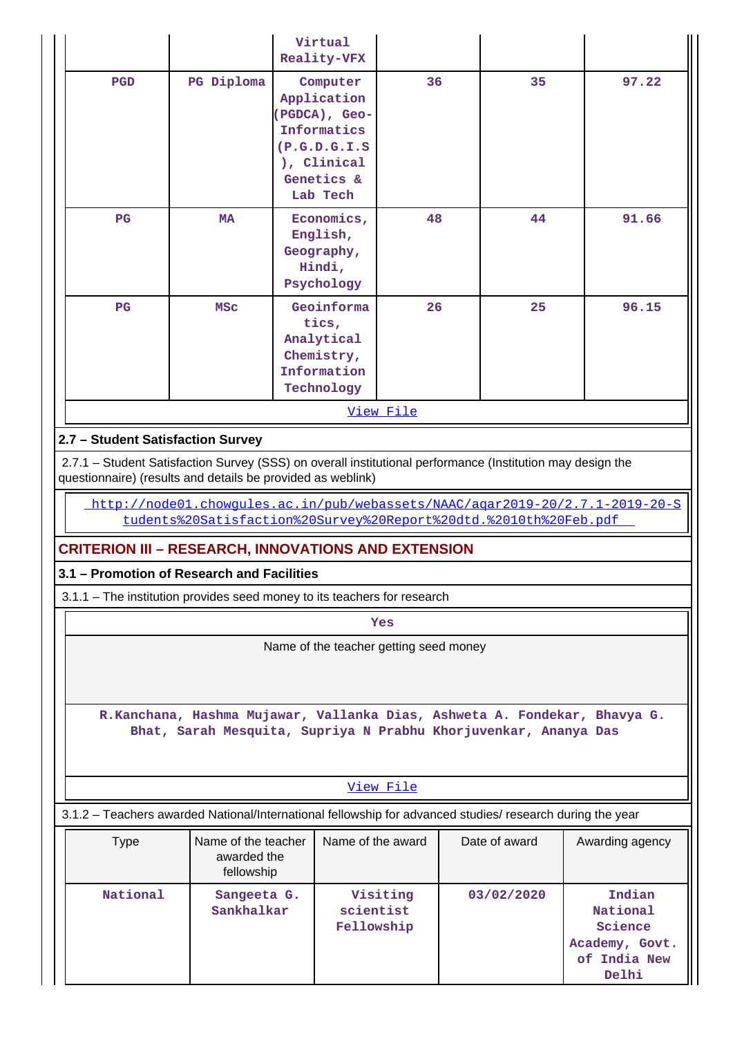| | | Virtual Reality-VFX | | | |
|---|---|---|---|---|---|
| PGD | PG Diploma | Computer Application (PGDCA), Geo-Informatics (P.G.D.G.I.S), Clinical Genetics & Lab Tech | 36 | 35 | 97.22 |
| PG | MA | Economics, English, Geography, Hindi, Psychology | 48 | 44 | 91.66 |
| PG | MSc | Geoinformatics, Analytical Chemistry, Information Technology | 26 | 25 | 96.15 |

View File

### 2.7 – Student Satisfaction Survey

2.7.1 – Student Satisfaction Survey (SSS) on overall institutional performance (Institution may design the questionnaire) (results and details be provided as weblink)

http://node01.chowgules.ac.in/pub/webassets/NAAC/aqar2019-20/2.7.1-2019-20-Students%20Satisfaction%20Survey%20Report%20dtd.%2010th%20Feb.pdf

## CRITERION III – RESEARCH, INNOVATIONS AND EXTENSION

### 3.1 – Promotion of Research and Facilities

3.1.1 – The institution provides seed money to its teachers for research

**Yes**

Name of the teacher getting seed money

R.Kanchana, Hashma Mujawar, Vallanka Dias, Ashweta A. Fondekar, Bhavya G. Bhat, Sarah Mesquita, Supriya N Prabhu Khorjuvenkar, Ananya Das

View File

3.1.2 – Teachers awarded National/International fellowship for advanced studies/ research during the year

| Type | Name of the teacher awarded the fellowship | Name of the award | Date of award | Awarding agency |
|---|---|---|---|---|
| National | Sangeeta G. Sankhalkar | Visiting scientist Fellowship | 03/02/2020 | Indian National Science Academy, Govt. of India New Delhi |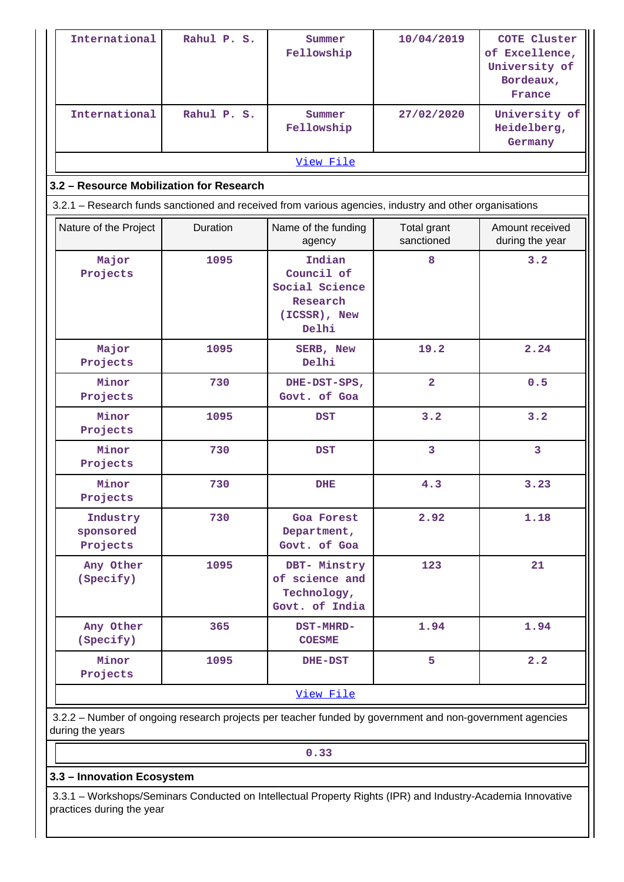| International | Rahul P. S. | Summer Fellowship | 10/04/2019 | COTE Cluster of Excellence, University of Bordeaux, France |
|---|---|---|---|---|
| International | Rahul P. S. | Summer Fellowship | 27/02/2020 | University of Heidelberg, Germany |

View File

### 3.2 – Resource Mobilization for Research

3.2.1 – Research funds sanctioned and received from various agencies, industry and other organisations

| Nature of the Project | Duration | Name of the funding agency | Total grant sanctioned | Amount received during the year |
|---|---|---|---|---|
| Major Projects | 1095 | Indian Council of Social Science Research (ICSSR), New Delhi | 8 | 3.2 |
| Major Projects | 1095 | SERB, New Delhi | 19.2 | 2.24 |
| Minor Projects | 730 | DHE-DST-SPS, Govt. of Goa | 2 | 0.5 |
| Minor Projects | 1095 | DST | 3.2 | 3.2 |
| Minor Projects | 730 | DST | 3 | 3 |
| Minor Projects | 730 | DHE | 4.3 | 3.23 |
| Industry sponsored Projects | 730 | Goa Forest Department, Govt. of Goa | 2.92 | 1.18 |
| Any Other (Specify) | 1095 | DBT- Minstry of science and Technology, Govt. of India | 123 | 21 |
| Any Other (Specify) | 365 | DST-MHRD-COESME | 1.94 | 1.94 |
| Minor Projects | 1095 | DHE-DST | 5 | 2.2 |

View File

3.2.2 – Number of ongoing research projects per teacher funded by government and non-government agencies during the years

| 0.33 |
|---|

### 3.3 – Innovation Ecosystem

3.3.1 – Workshops/Seminars Conducted on Intellectual Property Rights (IPR) and Industry-Academia Innovative practices during the year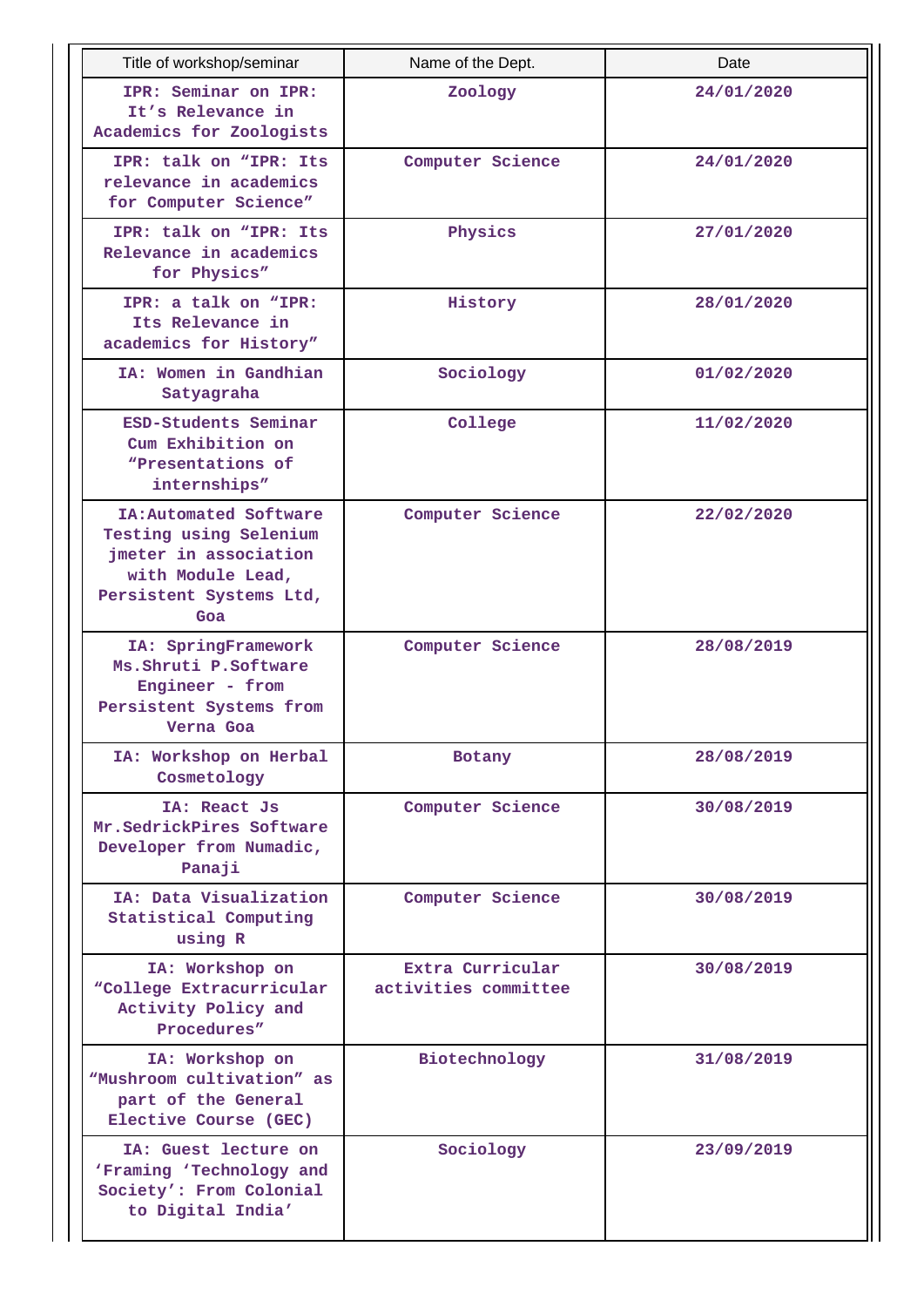| Title of workshop/seminar | Name of the Dept. | Date |
|---|---|---|
| IPR: Seminar on IPR: It's Relevance in Academics for Zoologists | Zoology | 24/01/2020 |
| IPR: talk on "IPR: Its relevance in academics for Computer Science" | Computer Science | 24/01/2020 |
| IPR: talk on "IPR: Its Relevance in academics for Physics" | Physics | 27/01/2020 |
| IPR: a talk on "IPR: Its Relevance in academics for History" | History | 28/01/2020 |
| IA: Women in Gandhian Satyagraha | Sociology | 01/02/2020 |
| ESD-Students Seminar Cum Exhibition on "Presentations of internships" | College | 11/02/2020 |
| IA:Automated Software Testing using Selenium jmeter in association with Module Lead, Persistent Systems Ltd, Goa | Computer Science | 22/02/2020 |
| IA: SpringFramework Ms.Shruti P.Software Engineer - from Persistent Systems from Verna Goa | Computer Science | 28/08/2019 |
| IA: Workshop on Herbal Cosmetology | Botany | 28/08/2019 |
| IA: React Js Mr.SedrickPires Software Developer from Numadic, Panaji | Computer Science | 30/08/2019 |
| IA: Data Visualization Statistical Computing using R | Computer Science | 30/08/2019 |
| IA: Workshop on "College Extracurricular Activity Policy and Procedures" | Extra Curricular activities committee | 30/08/2019 |
| IA: Workshop on "Mushroom cultivation" as part of the General Elective Course (GEC) | Biotechnology | 31/08/2019 |
| IA: Guest lecture on 'Framing 'Technology and Society': From Colonial to Digital India' | Sociology | 23/09/2019 |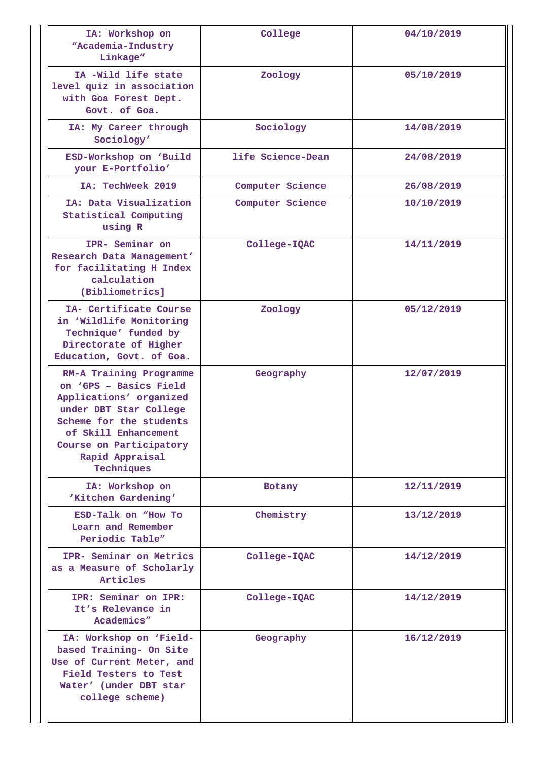| IA: Workshop on “Academia-Industry Linkage” | College | 04/10/2019 |
|---|---|---|
| IA -Wild life state level quiz in association with Goa Forest Dept. Govt. of Goa. | Zoology | 05/10/2019 |
| IA: My Career through Sociology’ | Sociology | 14/08/2019 |
| ESD-Workshop on ‘Build your E-Portfolio’ | life Science-Dean | 24/08/2019 |
| IA: TechWeek 2019 | Computer Science | 26/08/2019 |
| IA: Data Visualization Statistical Computing using R | Computer Science | 10/10/2019 |
| IPR- Seminar on Research Data Management’ for facilitating H Index calculation (Bibliometrics] | College-IQAC | 14/11/2019 |
| IA- Certificate Course in ‘Wildlife Monitoring Technique’ funded by Directorate of Higher Education, Govt. of Goa. | Zoology | 05/12/2019 |
| RM-A Training Programme on ‘GPS – Basics Field Applications’ organized under DBT Star College Scheme for the students of Skill Enhancement Course on Participatory Rapid Appraisal Techniques | Geography | 12/07/2019 |
| IA: Workshop on ‘Kitchen Gardening’ | Botany | 12/11/2019 |
| ESD-Talk on “How To Learn and Remember Periodic Table” | Chemistry | 13/12/2019 |
| IPR- Seminar on Metrics as a Measure of Scholarly Articles | College-IQAC | 14/12/2019 |
| IPR: Seminar on IPR: It’s Relevance in Academics” | College-IQAC | 14/12/2019 |
| IA: Workshop on ‘Field-based Training- On Site Use of Current Meter, and Field Testers to Test Water’ (under DBT star college scheme) | Geography | 16/12/2019 |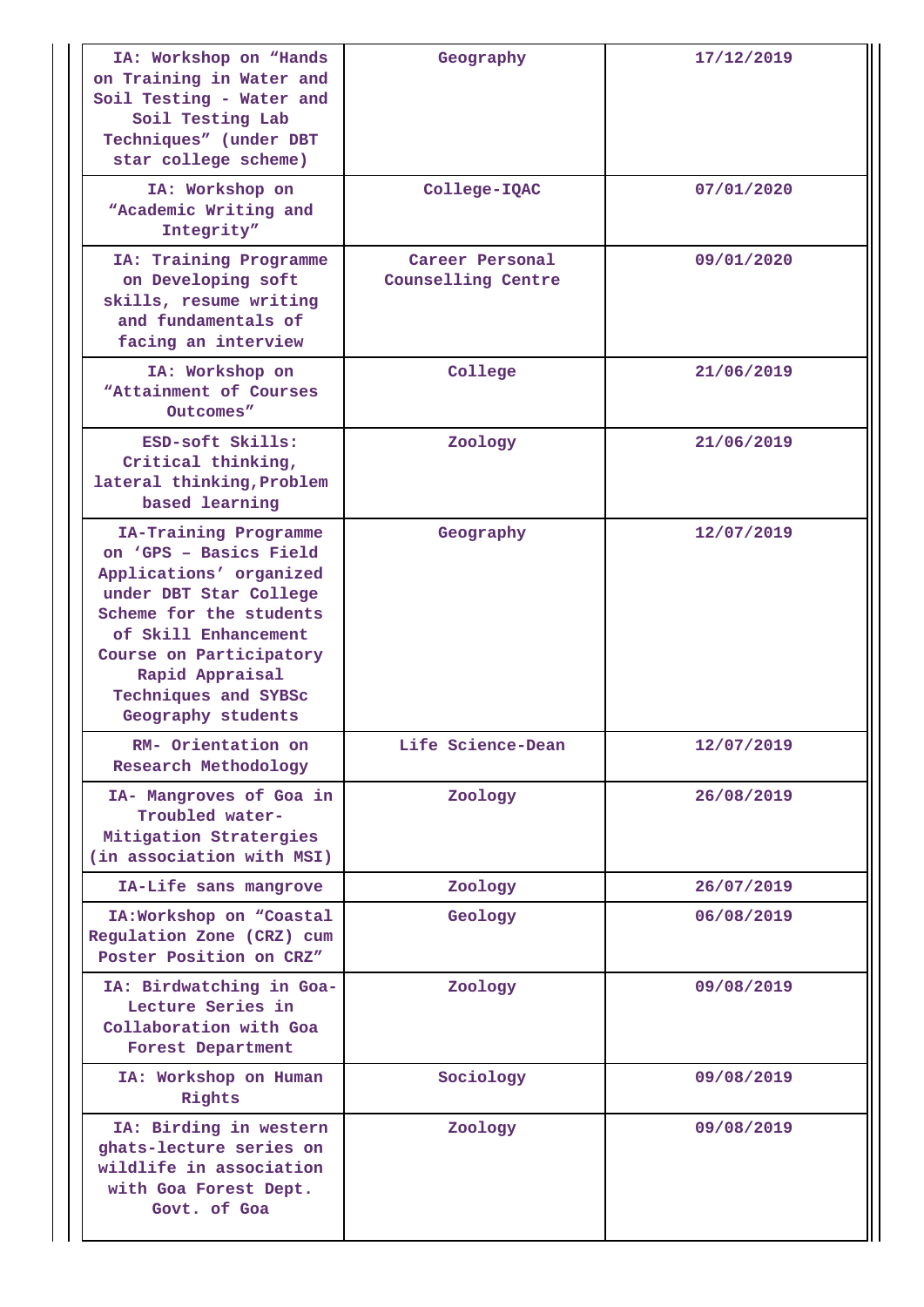| | | |
|---|---|---|
| IA: Workshop on "Hands on Training in Water and Soil Testing - Water and Soil Testing Lab Techniques" (under DBT star college scheme) | Geography | 17/12/2019 |
| IA: Workshop on "Academic Writing and Integrity" | College-IQAC | 07/01/2020 |
| IA: Training Programme on Developing soft skills, resume writing and fundamentals of facing an interview | Career Personal Counselling Centre | 09/01/2020 |
| IA: Workshop on "Attainment of Courses Outcomes" | College | 21/06/2019 |
| ESD-soft Skills: Critical thinking, lateral thinking,Problem based learning | Zoology | 21/06/2019 |
| IA-Training Programme on 'GPS – Basics Field Applications' organized under DBT Star College Scheme for the students of Skill Enhancement Course on Participatory Rapid Appraisal Techniques and SYBSc Geography students | Geography | 12/07/2019 |
| RM- Orientation on Research Methodology | Life Science-Dean | 12/07/2019 |
| IA- Mangroves of Goa in Troubled water-Mitigation Stratergies (in association with MSI) | Zoology | 26/08/2019 |
| IA-Life sans mangrove | Zoology | 26/07/2019 |
| IA:Workshop on "Coastal Regulation Zone (CRZ) cum Poster Position on CRZ" | Geology | 06/08/2019 |
| IA: Birdwatching in Goa-Lecture Series in Collaboration with Goa Forest Department | Zoology | 09/08/2019 |
| IA: Workshop on Human Rights | Sociology | 09/08/2019 |
| IA: Birding in western ghats-lecture series on wildlife in association with Goa Forest Dept. Govt. of Goa | Zoology | 09/08/2019 |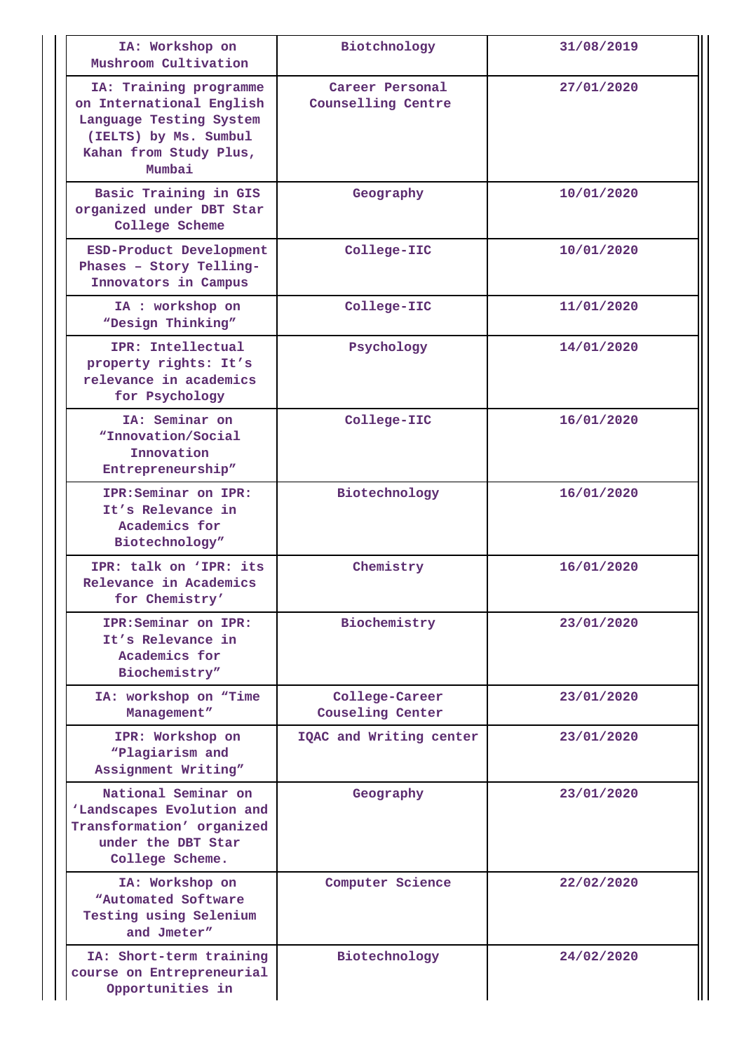| | | |
|---|---|---|
| IA: Workshop on Mushroom Cultivation | Biotchnology | 31/08/2019 |
| IA: Training programme on International English Language Testing System (IELTS) by Ms. Sumbul Kahan from Study Plus, Mumbai | Career Personal Counselling Centre | 27/01/2020 |
| Basic Training in GIS organized under DBT Star College Scheme | Geography | 10/01/2020 |
| ESD-Product Development Phases – Story Telling-Innovators in Campus | College-IIC | 10/01/2020 |
| IA : workshop on “Design Thinking” | College-IIC | 11/01/2020 |
| IPR: Intellectual property rights: It’s relevance in academics for Psychology | Psychology | 14/01/2020 |
| IA: Seminar on “Innovation/Social Innovation Entrepreneurship” | College-IIC | 16/01/2020 |
| IPR:Seminar on IPR: It’s Relevance in Academics for Biotechnology” | Biotechnology | 16/01/2020 |
| IPR: talk on ‘IPR: its Relevance in Academics for Chemistry’ | Chemistry | 16/01/2020 |
| IPR:Seminar on IPR: It’s Relevance in Academics for Biochemistry” | Biochemistry | 23/01/2020 |
| IA: workshop on “Time Management” | College-Career Couseling Center | 23/01/2020 |
| IPR: Workshop on “Plagiarism and Assignment Writing” | IQAC and Writing center | 23/01/2020 |
| National Seminar on ‘Landscapes Evolution and Transformation’ organized under the DBT Star College Scheme. | Geography | 23/01/2020 |
| IA: Workshop on “Automated Software Testing using Selenium and Jmeter” | Computer Science | 22/02/2020 |
| IA: Short-term training course on Entrepreneurial Opportunities in | Biotechnology | 24/02/2020 |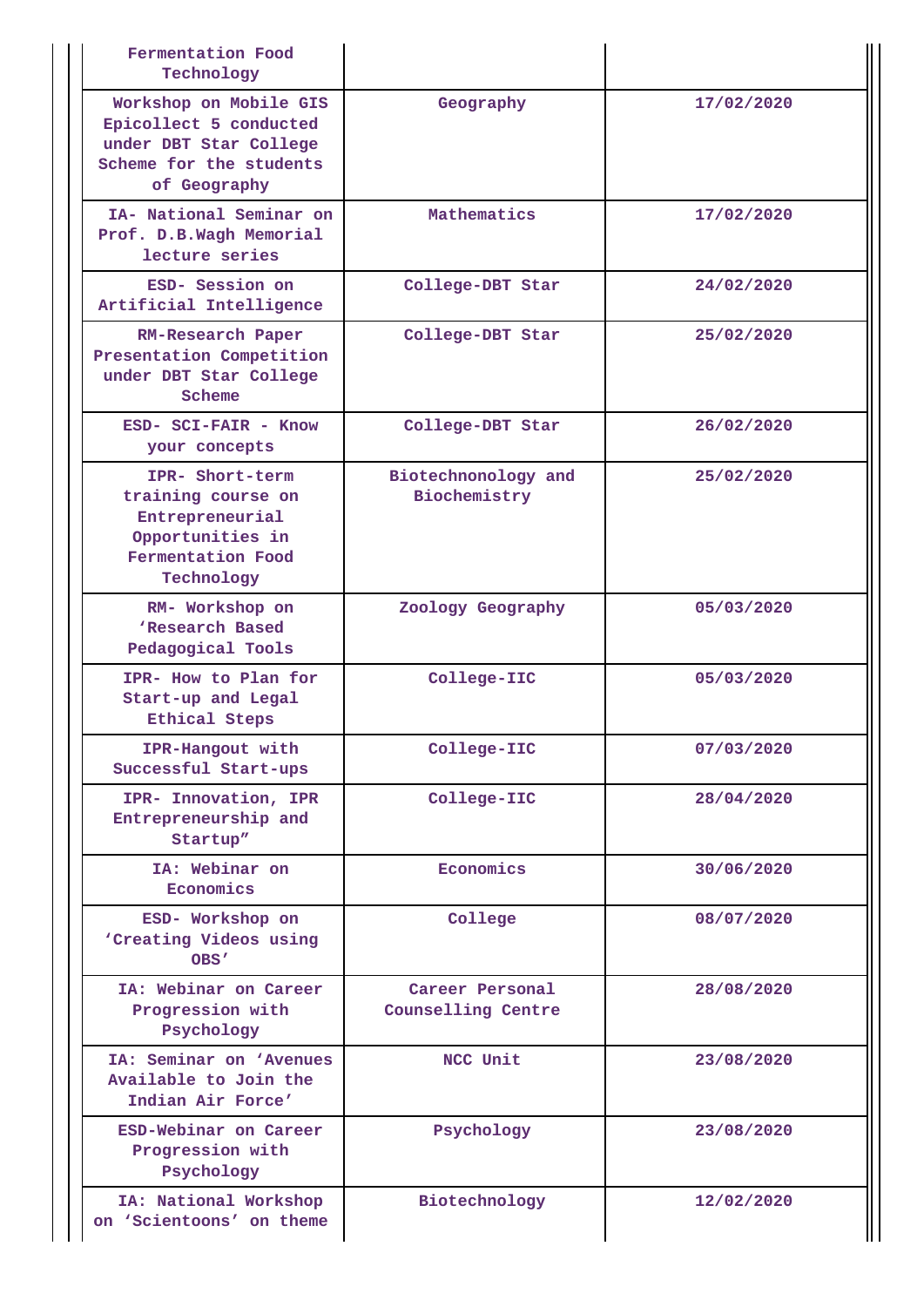| | | |
|---|---|---|
| Fermentation Food Technology | | |
| Workshop on Mobile GIS Epicollect 5 conducted under DBT Star College Scheme for the students of Geography | Geography | 17/02/2020 |
| IA- National Seminar on Prof. D.B.Wagh Memorial lecture series | Mathematics | 17/02/2020 |
| ESD- Session on Artificial Intelligence | College-DBT Star | 24/02/2020 |
| RM-Research Paper Presentation Competition under DBT Star College Scheme | College-DBT Star | 25/02/2020 |
| ESD- SCI-FAIR - Know your concepts | College-DBT Star | 26/02/2020 |
| IPR- Short-term training course on Entrepreneurial Opportunities in Fermentation Food Technology | Biotechnology and Biochemistry | 25/02/2020 |
| RM- Workshop on 'Research Based Pedagogical Tools | Zoology Geography | 05/03/2020 |
| IPR- How to Plan for Start-up and Legal Ethical Steps | College-IIC | 05/03/2020 |
| IPR-Hangout with Successful Start-ups | College-IIC | 07/03/2020 |
| IPR- Innovation, IPR Entrepreneurship and Startup" | College-IIC | 28/04/2020 |
| IA: Webinar on Economics | Economics | 30/06/2020 |
| ESD- Workshop on 'Creating Videos using OBS' | College | 08/07/2020 |
| IA: Webinar on Career Progression with Psychology | Career Personal Counselling Centre | 28/08/2020 |
| IA: Seminar on 'Avenues Available to Join the Indian Air Force' | NCC Unit | 23/08/2020 |
| ESD-Webinar on Career Progression with Psychology | Psychology | 23/08/2020 |
| IA: National Workshop on 'Scientoons' on theme | Biotechnology | 12/02/2020 |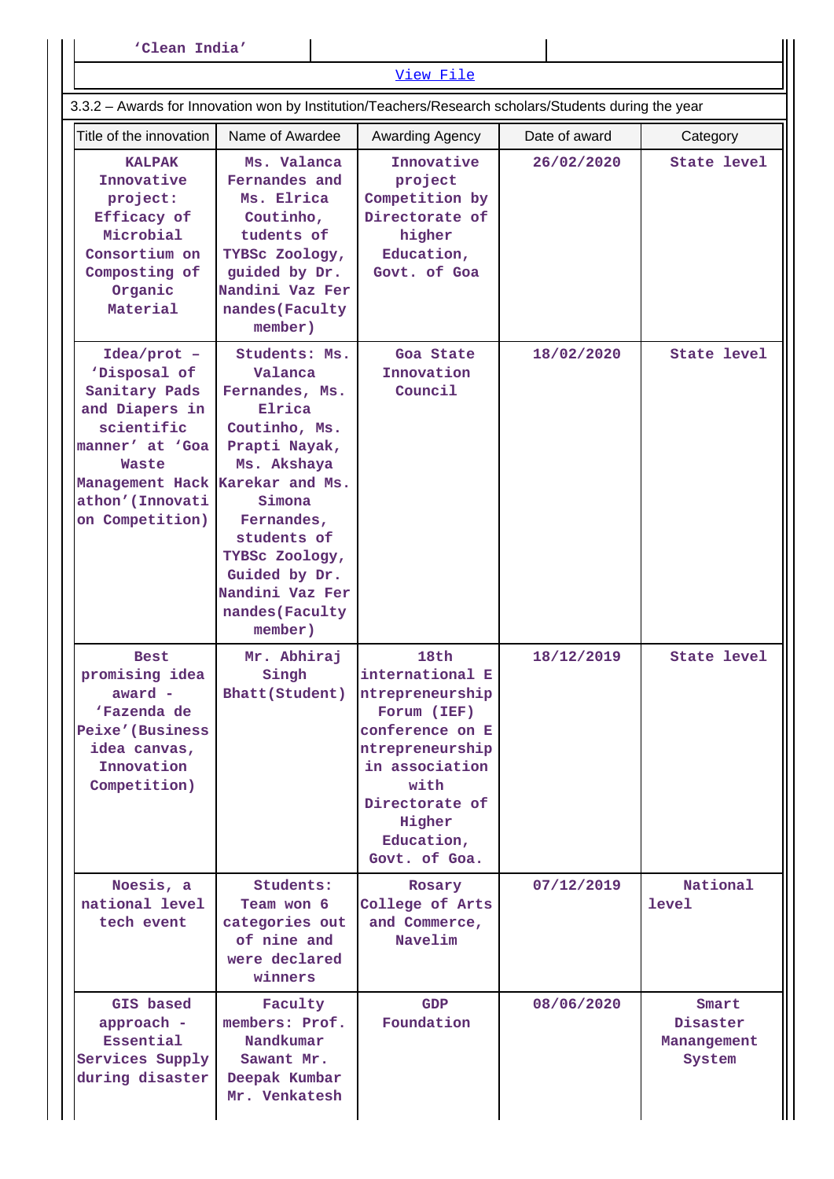| 'Clean India' | | |
|---|---|---|

View File

3.3.2 – Awards for Innovation won by Institution/Teachers/Research scholars/Students during the year

| Title of the innovation | Name of Awardee | Awarding Agency | Date of award | Category |
|---|---|---|---|---|
| KALPAK Innovative project: Efficacy of Microbial Consortium on Composting of Organic Material | Ms. Valanca Fernandes and Ms. Elrica Coutinho, tudents of TYBSc Zoology, guided by Dr. Nandini Vaz Fernandes(Faculty member) | Innovative project Competition by Directorate of higher Education, Govt. of Goa | 26/02/2020 | State level |
| Idea/prot – 'Disposal of Sanitary Pads and Diapers in scientific manner' at 'Goa Waste Management Hackathon'(Innovation Competition) | Students: Ms. Valanca Fernandes, Ms. Elrica Coutinho, Ms. Prapti Nayak, Ms. Akshaya Karekar and Ms. Simona Fernandes, students of TYBSc Zoology, Guided by Dr. Nandini Vaz Fernandes(Faculty member) | Goa State Innovation Council | 18/02/2020 | State level |
| Best promising idea award - 'Fazenda de Peixe'(Business idea canvas, Innovation Competition) | Mr. Abhiraj Singh Bhatt(Student) | 18th international Entrepreneurship Forum (IEF) conference on Entrepreneurship in association with Directorate of Higher Education, Govt. of Goa. | 18/12/2019 | State level |
| Noesis, a national level tech event | Students: Team won 6 categories out of nine and were declared winners | Rosary College of Arts and Commerce, Navelim | 07/12/2019 | National level |
| GIS based approach - Essential Services Supply during disaster | Faculty members: Prof. Nandkumar Sawant Mr. Deepak Kumbar Mr. Venkatesh | GDP Foundation | 08/06/2020 | Smart Disaster Manangement System |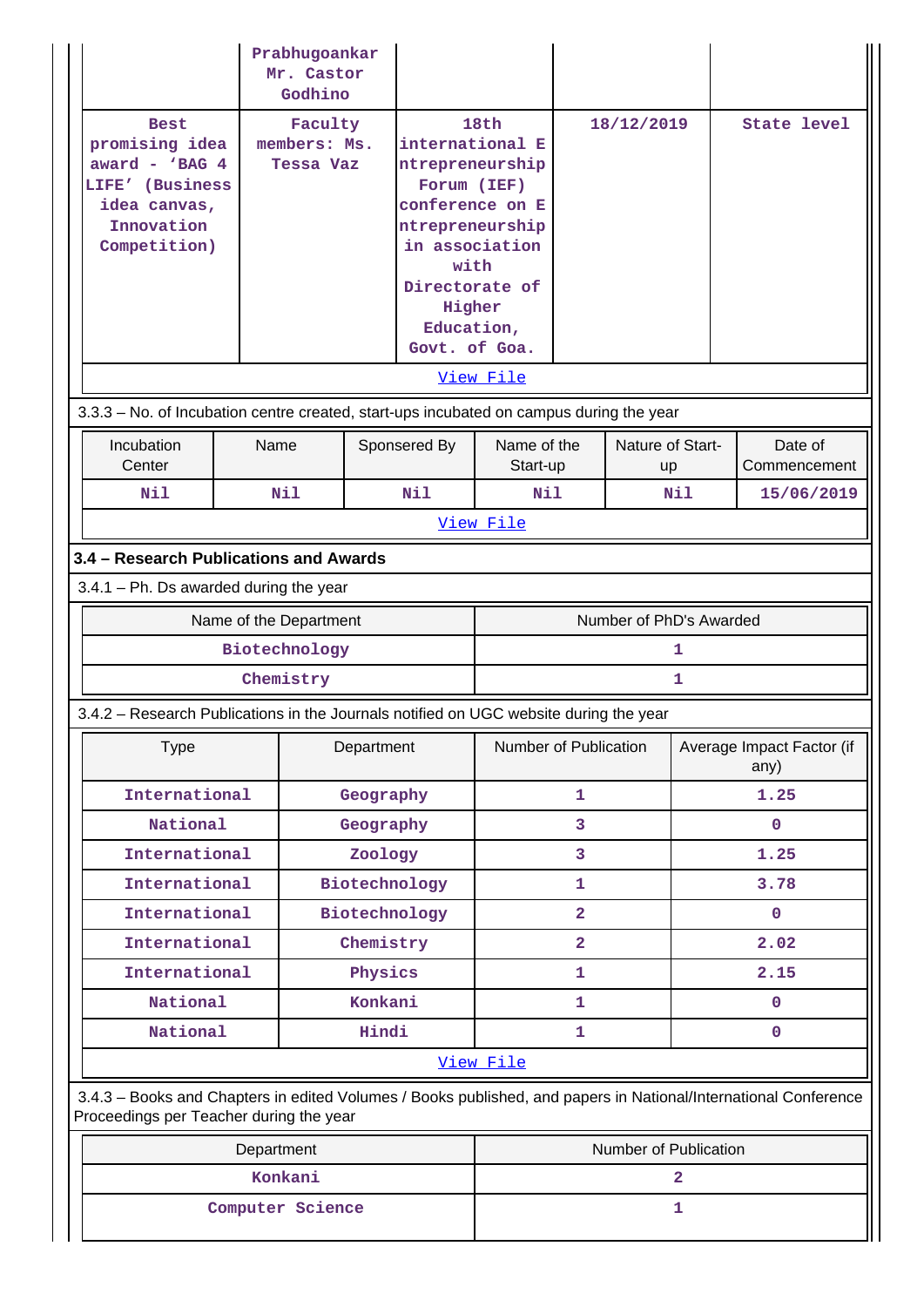| | Prabhugoankar Mr. Castor Godhino | | | |
|---|---|---|---|---|
| Best promising idea award - 'BAG 4 LIFE' (Business idea canvas, Innovation Competition) | Faculty members: Ms. Tessa Vaz | 18th international Entrepreneurship Forum (IEF) conference on Entrepreneurship in association with Directorate of Higher Education, Govt. of Goa. | 18/12/2019 | State level |

View File

3.3.3 – No. of Incubation centre created, start-ups incubated on campus during the year

| Incubation Center | Name | Sponsered By | Name of the Start-up | Nature of Start-up | Date of Commencement |
|---|---|---|---|---|---|
| Nil | Nil | Nil | Nil | Nil | 15/06/2019 |

View File

**3.4 – Research Publications and Awards**

3.4.1 – Ph. Ds awarded during the year

| Name of the Department | Number of PhD's Awarded |
|---|---|
| Biotechnology | 1 |
| Chemistry | 1 |

3.4.2 – Research Publications in the Journals notified on UGC website during the year

| Type | Department | Number of Publication | Average Impact Factor (if any) |
|---|---|---|---|
| International | Geography | 1 | 1.25 |
| National | Geography | 3 | 0 |
| International | Zoology | 3 | 1.25 |
| International | Biotechnology | 1 | 3.78 |
| International | Biotechnology | 2 | 0 |
| International | Chemistry | 2 | 2.02 |
| International | Physics | 1 | 2.15 |
| National | Konkani | 1 | 0 |
| National | Hindi | 1 | 0 |

View File

3.4.3 – Books and Chapters in edited Volumes / Books published, and papers in National/International Conference Proceedings per Teacher during the year

| Department | Number of Publication |
|---|---|
| Konkani | 2 |
| Computer Science | 1 |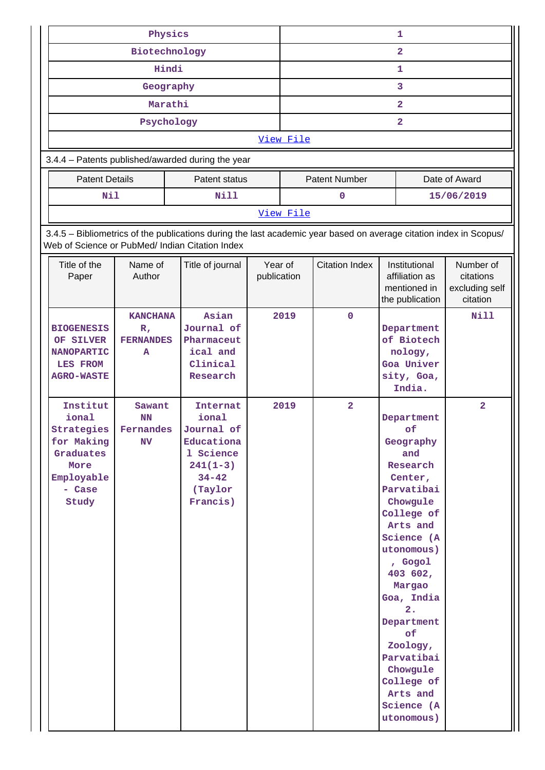| | |
|---|---|
| Physics | 1 |
| Biotechnology | 2 |
| Hindi | 1 |
| Geography | 3 |
| Marathi | 2 |
| Psychology | 2 |
| View File | |

3.4.4 – Patents published/awarded during the year

| Patent Details | Patent status | Patent Number | Date of Award |
|---|---|---|---|
| Nil | Nill | 0 | 15/06/2019 |
| View File | | | |

3.4.5 – Bibliometrics of the publications during the last academic year based on average citation index in Scopus/ Web of Science or PubMed/ Indian Citation Index

| Title of the Paper | Name of Author | Title of journal | Year of publication | Citation Index | Institutional affiliation as mentioned in the publication | Number of citations excluding self citation |
|---|---|---|---|---|---|---|
| BIOGENESIS OF SILVER NANOPARTICLES FROM AGRO-WASTE | KANCHANA R, FERNANDES A | Asian Journal of Pharmaceutical and Clinical Research | 2019 | 0 | Department of Biotechnology, Goa University, Goa, India. | Nill |
| Institutional Strategies for Making Graduates More Employable - Case Study | Sawant NN Fernandes NV | International Journal of Educational Science 241(1-3) 34-42 (Taylor Francis) | 2019 | 2 | Department of Geography and Research Center, Parvatibai Chowgule College of Arts and Science (Autonomous), Gogol 403 602, Margao Goa, India 2. Department of Zoology, Parvatibai Chowgule College of Arts and Science (Autonomous) | 2 |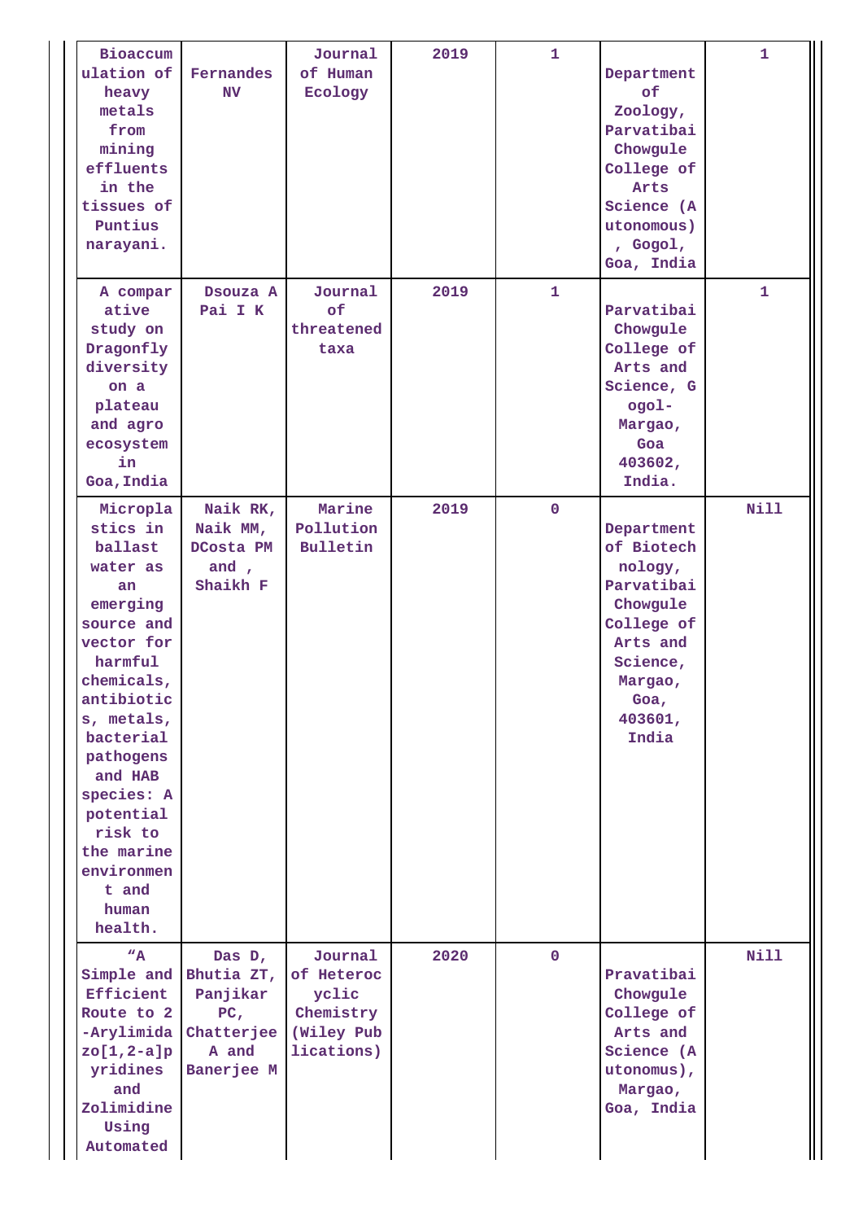| | | | | | | |
|---|---|---|---|---|---|---|
| Bioaccumulation of heavy metals from mining effluents in the tissues of Puntius narayani. | Fernandes NV | Journal of Human Ecology | 2019 | 1 | Department of Zoology, Parvatibai Chowgule College of Arts Science (Autonomous), Gogol, Goa, India | 1 |
| A comparative study on Dragonfly diversity on a plateau and agro ecosystem in Goa,India | Dsouza A Pai I K | Journal of threatened taxa | 2019 | 1 | Parvatibai Chowgule College of Arts and Science, Gogol-Margao, Goa 403602, India. | 1 |
| Microplastics in ballast water as an emerging source and vector for harmful chemicals, antibiotics, metals, bacterial pathogens and HAB species: A potential risk to the marine environment and human health. | Naik RK, Naik MM, DCosta PM and , Shaikh F | Marine Pollution Bulletin | 2019 | 0 | Department of Biotechnology, Parvatibai Chowgule College of Arts and Science, Margao, Goa, 403601, India | Nill |
| "A Simple and Efficient Route to 2-Arylimidazo[1,2-a]pyridines and Zolimidine Using Automated | Das D, Bhutia ZT, Panjikar PC, Chatterjee A and Banerjee M | Journal of Heterocyclic Chemistry (Wiley Publications) | 2020 | 0 | Pravatibai Chowgule College of Arts and Science (Autonomus), Margao, Goa, India | Nill |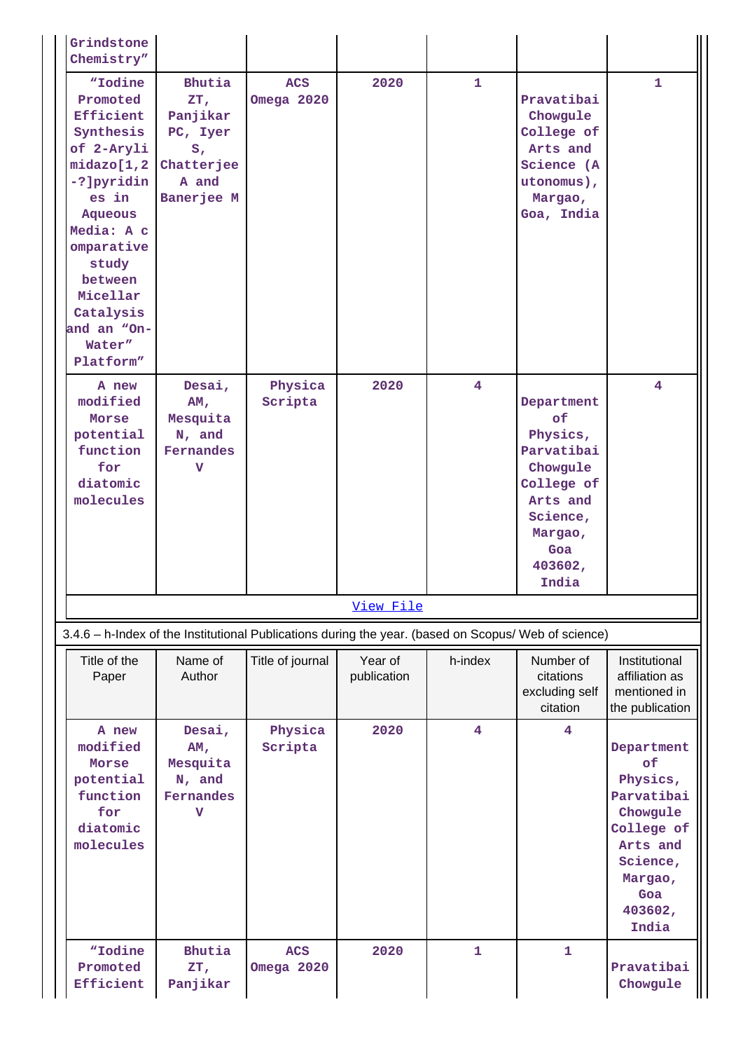| | | | | | | |
|---|---|---|---|---|---|---|
| Grindstone Chemistry” | | | | | | |
| “Iodine Promoted Efficient Synthesis of 2-Arylimidazo[1,2-?]pyridines in Aqueous Media: A comparative study between Micellar Catalysis and an “On-Water” Platform” | Bhutia ZT, Panjikar PC, Iyer S, Chatterjee A and Banerjee M | ACS Omega 2020 | 2020 | 1 | Pravatibai Chowgule College of Arts and Science (Autonomus), Margao, Goa, India | 1 |
| A new modified Morse potential function for diatomic molecules | Desai, AM, Mesquita N, and Fernandes V | Physica Scripta | 2020 | 4 | Department of Physics, Parvatibai Chowgule College of Arts and Science, Margao, Goa 403602, India | 4 |

[View File]

3.4.6 – h-Index of the Institutional Publications during the year. (based on Scopus/ Web of science)

| Title of the Paper | Name of Author | Title of journal | Year of publication | h-index | Number of citations excluding self citation | Institutional affiliation as mentioned in the publication |
|---|---|---|---|---|---|---|
| A new modified Morse potential function for diatomic molecules | Desai, AM, Mesquita N, and Fernandes V | Physica Scripta | 2020 | 4 | 4 | Department of Physics, Parvatibai Chowgule College of Arts and Science, Margao, Goa 403602, India |
| “Iodine Promoted Efficient | Bhutia ZT, Panjikar | ACS Omega 2020 | 2020 | 1 | 1 | Pravatibai Chowgule |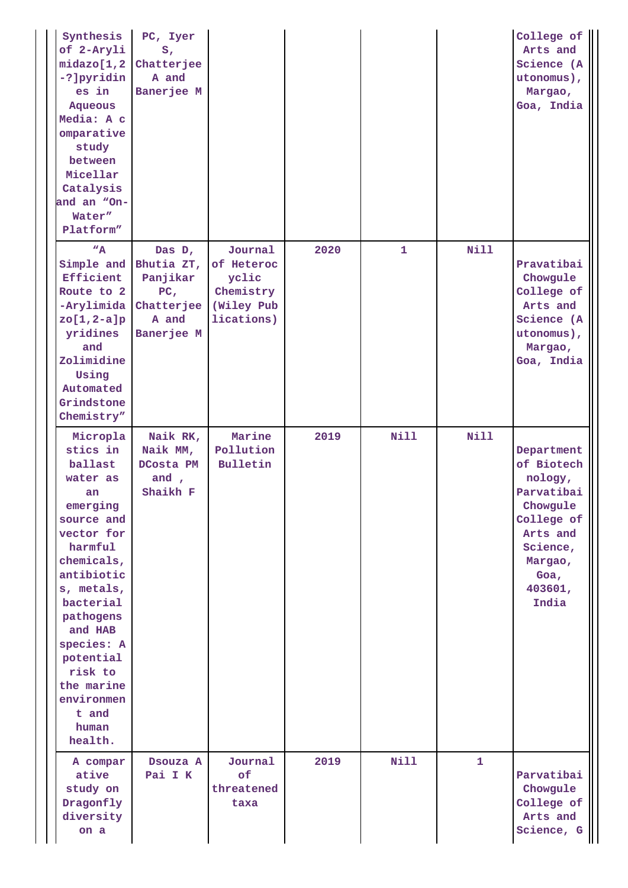| | | | | | | |
|---|---|---|---|---|---|---|
| Synthesis of 2-Arylimidazo[1,2-?]pyridines in Aqueous Media: A comparative study between Micellar Catalysis and an "On-Water" Platform" | PC, Iyer S, Chatterjee A and Banerjee M | | | | | College of Arts and Science (Autonomus), Margao, Goa, India |
| "A Simple and Efficient Route to 2-Arylimidazo[1,2-a]pyridines and Zolimidine Using Automated Grindstone Chemistry" | Das D, Bhutia ZT, Panjikar PC, Chatterjee A and Banerjee M | Journal of Heterocyclic Chemistry (Wiley Publications) | 2020 | 1 | Nill | Pravatibai Chowgule College of Arts and Science (Autonomus), Margao, Goa, India |
| Microplastics in ballast water as an emerging source and vector for harmful chemicals, antibiotics, metals, bacterial pathogens and HAB species: A potential risk to the marine environment and human health. | Naik RK, Naik MM, DCosta PM and , Shaikh F | Marine Pollution Bulletin | 2019 | Nill | Nill | Department of Biotechnology, Parvatibai Chowgule College of Arts and Science, Margao, Goa, 403601, India |
| A comparative study on Dragonfly diversity on a | Dsouza A Pai I K | Journal of threatened taxa | 2019 | Nill | 1 | Parvatibai Chowgule College of Arts and Science, G |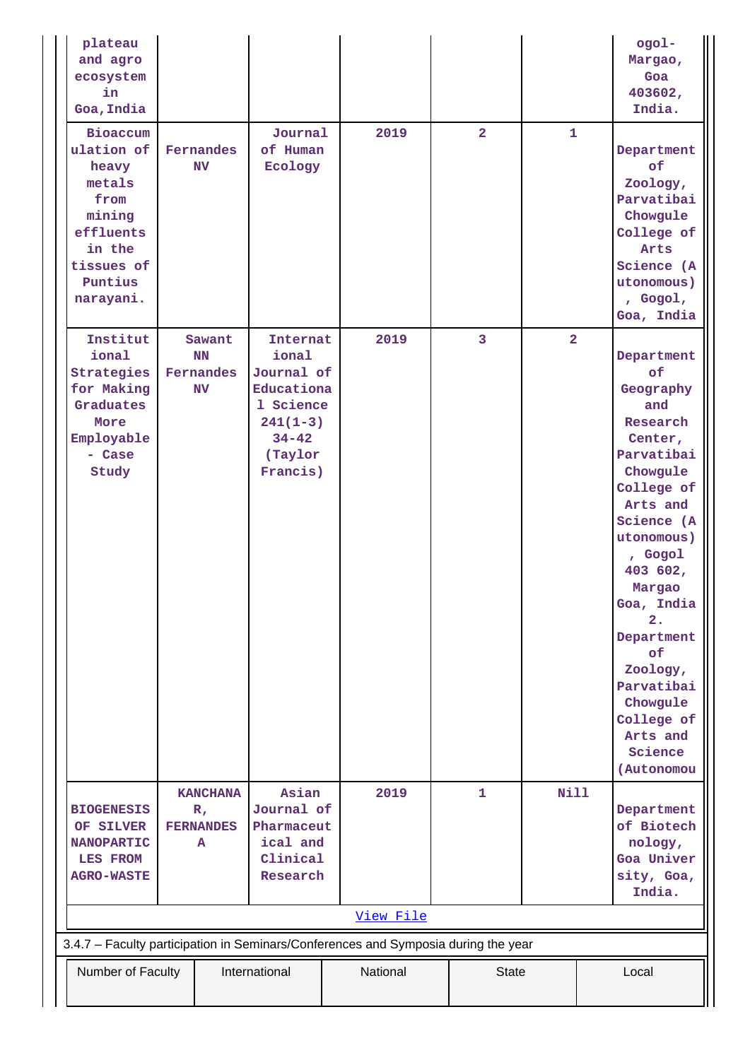| | | | | | | |
|---|---|---|---|---|---|---|
| plateau and agro ecosystem in Goa,India | | | | | | ogol-Margao, Goa 403602, India. |
| Bioaccumulation of heavy metals from mining effluents in the tissues of Puntius narayani. | Fernandes NV | Journal of Human Ecology | 2019 | 2 | 1 | Department of Zoology, Parvatibai Chowgule College of Arts Science (Autonomous), Gogol, Goa, India |
| Institutional Strategies for Making Graduates More Employable - Case Study | Sawant NN Fernandes NV | International Journal of Educational Science 241(1-3) 34-42 (Taylor Francis) | 2019 | 3 | 2 | Department of Geography and Research Center, Parvatibai Chowgule College of Arts and Science (Autonomous), Gogol 403 602, Margao Goa, India 2. Department of Zoology, Parvatibai Chowgule College of Arts and Science (Autonomou |
| BIOGENESIS OF SILVER NANOPARTICLES FROM AGRO-WASTE | KANCHANA R, FERNANDES A | Asian Journal of Pharmaceutical and Clinical Research | 2019 | 1 | Nill | Department of Biotechnology, Goa University, Goa, India. |
| | | | View File | | | |

3.4.7 – Faculty participation in Seminars/Conferences and Symposia during the year

| Number of Faculty | International | National | State | Local |
|---|---|---|---|---|
| | | | | |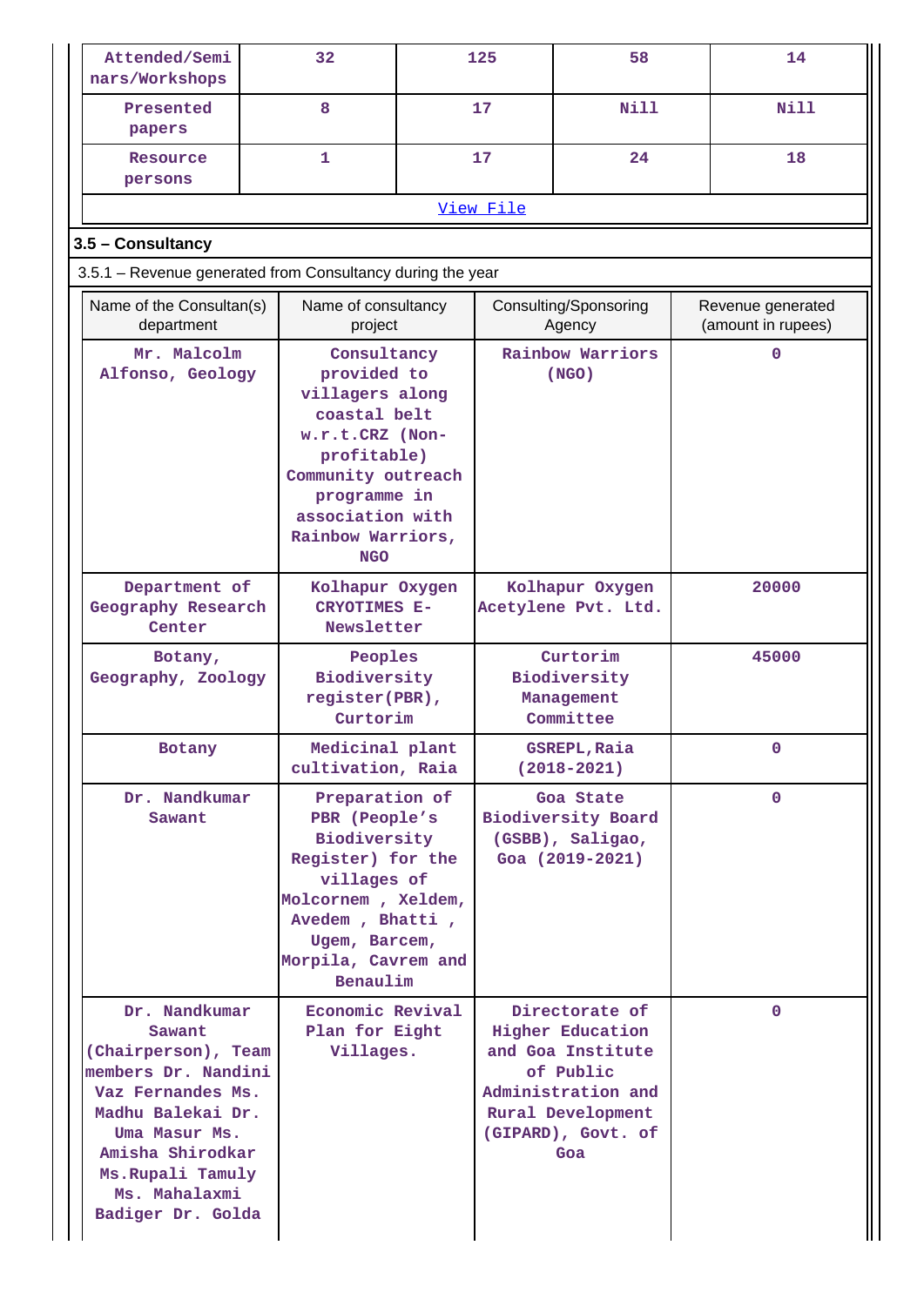| Attended/Seminars/Workshops | 32 | 125 | 58 | 14 |
|---|---|---|---|---|
| Presented papers | 8 | 17 | Nill | Nill |
| Resource persons | 1 | 17 | 24 | 18 |

View File

## 3.5 – Consultancy

3.5.1 – Revenue generated from Consultancy during the year

| Name of the Consultan(s) department | Name of consultancy project | Consulting/Sponsoring Agency | Revenue generated (amount in rupees) |
|---|---|---|---|
| Mr. Malcolm Alfonso, Geology | Consultancy provided to villagers along coastal belt w.r.t.CRZ (Non-profitable) Community outreach programme in association with Rainbow Warriors, NGO | Rainbow Warriors (NGO) | 0 |
| Department of Geography Research Center | Kolhapur Oxygen CRYOTIMES E-Newsletter | Kolhapur Oxygen Acetylene Pvt. Ltd. | 20000 |
| Botany, Geography, Zoology | Peoples Biodiversity register(PBR), Curtorim | Curtorim Biodiversity Management Committee | 45000 |
| Botany | Medicinal plant cultivation, Raia | GSREPL,Raia (2018-2021) | 0 |
| Dr. Nandkumar Sawant | Preparation of PBR (People's Biodiversity Register) for the villages of Molcornem , Xeldem, Avedem , Bhatti , Ugem, Barcem, Morpila, Cavrem and Benaulim | Goa State Biodiversity Board (GSBB), Saligao, Goa (2019-2021) | 0 |
| Dr. Nandkumar Sawant (Chairperson), Team members Dr. Nandini Vaz Fernandes Ms. Madhu Balekai Dr. Uma Masur Ms. Amisha Shirodkar Ms.Rupali Tamuly Ms. Mahalaxmi Badiger Dr. Golda | Economic Revival Plan for Eight Villages. | Directorate of Higher Education and Goa Institute of Public Administration and Rural Development (GIPARD), Govt. of Goa | 0 |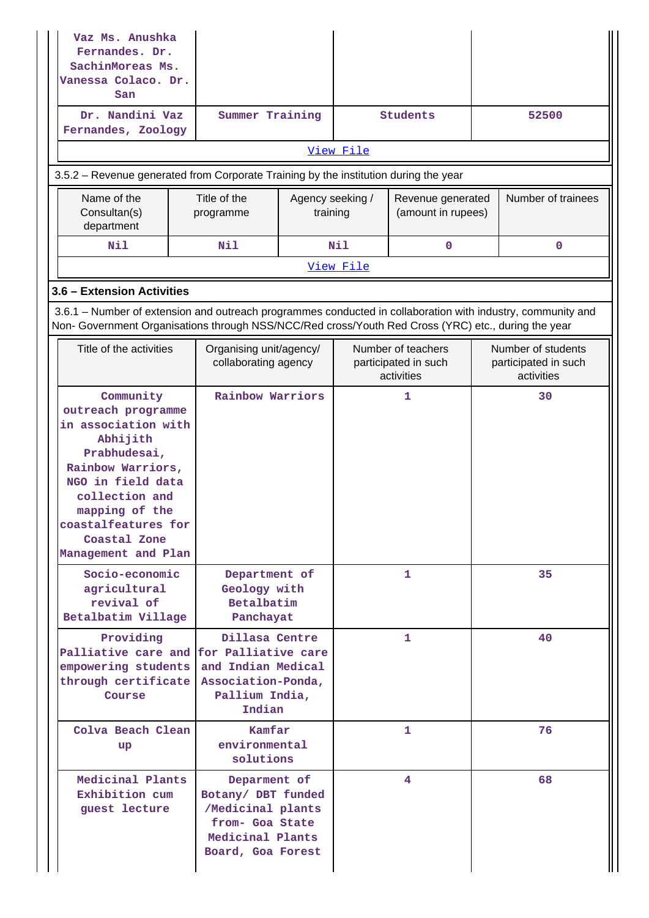| | | | |
|---|---|---|---|
| Vaz Ms. Anushka Fernandes. Dr. SachinMoreas Ms. Vanessa Colaco. Dr. San | | | |
| Dr. Nandini Vaz Fernandes, Zoology | Summer Training | Students | 52500 |

View File

3.5.2 – Revenue generated from Corporate Training by the institution during the year

| Name of the Consultan(s) department | Title of the programme | Agency seeking / training | Revenue generated (amount in rupees) | Number of trainees |
|---|---|---|---|---|
| Nil | Nil | Nil | 0 | 0 |

View File

### 3.6 – Extension Activities

3.6.1 – Number of extension and outreach programmes conducted in collaboration with industry, community and Non- Government Organisations through NSS/NCC/Red cross/Youth Red Cross (YRC) etc., during the year

| Title of the activities | Organising unit/agency/ collaborating agency | Number of teachers participated in such activities | Number of students participated in such activities |
|---|---|---|---|
| Community outreach programme in association with Abhijith Prabhudesai, Rainbow Warriors, NGO in field data collection and mapping of the coastalfeatures for Coastal Zone Management and Plan | Rainbow Warriors | 1 | 30 |
| Socio-economic agricultural revival of Betalbatim Village | Department of Geology with Betalbatim Panchayat | 1 | 35 |
| Providing Palliative care and empowering students through certificate Course | Dillasa Centre for Palliative care and Indian Medical Association-Ponda, Pallium India, Indian | 1 | 40 |
| Colva Beach Clean up | Kamfar environmental solutions | 1 | 76 |
| Medicinal Plants Exhibition cum guest lecture | Deparment of Botany/ DBT funded /Medicinal plants from- Goa State Medicinal Plants Board, Goa Forest | 4 | 68 |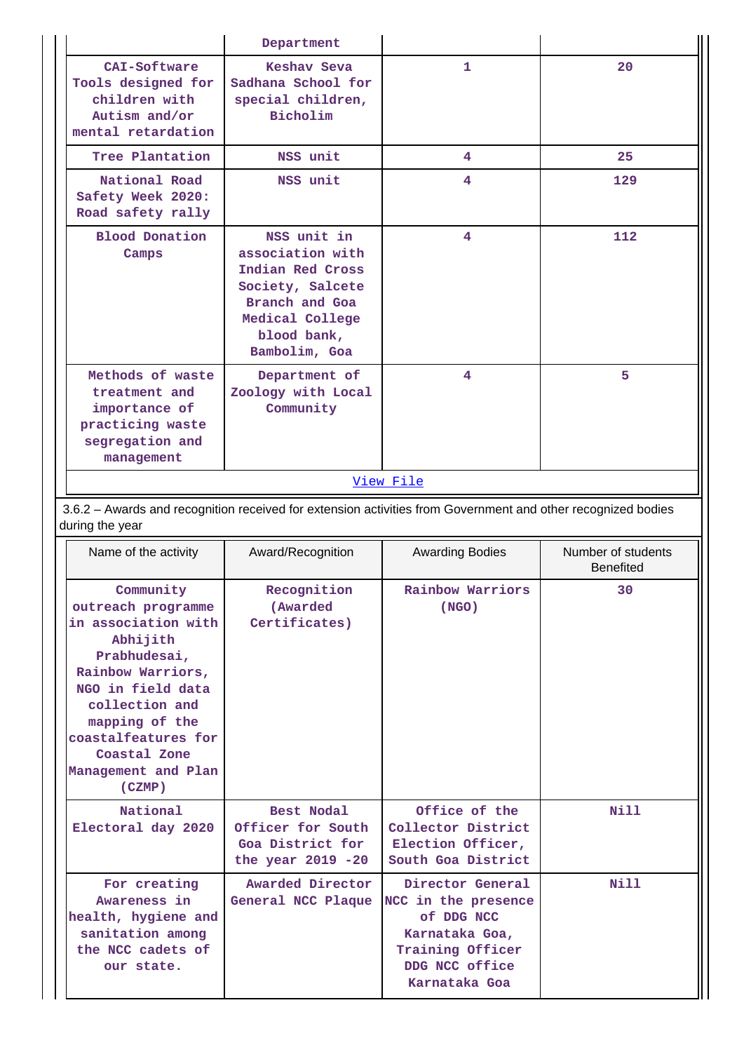| | Department | | |
|---|---|---|---|
| CAI-Software Tools designed for children with Autism and/or mental retardation | Keshav Seva Sadhana School for special children, Bicholim | 1 | 20 |
| Tree Plantation | NSS unit | 4 | 25 |
| National Road Safety Week 2020: Road safety rally | NSS unit | 4 | 129 |
| Blood Donation Camps | NSS unit in association with Indian Red Cross Society, Salcete Branch and Goa Medical College blood bank, Bambolim, Goa | 4 | 112 |
| Methods of waste treatment and importance of practicing waste segregation and management | Department of Zoology with Local Community | 4 | 5 |

[View File]

3.6.2 – Awards and recognition received for extension activities from Government and other recognized bodies during the year

| Name of the activity | Award/Recognition | Awarding Bodies | Number of students Benefited |
|---|---|---|---|
| Community outreach programme in association with Abhijith Prabhudesai, Rainbow Warriors, NGO in field data collection and mapping of the coastalfeatures for Coastal Zone Management and Plan (CZMP) | Recognition (Awarded Certificates) | Rainbow Warriors (NGO) | 30 |
| National Electoral day 2020 | Best Nodal Officer for South Goa District for the year 2019 -20 | Office of the Collector District Election Officer, South Goa District | Nill |
| For creating Awareness in health, hygiene and sanitation among the NCC cadets of our state. | Awarded Director General NCC Plaque | Director General NCC in the presence of DDG NCC Karnataka Goa, Training Officer DDG NCC office Karnataka Goa | Nill |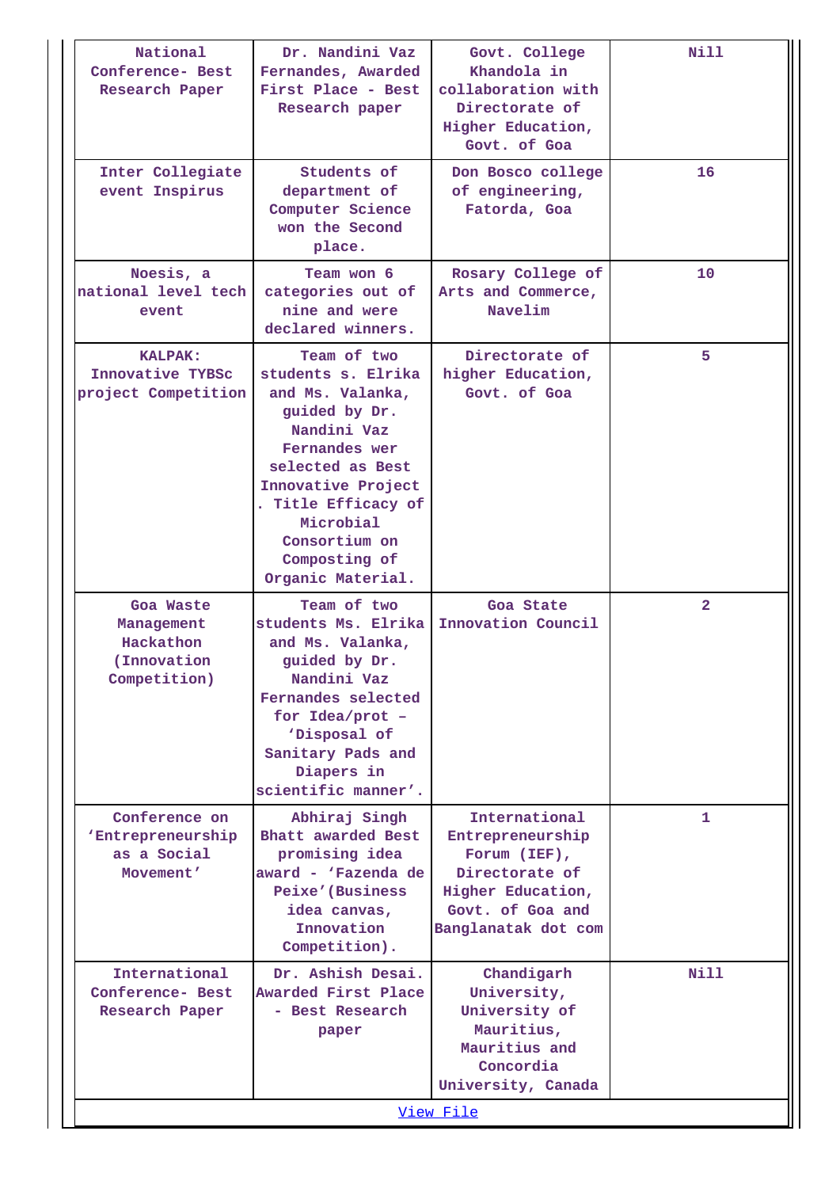| National Conference- Best Research Paper | Dr. Nandini Vaz Fernandes, Awarded First Place - Best Research paper | Govt. College Khandola in collaboration with Directorate of Higher Education, Govt. of Goa | Nill |
|---|---|---|---|
| Inter Collegiate event Inspirus | Students of department of Computer Science won the Second place. | Don Bosco college of engineering, Fatorda, Goa | 16 |
| Noesis, a national level tech event | Team won 6 categories out of nine and were declared winners. | Rosary College of Arts and Commerce, Navelim | 10 |
| KALPAK: Innovative TYBSc project Competition | Team of two students s. Elrika and Ms. Valanka, guided by Dr. Nandini Vaz Fernandes wer selected as Best Innovative Project . Title Efficacy of Microbial Consortium on Composting of Organic Material. | Directorate of higher Education, Govt. of Goa | 5 |
| Goa Waste Management Hackathon (Innovation Competition) | Team of two students Ms. Elrika and Ms. Valanka, guided by Dr. Nandini Vaz Fernandes selected for Idea/prot – 'Disposal of Sanitary Pads and Diapers in scientific manner'. | Goa State Innovation Council | 2 |
| Conference on 'Entrepreneurship as a Social Movement' | Abhiraj Singh Bhatt awarded Best promising idea award - 'Fazenda de Peixe'(Business idea canvas, Innovation Competition). | International Entrepreneurship Forum (IEF), Directorate of Higher Education, Govt. of Goa and Banglanatak dot com | 1 |
| International Conference- Best Research Paper | Dr. Ashish Desai. Awarded First Place - Best Research paper | Chandigarh University, University of Mauritius, Mauritius and Concordia University, Canada | Nill |

View File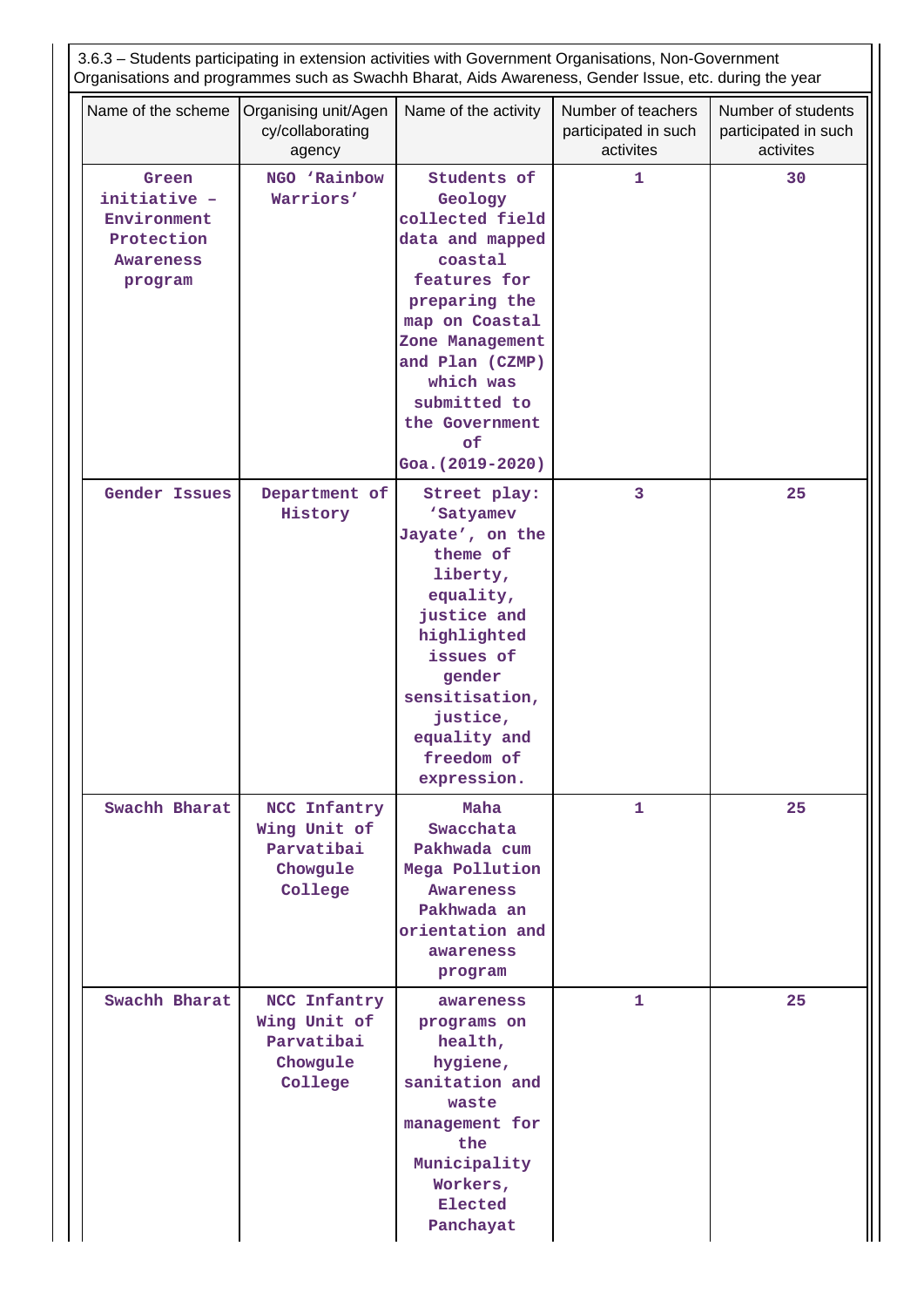3.6.3 – Students participating in extension activities with Government Organisations, Non-Government Organisations and programmes such as Swachh Bharat, Aids Awareness, Gender Issue, etc. during the year

| Name of the scheme | Organising unit/Agency/collaborating agency | Name of the activity | Number of teachers participated in such activites | Number of students participated in such activites |
|---|---|---|---|---|
| Green initiative – Environment Protection Awareness program | NGO 'Rainbow Warriors' | Students of Geology collected field data and mapped coastal features for preparing the map on Coastal Zone Management and Plan (CZMP) which was submitted to the Government of Goa.(2019-2020) | 1 | 30 |
| Gender Issues | Department of History | Street play: 'Satyamev Jayate', on the theme of liberty, equality, justice and highlighted issues of gender sensitisation, justice, equality and freedom of expression. | 3 | 25 |
| Swachh Bharat | NCC Infantry Wing Unit of Parvatibai Chowgule College | Maha Swacchata Pakhwada cum Mega Pollution Awareness Pakhwada an orientation and awareness program | 1 | 25 |
| Swachh Bharat | NCC Infantry Wing Unit of Parvatibai Chowgule College | awareness programs on health, hygiene, sanitation and waste management for the Municipality Workers, Elected Panchayat | 1 | 25 |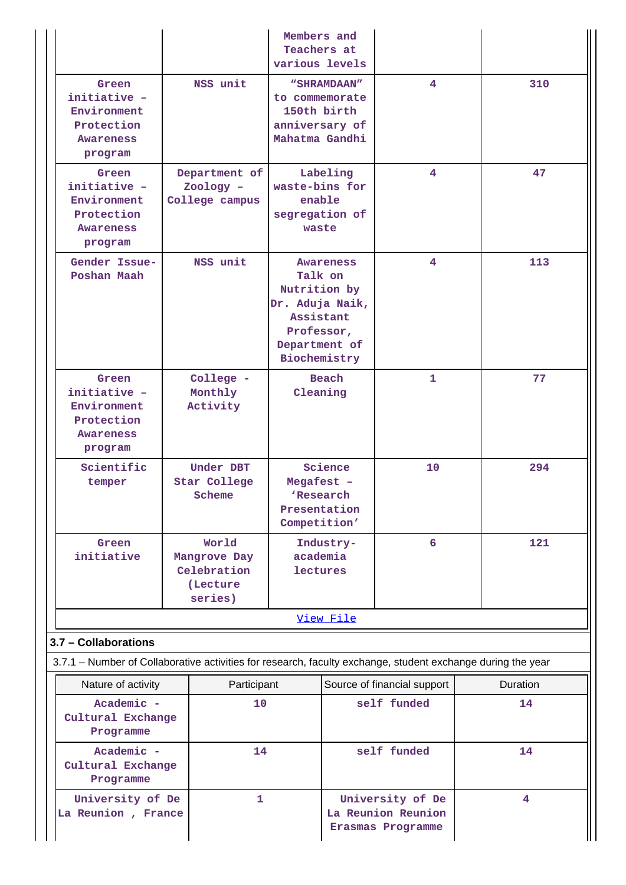|  |  | Members and Teachers at various levels |  |  |
|---|---|---|---|---|
| Green initiative – Environment Protection Awareness program | NSS unit | "SHRAMDAAN" to commemorate 150th birth anniversary of Mahatma Gandhi | 4 | 310 |
| Green initiative – Environment Protection Awareness program | Department of Zoology – College campus | Labeling waste-bins for enable segregation of waste | 4 | 47 |
| Gender Issue-Poshan Maah | NSS unit | Awareness Talk on Nutrition by Dr. Aduja Naik, Assistant Professor, Department of Biochemistry | 4 | 113 |
| Green initiative – Environment Protection Awareness program | College - Monthly Activity | Beach Cleaning | 1 | 77 |
| Scientific temper | Under DBT Star College Scheme | Science Megafest – 'Research Presentation Competition' | 10 | 294 |
| Green initiative | World Mangrove Day Celebration (Lecture series) | Industry-academia lectures | 6 | 121 |

[View File]

### 3.7 – Collaborations

3.7.1 – Number of Collaborative activities for research, faculty exchange, student exchange during the year

| Nature of activity | Participant | Source of financial support | Duration |
|---|---|---|---|
| Academic - Cultural Exchange Programme | 10 | self funded | 14 |
| Academic - Cultural Exchange Programme | 14 | self funded | 14 |
| University of De La Reunion , France | 1 | University of De La Reunion Reunion Erasmas Programme | 4 |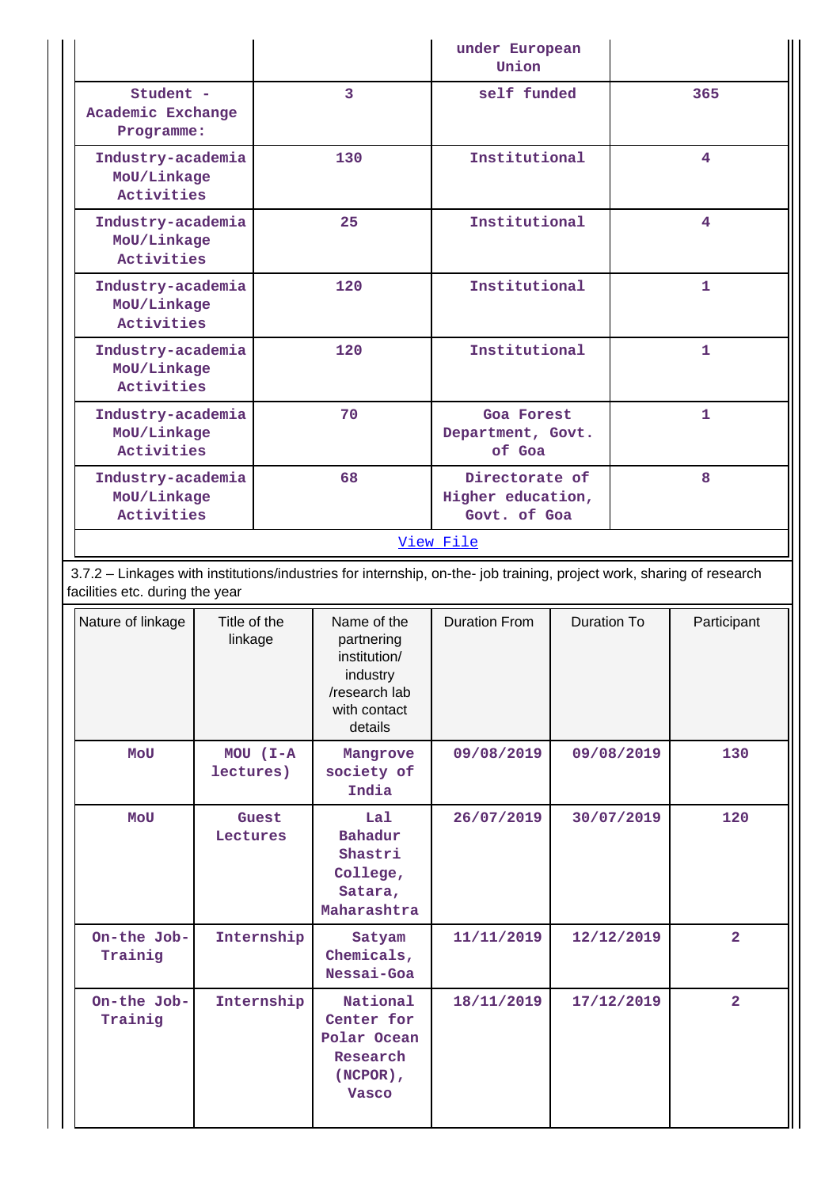| | | under European Union | |
|---|---|---|---|
| Student - Academic Exchange Programme: | 3 | self funded | 365 |
| Industry-academia MoU/Linkage Activities | 130 | Institutional | 4 |
| Industry-academia MoU/Linkage Activities | 25 | Institutional | 4 |
| Industry-academia MoU/Linkage Activities | 120 | Institutional | 1 |
| Industry-academia MoU/Linkage Activities | 120 | Institutional | 1 |
| Industry-academia MoU/Linkage Activities | 70 | Goa Forest Department, Govt. of Goa | 1 |
| Industry-academia MoU/Linkage Activities | 68 | Directorate of Higher education, Govt. of Goa | 8 |

[View File]

3.7.2 – Linkages with institutions/industries for internship, on-the- job training, project work, sharing of research facilities etc. during the year

| Nature of linkage | Title of the linkage | Name of the partnering institution/ industry /research lab with contact details | Duration From | Duration To | Participant |
|---|---|---|---|---|---|
| MoU | MOU (I-A lectures) | Mangrove society of India | 09/08/2019 | 09/08/2019 | 130 |
| MoU | Guest Lectures | Lal Bahadur Shastri College, Satara, Maharashtra | 26/07/2019 | 30/07/2019 | 120 |
| On-the Job-Trainig | Internship | Satyam Chemicals, Nessai-Goa | 11/11/2019 | 12/12/2019 | 2 |
| On-the Job-Trainig | Internship | National Center for Polar Ocean Research (NCPOR), Vasco | 18/11/2019 | 17/12/2019 | 2 |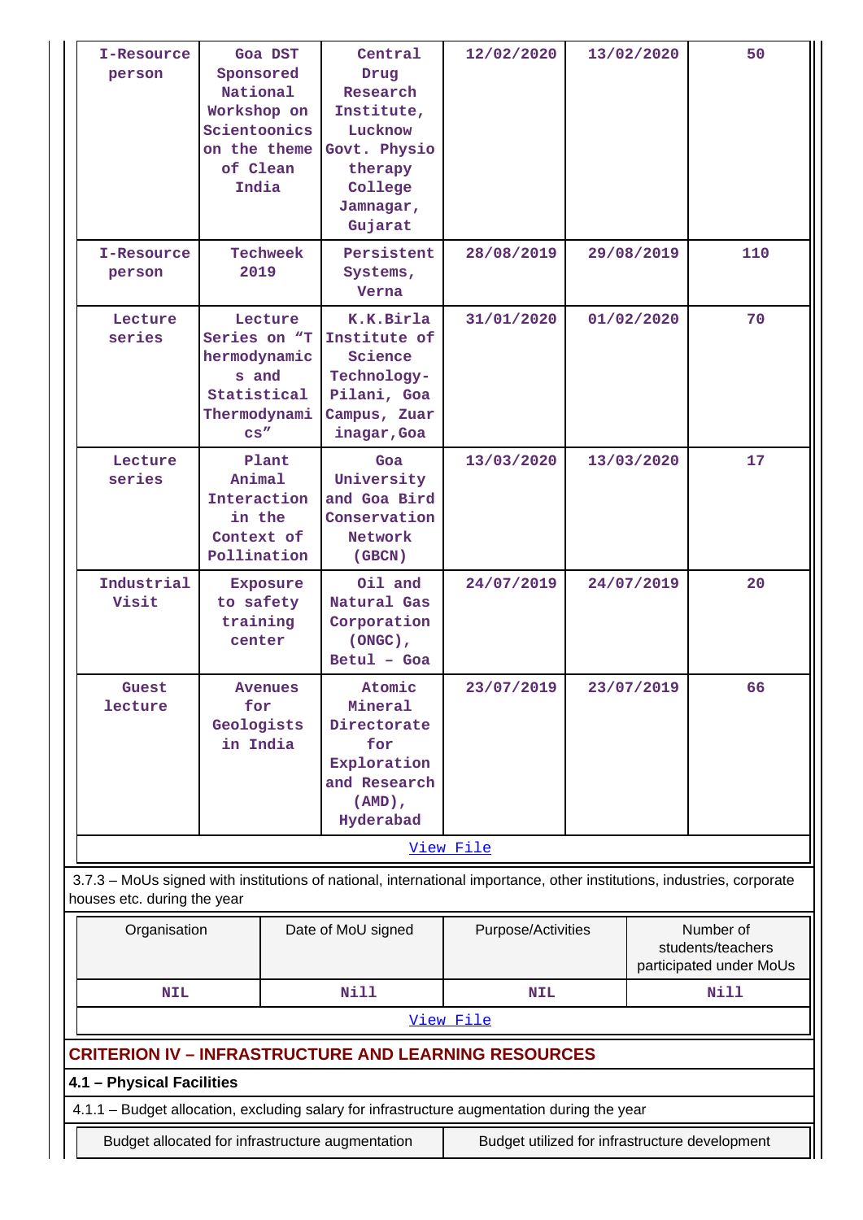| | | | | | |
|---|---|---|---|---|---|
| I-Resource person | Goa DST Sponsored National Workshop on Scientoonics on the theme of Clean India | Central Drug Research Institute, Lucknow Govt. Physio therapy College Jamnagar, Gujarat | 12/02/2020 | 13/02/2020 | 50 |
| I-Resource person | Techweek 2019 | Persistent Systems, Verna | 28/08/2019 | 29/08/2019 | 110 |
| Lecture series | Lecture Series on “Thermodynamics and Statistical Thermodynamics” | K.K.Birla Institute of Science Technology-Pilani, Goa Campus, Zuarinagar,Goa | 31/01/2020 | 01/02/2020 | 70 |
| Lecture series | Plant Animal Interaction in the Context of Pollination | Goa University and Goa Bird Conservation Network (GBCN) | 13/03/2020 | 13/03/2020 | 17 |
| Industrial Visit | Exposure to safety training center | Oil and Natural Gas Corporation (ONGC), Betul – Goa | 24/07/2019 | 24/07/2019 | 20 |
| Guest lecture | Avenues for Geologists in India | Atomic Mineral Directorate for Exploration and Research (AMD), Hyderabad | 23/07/2019 | 23/07/2019 | 66 |

View File

3.7.3 – MoUs signed with institutions of national, international importance, other institutions, industries, corporate houses etc. during the year

| Organisation | Date of MoU signed | Purpose/Activities | Number of students/teachers participated under MoUs |
|---|---|---|---|
| NIL | Nill | NIL | Nill |

View File

## CRITERION IV – INFRASTRUCTURE AND LEARNING RESOURCES

### 4.1 – Physical Facilities

4.1.1 – Budget allocation, excluding salary for infrastructure augmentation during the year

| Budget allocated for infrastructure augmentation | Budget utilized for infrastructure development |
|---|---|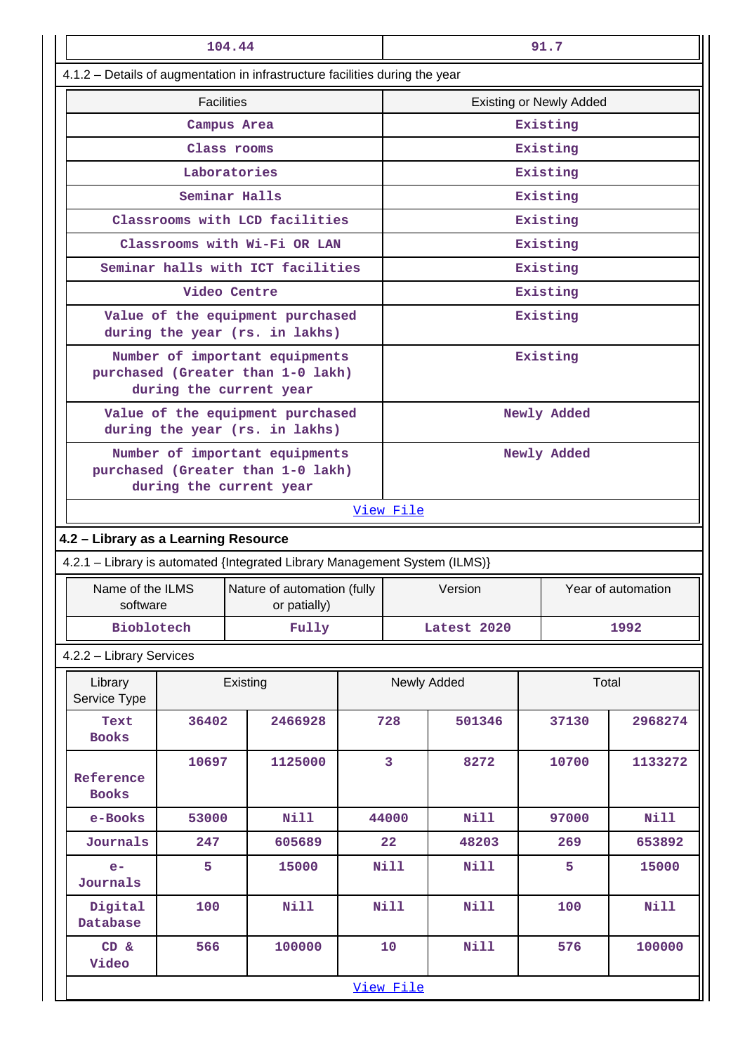| 104.44 | 91.7 |
|---|---|

4.1.2 – Details of augmentation in infrastructure facilities during the year

| Facilities | Existing or Newly Added |
|---|---|
| Campus Area | Existing |
| Class rooms | Existing |
| Laboratories | Existing |
| Seminar Halls | Existing |
| Classrooms with LCD facilities | Existing |
| Classrooms with Wi-Fi OR LAN | Existing |
| Seminar halls with ICT facilities | Existing |
| Video Centre | Existing |
| Value of the equipment purchased during the year (rs. in lakhs) | Existing |
| Number of important equipments purchased (Greater than 1-0 lakh) during the current year | Existing |
| Value of the equipment purchased during the year (rs. in lakhs) | Newly Added |
| Number of important equipments purchased (Greater than 1-0 lakh) during the current year | Newly Added |

View File

## 4.2 – Library as a Learning Resource

4.2.1 – Library is automated {Integrated Library Management System (ILMS)}

| Name of the ILMS software | Nature of automation (fully or patially) | Version | Year of automation |
|---|---|---|---|
| Bioblotech | Fully | Latest 2020 | 1992 |

4.2.2 – Library Services

| Library Service Type | Existing | | Newly Added | | Total | |
|---|---|---|---|---|---|---|
| Text Books | 36402 | 2466928 | 728 | 501346 | 37130 | 2968274 |
| Reference Books | 10697 | 1125000 | 3 | 8272 | 10700 | 1133272 |
| e-Books | 53000 | Nill | 44000 | Nill | 97000 | Nill |
| Journals | 247 | 605689 | 22 | 48203 | 269 | 653892 |
| e-Journals | 5 | 15000 | Nill | Nill | 5 | 15000 |
| Digital Database | 100 | Nill | Nill | Nill | 100 | Nill |
| CD & Video | 566 | 100000 | 10 | Nill | 576 | 100000 |

View File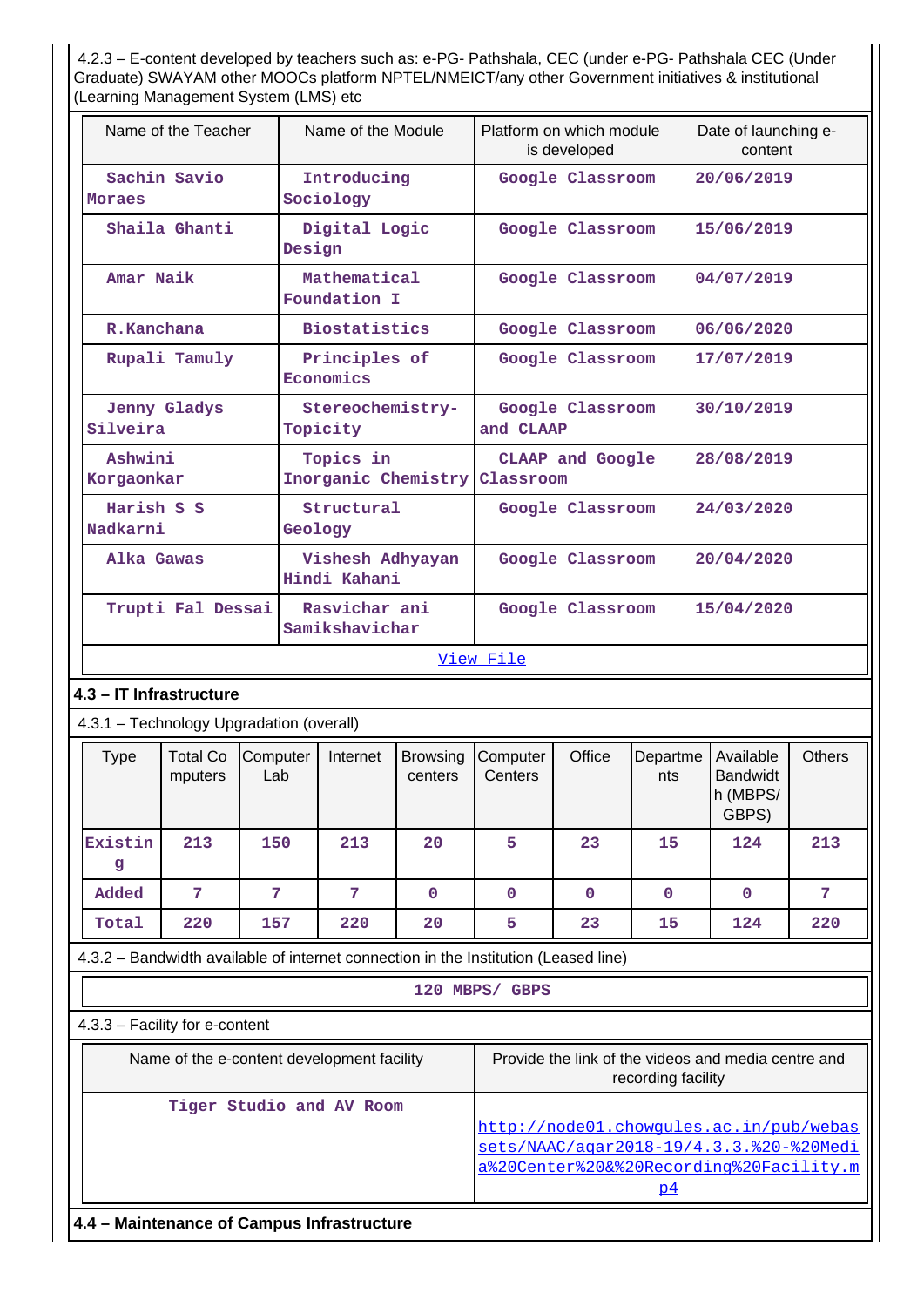4.2.3 – E-content developed by teachers such as: e-PG- Pathshala, CEC (under e-PG- Pathshala CEC (Under Graduate) SWAYAM other MOOCs platform NPTEL/NMEICT/any other Government initiatives & institutional (Learning Management System (LMS) etc

| Name of the Teacher | Name of the Module | Platform on which module is developed | Date of launching e-content |
|---|---|---|---|
| Sachin Savio Moraes | Introducing Sociology | Google Classroom | 20/06/2019 |
| Shaila Ghanti | Digital Logic Design | Google Classroom | 15/06/2019 |
| Amar Naik | Mathematical Foundation I | Google Classroom | 04/07/2019 |
| R.Kanchana | Biostatistics | Google Classroom | 06/06/2020 |
| Rupali Tamuly | Principles of Economics | Google Classroom | 17/07/2019 |
| Jenny Gladys Silveira | Stereochemistry-Topicity | Google Classroom and CLAAP | 30/10/2019 |
| Ashwini Korgaonkar | Topics in Inorganic Chemistry | CLAAP and Google Classroom | 28/08/2019 |
| Harish S S Nadkarni | Structural Geology | Google Classroom | 24/03/2020 |
| Alka Gawas | Vishesh Adhyayan Hindi Kahani | Google Classroom | 20/04/2020 |
| Trupti Fal Dessai | Rasvichar ani Samikshavichar | Google Classroom | 15/04/2020 |

View File

**4.3 – IT Infrastructure**

4.3.1 – Technology Upgradation (overall)

| Type | Total Computers | Computer Lab | Internet | Browsing centers | Computer Centers | Office | Departments | Available Bandwidth (MBPS/ GBPS) | Others |
|---|---|---|---|---|---|---|---|---|---|
| Existing | 213 | 150 | 213 | 20 | 5 | 23 | 15 | 124 | 213 |
| Added | 7 | 7 | 7 | 0 | 0 | 0 | 0 | 0 | 7 |
| Total | 220 | 157 | 220 | 20 | 5 | 23 | 15 | 124 | 220 |

4.3.2 – Bandwidth available of internet connection in the Institution (Leased line)

120 MBPS/ GBPS

4.3.3 – Facility for e-content

| Name of the e-content development facility | Provide the link of the videos and media centre and recording facility |
|---|---|
| Tiger Studio and AV Room | http://node01.chowgules.ac.in/pub/webassets/NAAC/aqar2018-19/4.3.3.%20-%20Media%20Center%20&%20Recording%20Facility.mp4 |

**4.4 – Maintenance of Campus Infrastructure**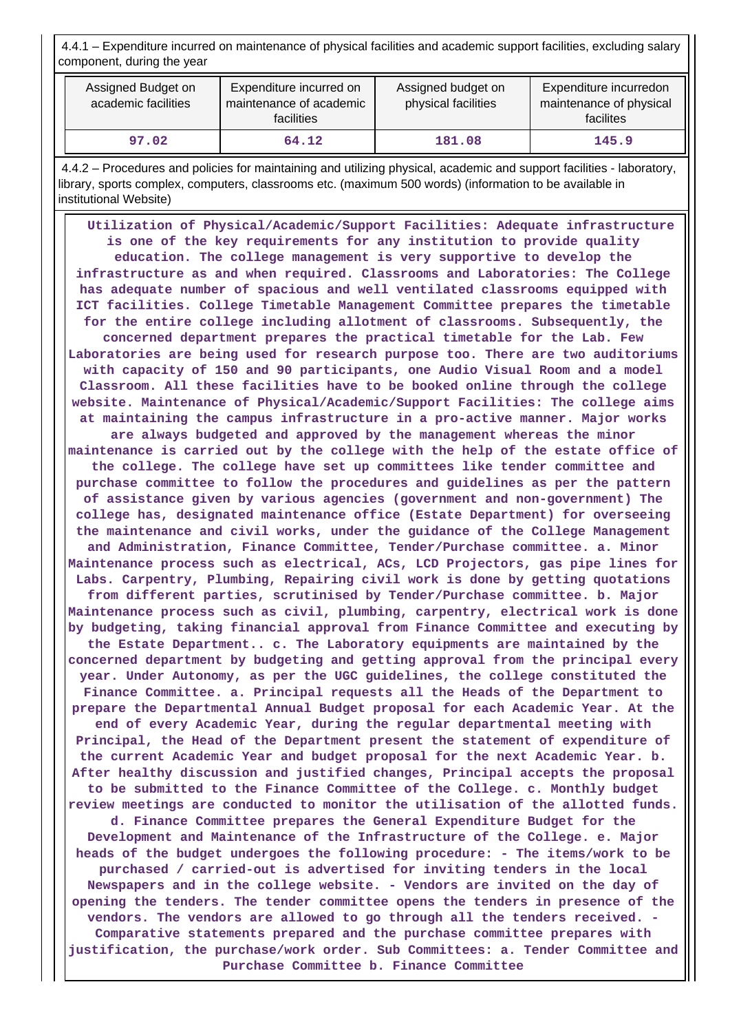4.4.1 – Expenditure incurred on maintenance of physical facilities and academic support facilities, excluding salary component, during the year

| Assigned Budget on academic facilities | Expenditure incurred on maintenance of academic facilities | Assigned budget on physical facilities | Expenditure incurredon maintenance of physical facilites |
|---|---|---|---|
| 97.02 | 64.12 | 181.08 | 145.9 |

4.4.2 – Procedures and policies for maintaining and utilizing physical, academic and support facilities - laboratory, library, sports complex, computers, classrooms etc. (maximum 500 words) (information to be available in institutional Website)

**Utilization of Physical/Academic/Support Facilities: Adequate infrastructure is one of the key requirements for any institution to provide quality education. The college management is very supportive to develop the infrastructure as and when required. Classrooms and Laboratories: The College has adequate number of spacious and well ventilated classrooms equipped with ICT facilities. College Timetable Management Committee prepares the timetable for the entire college including allotment of classrooms. Subsequently, the concerned department prepares the practical timetable for the Lab. Few Laboratories are being used for research purpose too. There are two auditoriums with capacity of 150 and 90 participants, one Audio Visual Room and a model Classroom. All these facilities have to be booked online through the college website. Maintenance of Physical/Academic/Support Facilities: The college aims at maintaining the campus infrastructure in a pro-active manner. Major works are always budgeted and approved by the management whereas the minor maintenance is carried out by the college with the help of the estate office of the college. The college have set up committees like tender committee and purchase committee to follow the procedures and guidelines as per the pattern of assistance given by various agencies (government and non-government) The college has, designated maintenance office (Estate Department) for overseeing the maintenance and civil works, under the guidance of the College Management and Administration, Finance Committee, Tender/Purchase committee. a. Minor Maintenance process such as electrical, ACs, LCD Projectors, gas pipe lines for Labs. Carpentry, Plumbing, Repairing civil work is done by getting quotations from different parties, scrutinised by Tender/Purchase committee. b. Major Maintenance process such as civil, plumbing, carpentry, electrical work is done by budgeting, taking financial approval from Finance Committee and executing by the Estate Department.. c. The Laboratory equipments are maintained by the concerned department by budgeting and getting approval from the principal every year. Under Autonomy, as per the UGC guidelines, the college constituted the Finance Committee. a. Principal requests all the Heads of the Department to prepare the Departmental Annual Budget proposal for each Academic Year. At the end of every Academic Year, during the regular departmental meeting with Principal, the Head of the Department present the statement of expenditure of the current Academic Year and budget proposal for the next Academic Year. b. After healthy discussion and justified changes, Principal accepts the proposal to be submitted to the Finance Committee of the College. c. Monthly budget review meetings are conducted to monitor the utilisation of the allotted funds. d. Finance Committee prepares the General Expenditure Budget for the Development and Maintenance of the Infrastructure of the College. e. Major heads of the budget undergoes the following procedure: - The items/work to be purchased / carried-out is advertised for inviting tenders in the local Newspapers and in the college website. - Vendors are invited on the day of opening the tenders. The tender committee opens the tenders in presence of the vendors. The vendors are allowed to go through all the tenders received. - Comparative statements prepared and the purchase committee prepares with justification, the purchase/work order. Sub Committees: a. Tender Committee and Purchase Committee b. Finance Committee**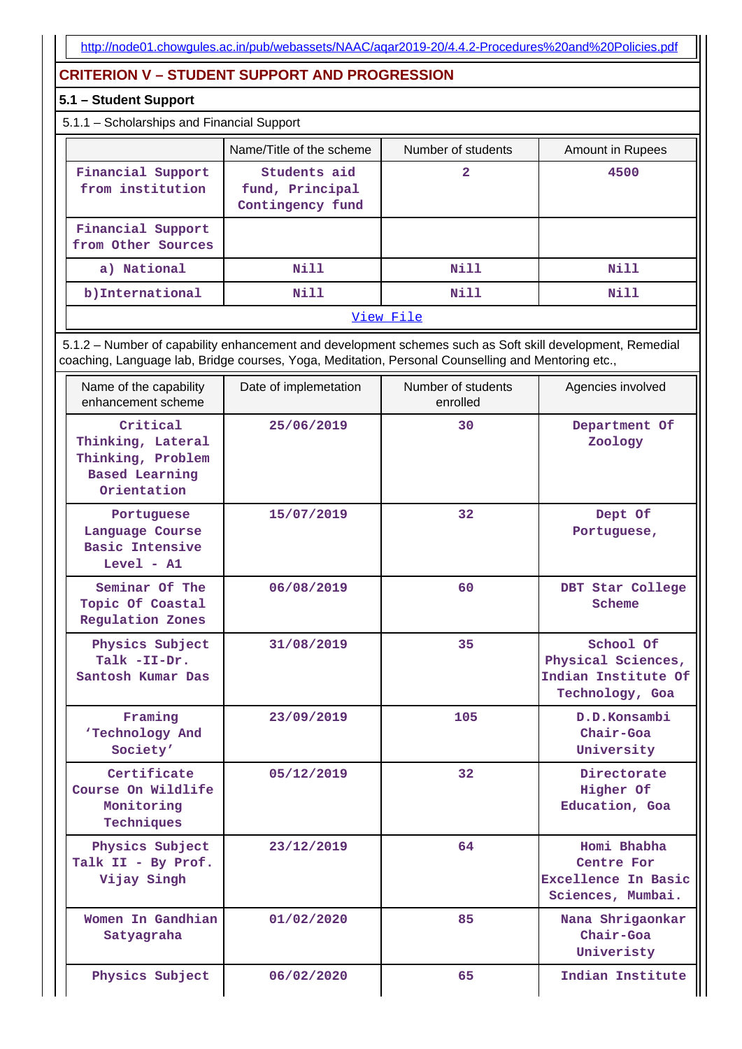http://node01.chowgules.ac.in/pub/webassets/NAAC/aqar2019-20/4.4.2-Procedures%20and%20Policies.pdf

## CRITERION V – STUDENT SUPPORT AND PROGRESSION

### 5.1 – Student Support

5.1.1 – Scholarships and Financial Support

| | Name/Title of the scheme | Number of students | Amount in Rupees |
|---|---|---|---|
| Financial Support from institution | Students aid fund, Principal Contingency fund | 2 | 4500 |
| Financial Support from Other Sources | | | |
| a) National | Nill | Nill | Nill |
| b)International | Nill | Nill | Nill |
| View File | | | |

5.1.2 – Number of capability enhancement and development schemes such as Soft skill development, Remedial coaching, Language lab, Bridge courses, Yoga, Meditation, Personal Counselling and Mentoring etc.,

| Name of the capability enhancement scheme | Date of implemetation | Number of students enrolled | Agencies involved |
|---|---|---|---|
| Critical Thinking, Lateral Thinking, Problem Based Learning Orientation | 25/06/2019 | 30 | Department Of Zoology |
| Portuguese Language Course Basic Intensive Level - A1 | 15/07/2019 | 32 | Dept Of Portuguese, |
| Seminar Of The Topic Of Coastal Regulation Zones | 06/08/2019 | 60 | DBT Star College Scheme |
| Physics Subject Talk -II-Dr. Santosh Kumar Das | 31/08/2019 | 35 | School Of Physical Sciences, Indian Institute Of Technology, Goa |
| Framing 'Technology And Society' | 23/09/2019 | 105 | D.D.Konsambi Chair-Goa University |
| Certificate Course On Wildlife Monitoring Techniques | 05/12/2019 | 32 | Directorate Higher Of Education, Goa |
| Physics Subject Talk II - By Prof. Vijay Singh | 23/12/2019 | 64 | Homi Bhabha Centre For Excellence In Basic Sciences, Mumbai. |
| Women In Gandhian Satyagraha | 01/02/2020 | 85 | Nana Shrigaonkar Chair-Goa Univeristy |
| Physics Subject | 06/02/2020 | 65 | Indian Institute |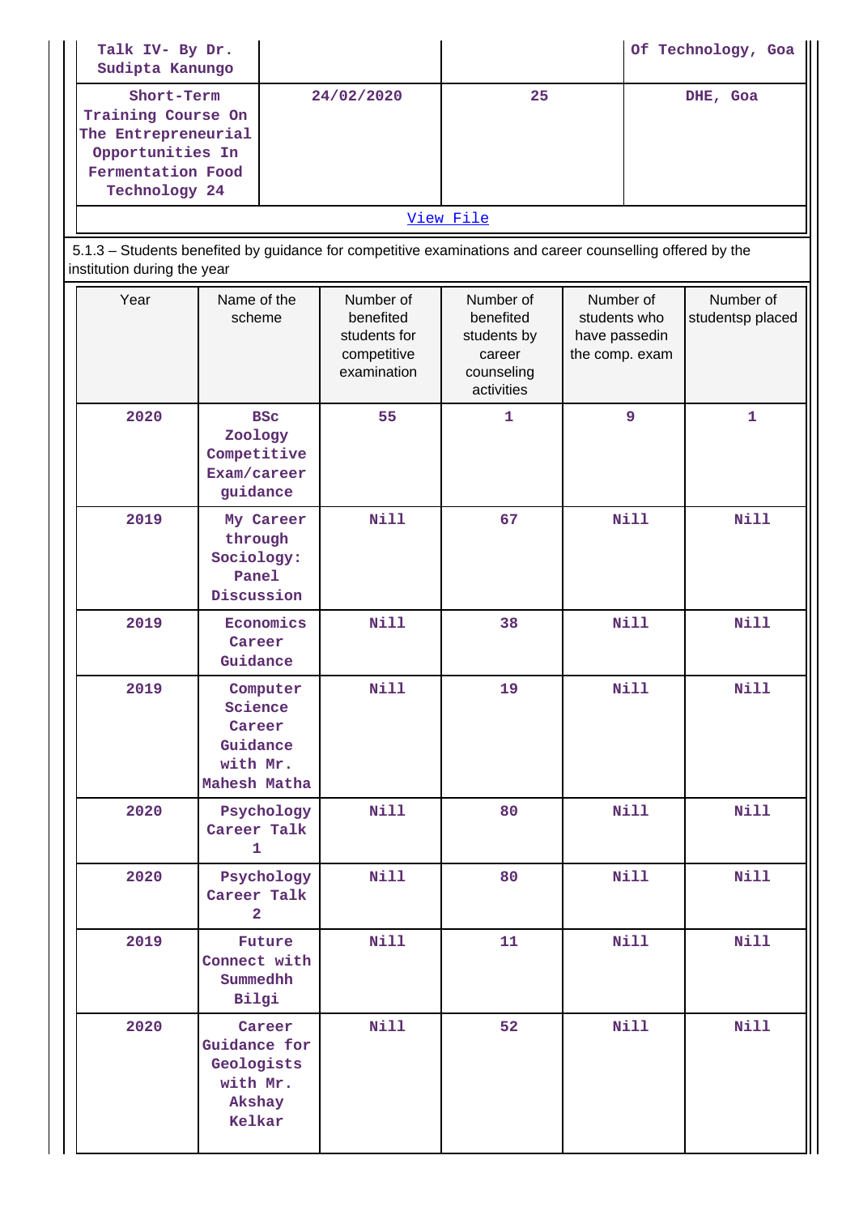| Talk IV- By Dr. Sudipta Kanungo | | | Of Technology, Goa |
|---|---|---|---|
| Short-Term Training Course On The Entrepreneurial Opportunities In Fermentation Food Technology 24 | 24/02/2020 | 25 | DHE, Goa |

View File

5.1.3 – Students benefited by guidance for competitive examinations and career counselling offered by the institution during the year

| Year | Name of the scheme | Number of benefited students for competitive examination | Number of benefited students by career counseling activities | Number of students who have passedin the comp. exam | Number of studentsp placed |
|---|---|---|---|---|---|
| 2020 | BSc Zoology Competitive Exam/career guidance | 55 | 1 | 9 | 1 |
| 2019 | My Career through Sociology: Panel Discussion | Nill | 67 | Nill | Nill |
| 2019 | Economics Career Guidance | Nill | 38 | Nill | Nill |
| 2019 | Computer Science Career Guidance with Mr. Mahesh Matha | Nill | 19 | Nill | Nill |
| 2020 | Psychology Career Talk 1 | Nill | 80 | Nill | Nill |
| 2020 | Psychology Career Talk 2 | Nill | 80 | Nill | Nill |
| 2019 | Future Connect with Summedhh Bilgi | Nill | 11 | Nill | Nill |
| 2020 | Career Guidance for Geologists with Mr. Akshay Kelkar | Nill | 52 | Nill | Nill |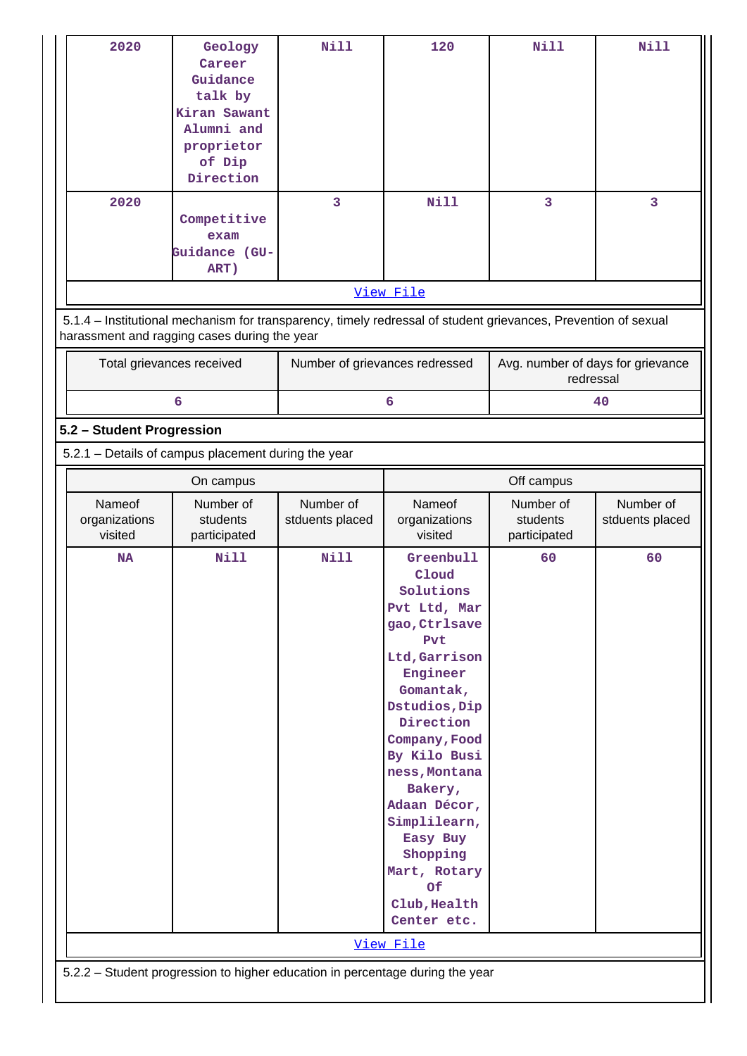| 2020 | Geology Career Guidance talk by Kiran Sawant Alumni and proprietor of Dip Direction | Nill | 120 | Nill | Nill |
|---|---|---|---|---|---|
| 2020 | Competitive exam Guidance (GU-ART) | 3 | Nill | 3 | 3 |

View File

5.1.4 – Institutional mechanism for transparency, timely redressal of student grievances, Prevention of sexual harassment and ragging cases during the year

| Total grievances received | Number of grievances redressed | Avg. number of days for grievance redressal |
|---|---|---|
| 6 | 6 | 40 |

## 5.2 – Student Progression

5.2.1 – Details of campus placement during the year

| On campus | | | Off campus | | |
|---|---|---|---|---|---|
| Nameof organizations visited | Number of students participated | Number of stduents placed | Nameof organizations visited | Number of students participated | Number of stduents placed |
| NA | Nill | Nill | Greenbull Cloud Solutions Pvt Ltd, Margao,Ctrlsave Pvt Ltd,Garrison Engineer Gomantak, Dstudios,Dip Direction Company,Food By Kilo Business,Montana Bakery, Adaan Décor, Simplilearn, Easy Buy Shopping Mart, Rotary Of Club,Health Center etc. | 60 | 60 |

View File

5.2.2 – Student progression to higher education in percentage during the year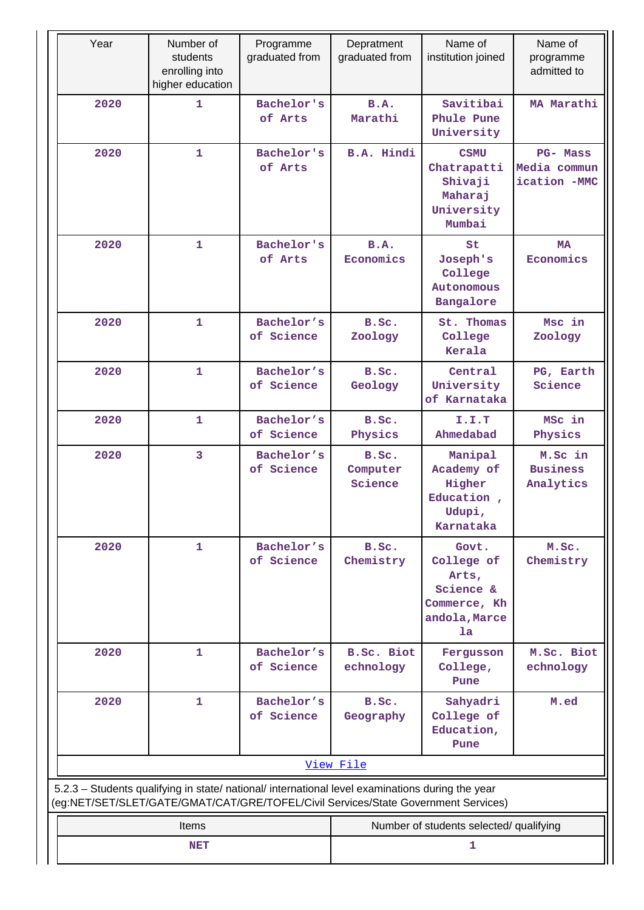| Year | Number of students enrolling into higher education | Programme graduated from | Depratment graduated from | Name of institution joined | Name of programme admitted to |
|---|---|---|---|---|---|
| 2020 | 1 | Bachelor's of Arts | B.A. Marathi | Savitibai Phule Pune University | MA Marathi |
| 2020 | 1 | Bachelor's of Arts | B.A. Hindi | CSMU Chatrapatti Shivaji Maharaj University Mumbai | PG- Mass Media commun ication -MMC |
| 2020 | 1 | Bachelor's of Arts | B.A. Economics | St Joseph's College Autonomous Bangalore | MA Economics |
| 2020 | 1 | Bachelor’s of Science | B.Sc. Zoology | St. Thomas College Kerala | Msc in Zoology |
| 2020 | 1 | Bachelor’s of Science | B.Sc. Geology | Central University of Karnataka | PG, Earth Science |
| 2020 | 1 | Bachelor’s of Science | B.Sc. Physics | I.I.T Ahmedabad | MSc in Physics |
| 2020 | 3 | Bachelor’s of Science | B.Sc. Computer Science | Manipal Academy of Higher Education , Udupi, Karnataka | M.Sc in Business Analytics |
| 2020 | 1 | Bachelor’s of Science | B.Sc. Chemistry | Govt. College of Arts, Science & Commerce, Kh andola,Marce la | M.Sc. Chemistry |
| 2020 | 1 | Bachelor’s of Science | B.Sc. Biot echnology | Fergusson College, Pune | M.Sc. Biot echnology |
| 2020 | 1 | Bachelor’s of Science | B.Sc. Geography | Sahyadri College of Education, Pune | M.ed |

View File

5.2.3 – Students qualifying in state/ national/ international level examinations during the year (eg:NET/SET/SLET/GATE/GMAT/CAT/GRE/TOFEL/Civil Services/State Government Services)

| Items | Number of students selected/ qualifying |
|---|---|
| NET | 1 |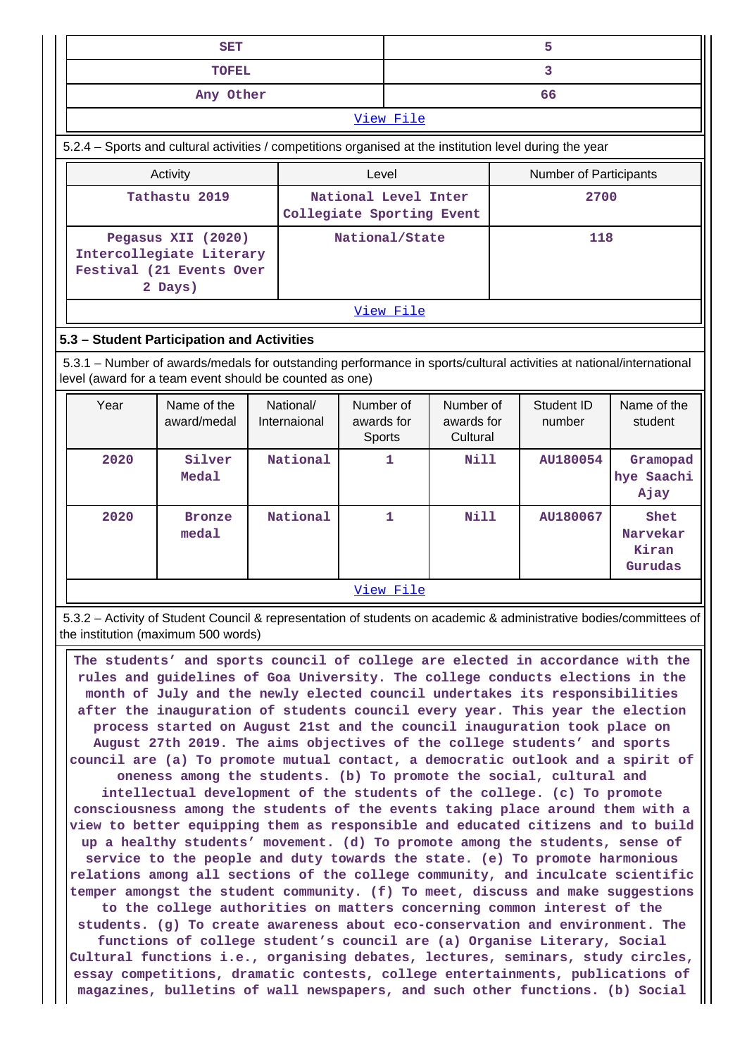| SET | 5 |
|---|---|
| TOFEL | 3 |
| Any Other | 66 |

View File

5.2.4 – Sports and cultural activities / competitions organised at the institution level during the year

| Activity | Level | Number of Participants |
|---|---|---|
| Tathastu 2019 | National Level Inter Collegiate Sporting Event | 2700 |
| Pegasus XII (2020) Intercollegiate Literary Festival (21 Events Over 2 Days) | National/State | 118 |

View File

### 5.3 – Student Participation and Activities

5.3.1 – Number of awards/medals for outstanding performance in sports/cultural activities at national/international level (award for a team event should be counted as one)

| Year | Name of the award/medal | National/ Internaional | Number of awards for Sports | Number of awards for Cultural | Student ID number | Name of the student |
|---|---|---|---|---|---|---|
| 2020 | Silver Medal | National | 1 | Nill | AU180054 | Gramopadhye Saachi Ajay |
| 2020 | Bronze medal | National | 1 | Nill | AU180067 | Shet Narvekar Kiran Gurudas |

View File

5.3.2 – Activity of Student Council & representation of students on academic & administrative bodies/committees of the institution (maximum 500 words)

The students' and sports council of college are elected in accordance with the rules and guidelines of Goa University. The college conducts elections in the month of July and the newly elected council undertakes its responsibilities after the inauguration of students council every year. This year the election process started on August 21st and the council inauguration took place on August 27th 2019. The aims objectives of the college students' and sports council are (a) To promote mutual contact, a democratic outlook and a spirit of oneness among the students. (b) To promote the social, cultural and intellectual development of the students of the college. (c) To promote consciousness among the students of the events taking place around them with a view to better equipping them as responsible and educated citizens and to build up a healthy students' movement. (d) To promote among the students, sense of service to the people and duty towards the state. (e) To promote harmonious relations among all sections of the college community, and inculcate scientific temper amongst the student community. (f) To meet, discuss and make suggestions to the college authorities on matters concerning common interest of the students. (g) To create awareness about eco-conservation and environment. The functions of college student's council are (a) Organise Literary, Social Cultural functions i.e., organising debates, lectures, seminars, study circles, essay competitions, dramatic contests, college entertainments, publications of magazines, bulletins of wall newspapers, and such other functions. (b) Social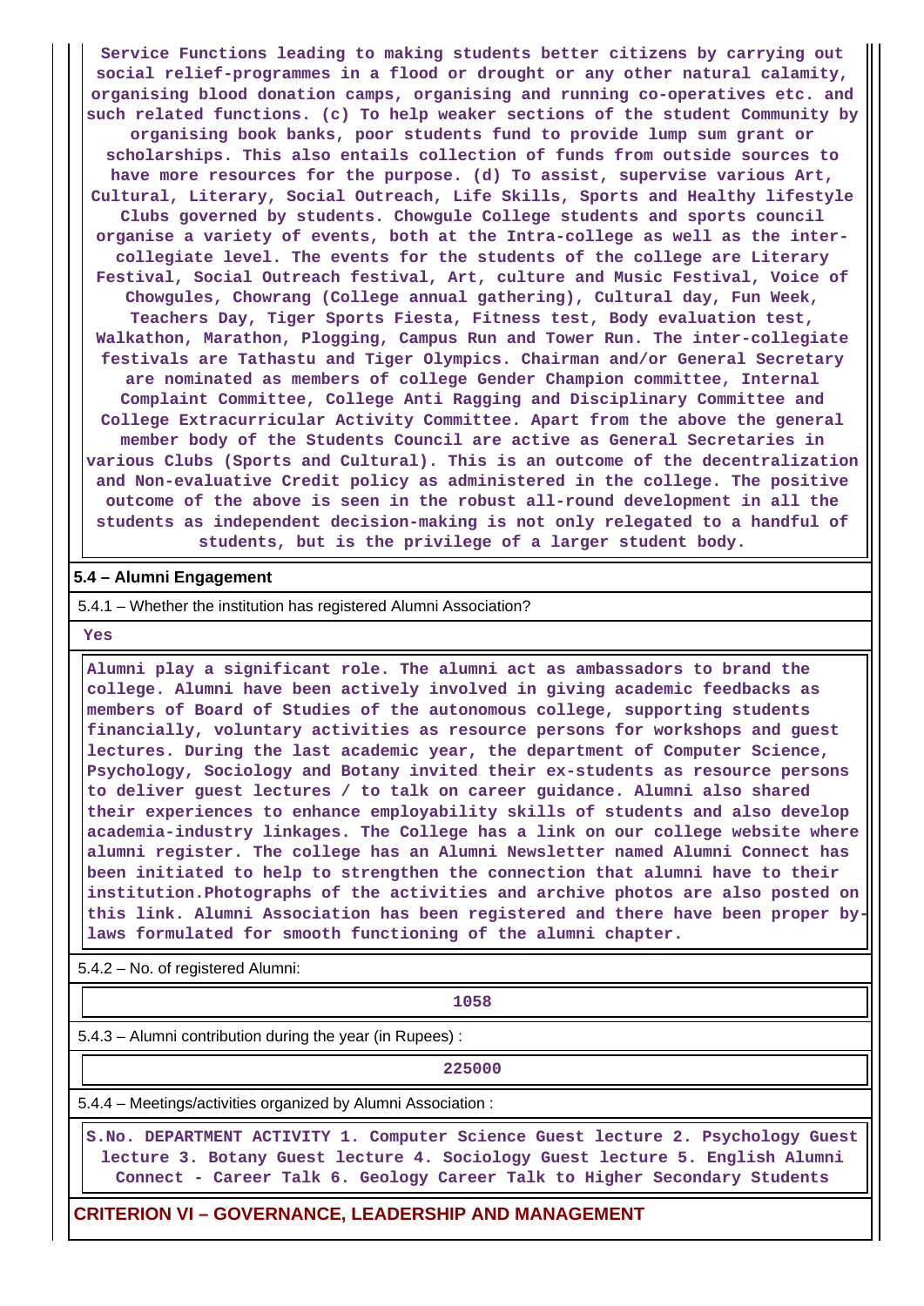Service Functions leading to making students better citizens by carrying out social relief-programmes in a flood or drought or any other natural calamity, organising blood donation camps, organising and running co-operatives etc. and such related functions. (c) To help weaker sections of the student Community by organising book banks, poor students fund to provide lump sum grant or scholarships. This also entails collection of funds from outside sources to have more resources for the purpose. (d) To assist, supervise various Art, Cultural, Literary, Social Outreach, Life Skills, Sports and Healthy lifestyle Clubs governed by students. Chowgule College students and sports council organise a variety of events, both at the Intra-college as well as the inter-collegiate level. The events for the students of the college are Literary Festival, Social Outreach festival, Art, culture and Music Festival, Voice of Chowgules, Chowrang (College annual gathering), Cultural day, Fun Week, Teachers Day, Tiger Sports Fiesta, Fitness test, Body evaluation test, Walkathon, Marathon, Plogging, Campus Run and Tower Run. The inter-collegiate festivals are Tathastu and Tiger Olympics. Chairman and/or General Secretary are nominated as members of college Gender Champion committee, Internal Complaint Committee, College Anti Ragging and Disciplinary Committee and College Extracurricular Activity Committee. Apart from the above the general member body of the Students Council are active as General Secretaries in various Clubs (Sports and Cultural). This is an outcome of the decentralization and Non-evaluative Credit policy as administered in the college. The positive outcome of the above is seen in the robust all-round development in all the students as independent decision-making is not only relegated to a handful of students, but is the privilege of a larger student body.

**5.4 – Alumni Engagement**

5.4.1 – Whether the institution has registered Alumni Association?

Yes

Alumni play a significant role. The alumni act as ambassadors to brand the college. Alumni have been actively involved in giving academic feedbacks as members of Board of Studies of the autonomous college, supporting students financially, voluntary activities as resource persons for workshops and guest lectures. During the last academic year, the department of Computer Science, Psychology, Sociology and Botany invited their ex-students as resource persons to deliver guest lectures / to talk on career guidance. Alumni also shared their experiences to enhance employability skills of students and also develop academia-industry linkages. The College has a link on our college website where alumni register. The college has an Alumni Newsletter named Alumni Connect has been initiated to help to strengthen the connection that alumni have to their institution.Photographs of the activities and archive photos are also posted on this link. Alumni Association has been registered and there have been proper by-laws formulated for smooth functioning of the alumni chapter.

5.4.2 – No. of registered Alumni:

1058

5.4.3 – Alumni contribution during the year (in Rupees) :

225000

5.4.4 – Meetings/activities organized by Alumni Association :

S.No. DEPARTMENT ACTIVITY 1. Computer Science Guest lecture 2. Psychology Guest lecture 3. Botany Guest lecture 4. Sociology Guest lecture 5. English Alumni Connect - Career Talk 6. Geology Career Talk to Higher Secondary Students

## CRITERION VI – GOVERNANCE, LEADERSHIP AND MANAGEMENT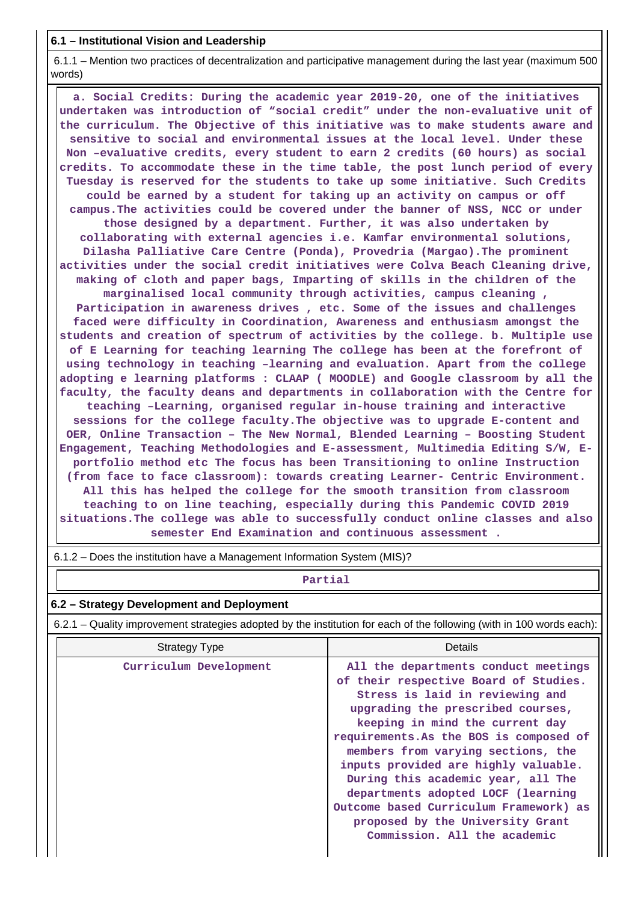**6.1 – Institutional Vision and Leadership**

6.1.1 – Mention two practices of decentralization and participative management during the last year (maximum 500 words)

a. Social Credits: During the academic year 2019-20, one of the initiatives undertaken was introduction of "social credit" under the non-evaluative unit of the curriculum. The Objective of this initiative was to make students aware and sensitive to social and environmental issues at the local level. Under these Non –evaluative credits, every student to earn 2 credits (60 hours) as social credits. To accommodate these in the time table, the post lunch period of every Tuesday is reserved for the students to take up some initiative. Such Credits could be earned by a student for taking up an activity on campus or off campus.The activities could be covered under the banner of NSS, NCC or under those designed by a department. Further, it was also undertaken by collaborating with external agencies i.e. Kamfar environmental solutions, Dilasha Palliative Care Centre (Ponda), Provedria (Margao).The prominent activities under the social credit initiatives were Colva Beach Cleaning drive, making of cloth and paper bags, Imparting of skills in the children of the marginalised local community through activities, campus cleaning , Participation in awareness drives , etc. Some of the issues and challenges faced were difficulty in Coordination, Awareness and enthusiasm amongst the students and creation of spectrum of activities by the college. b. Multiple use of E Learning for teaching learning The college has been at the forefront of using technology in teaching –learning and evaluation. Apart from the college adopting e learning platforms : CLAAP ( MOODLE) and Google classroom by all the faculty, the faculty deans and departments in collaboration with the Centre for teaching –Learning, organised regular in-house training and interactive sessions for the college faculty.The objective was to upgrade E-content and OER, Online Transaction – The New Normal, Blended Learning – Boosting Student Engagement, Teaching Methodologies and E-assessment, Multimedia Editing S/W, E-portfolio method etc The focus has been Transitioning to online Instruction (from face to face classroom): towards creating Learner- Centric Environment. All this has helped the college for the smooth transition from classroom teaching to on line teaching, especially during this Pandemic COVID 2019 situations.The college was able to successfully conduct online classes and also semester End Examination and continuous assessment .

6.1.2 – Does the institution have a Management Information System (MIS)?

Partial

**6.2 – Strategy Development and Deployment**

6.2.1 – Quality improvement strategies adopted by the institution for each of the following (with in 100 words each):

| Strategy Type | Details |
|---|---|
| Curriculum Development | All the departments conduct meetings of their respective Board of Studies. Stress is laid in reviewing and upgrading the prescribed courses, keeping in mind the current day requirements.As the BOS is composed of members from varying sections, the inputs provided are highly valuable. During this academic year, all The departments adopted LOCF (learning Outcome based Curriculum Framework) as proposed by the University Grant Commission. All the academic |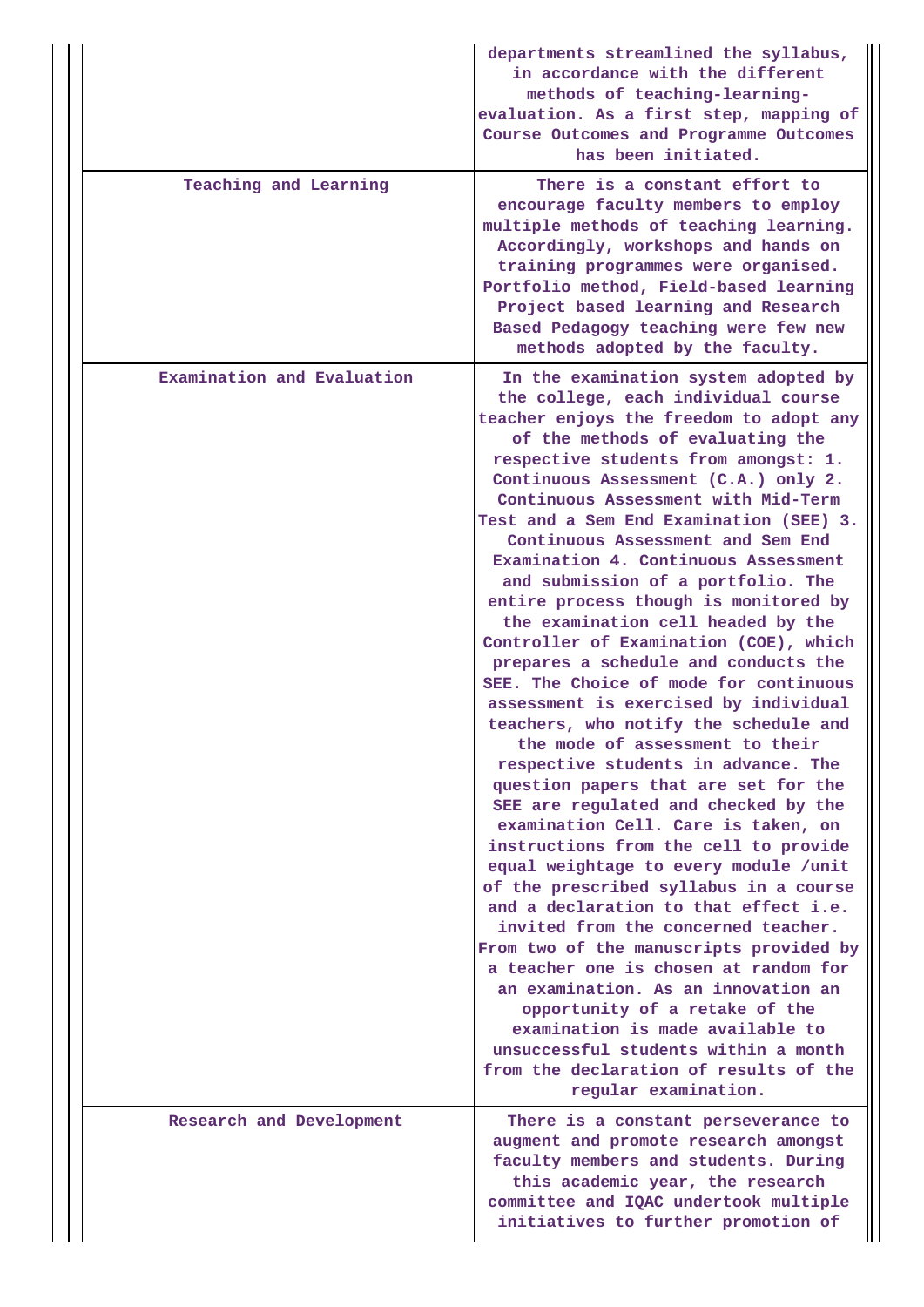| | |
|---|---|
| | departments streamlined the syllabus, in accordance with the different methods of teaching-learning-evaluation. As a first step, mapping of Course Outcomes and Programme Outcomes has been initiated. |
| Teaching and Learning | There is a constant effort to encourage faculty members to employ multiple methods of teaching learning. Accordingly, workshops and hands on training programmes were organised. Portfolio method, Field-based learning Project based learning and Research Based Pedagogy teaching were few new methods adopted by the faculty. |
| Examination and Evaluation | In the examination system adopted by the college, each individual course teacher enjoys the freedom to adopt any of the methods of evaluating the respective students from amongst: 1. Continuous Assessment (C.A.) only 2. Continuous Assessment with Mid-Term Test and a Sem End Examination (SEE) 3. Continuous Assessment and Sem End Examination 4. Continuous Assessment and submission of a portfolio. The entire process though is monitored by the examination cell headed by the Controller of Examination (COE), which prepares a schedule and conducts the SEE. The Choice of mode for continuous assessment is exercised by individual teachers, who notify the schedule and the mode of assessment to their respective students in advance. The question papers that are set for the SEE are regulated and checked by the examination Cell. Care is taken, on instructions from the cell to provide equal weightage to every module /unit of the prescribed syllabus in a course and a declaration to that effect i.e. invited from the concerned teacher. From two of the manuscripts provided by a teacher one is chosen at random for an examination. As an innovation an opportunity of a retake of the examination is made available to unsuccessful students within a month from the declaration of results of the regular examination. |
| Research and Development | There is a constant perseverance to augment and promote research amongst faculty members and students. During this academic year, the research committee and IQAC undertook multiple initiatives to further promotion of |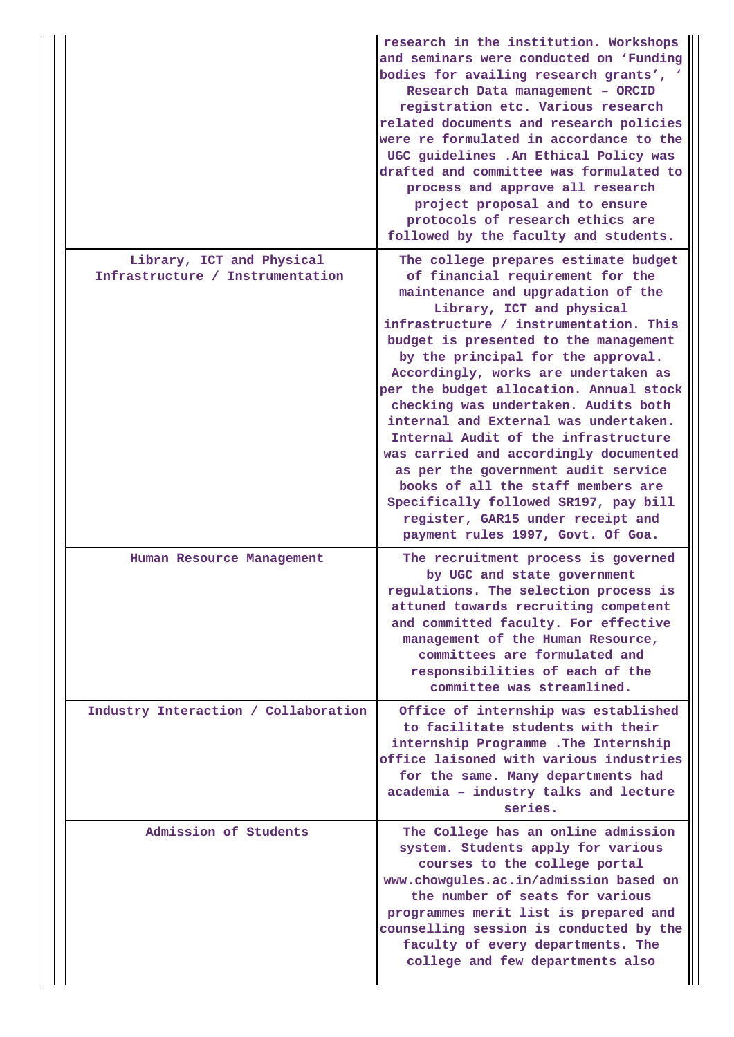| | |
|---|---|
| | research in the institution. Workshops and seminars were conducted on 'Funding bodies for availing research grants', ' Research Data management – ORCID registration etc. Various research related documents and research policies were re formulated in accordance to the UGC guidelines .An Ethical Policy was drafted and committee was formulated to process and approve all research project proposal and to ensure protocols of research ethics are followed by the faculty and students. |
| Library, ICT and Physical Infrastructure / Instrumentation | The college prepares estimate budget of financial requirement for the maintenance and upgradation of the Library, ICT and physical infrastructure / instrumentation. This budget is presented to the management by the principal for the approval. Accordingly, works are undertaken as per the budget allocation. Annual stock checking was undertaken. Audits both internal and External was undertaken. Internal Audit of the infrastructure was carried and accordingly documented as per the government audit service books of all the staff members are Specifically followed SR197, pay bill register, GAR15 under receipt and payment rules 1997, Govt. Of Goa. |
| Human Resource Management | The recruitment process is governed by UGC and state government regulations. The selection process is attuned towards recruiting competent and committed faculty. For effective management of the Human Resource, committees are formulated and responsibilities of each of the committee was streamlined. |
| Industry Interaction / Collaboration | Office of internship was established to facilitate students with their internship Programme .The Internship office laisoned with various industries for the same. Many departments had academia – industry talks and lecture series. |
| Admission of Students | The College has an online admission system. Students apply for various courses to the college portal www.chowgules.ac.in/admission based on the number of seats for various programmes merit list is prepared and counselling session is conducted by the faculty of every departments. The college and few departments also |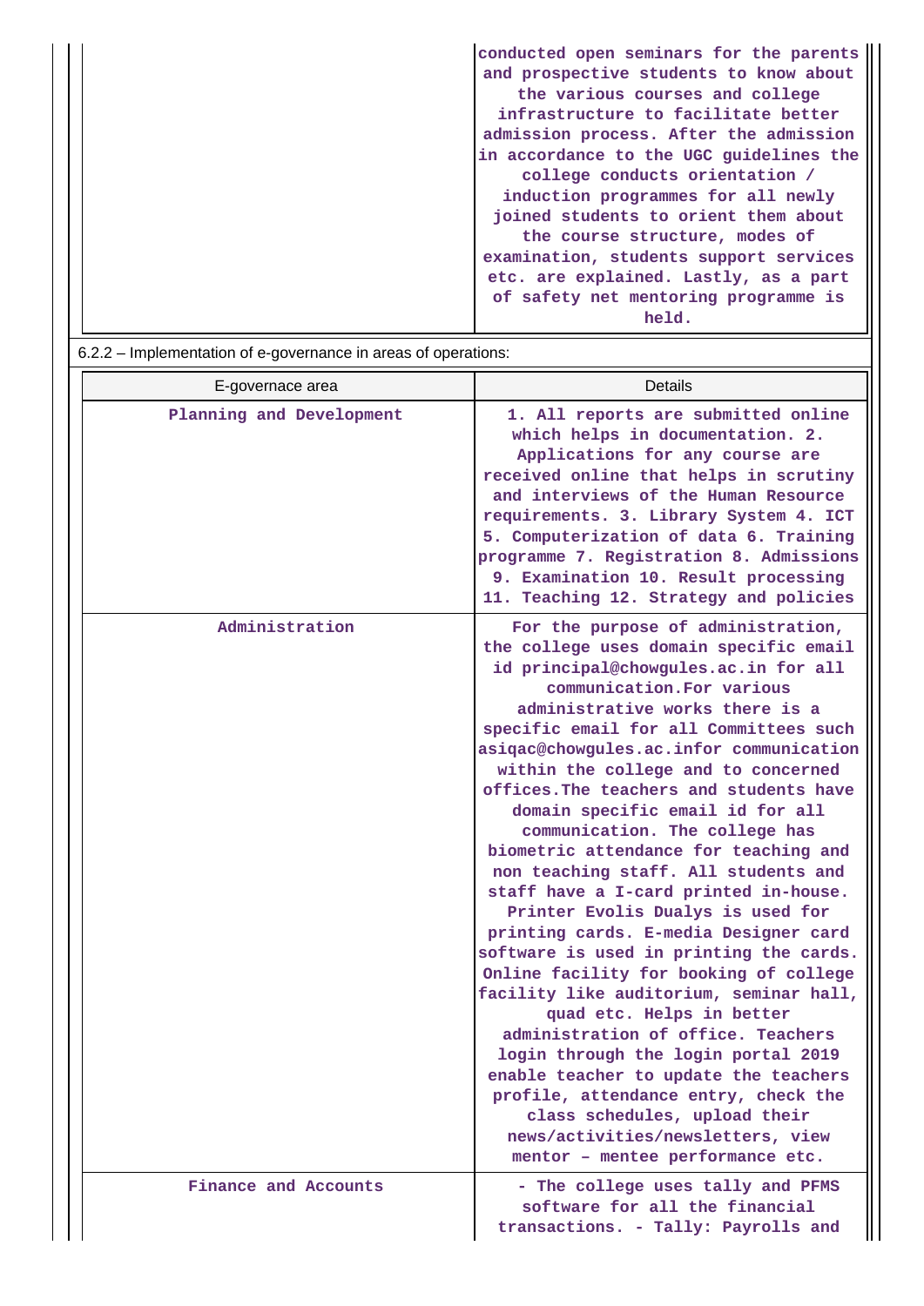| | |
|---|---|
| | conducted open seminars for the parents and prospective students to know about the various courses and college infrastructure to facilitate better admission process. After the admission in accordance to the UGC guidelines the college conducts orientation / induction programmes for all newly joined students to orient them about the course structure, modes of examination, students support services etc. are explained. Lastly, as a part of safety net mentoring programme is held. |

6.2.2 – Implementation of e-governance in areas of operations:

| E-governace area | Details |
|---|---|
| Planning and Development | 1. All reports are submitted online which helps in documentation. 2. Applications for any course are received online that helps in scrutiny and interviews of the Human Resource requirements. 3. Library System 4. ICT 5. Computerization of data 6. Training programme 7. Registration 8. Admissions 9. Examination 10. Result processing 11. Teaching 12. Strategy and policies |
| Administration | For the purpose of administration, the college uses domain specific email id principal@chowgules.ac.in for all communication.For various administrative works there is a specific email for all Committees such asiqac@chowgules.ac.infor communication within the college and to concerned offices.The teachers and students have domain specific email id for all communication. The college has biometric attendance for teaching and non teaching staff. All students and staff have a I-card printed in-house. Printer Evolis Dualys is used for printing cards. E-media Designer card software is used in printing the cards. Online facility for booking of college facility like auditorium, seminar hall, quad etc. Helps in better administration of office. Teachers login through the login portal 2019 enable teacher to update the teachers profile, attendance entry, check the class schedules, upload their news/activities/newsletters, view mentor – mentee performance etc. |
| Finance and Accounts | - The college uses tally and PFMS software for all the financial transactions. - Tally: Payrolls and |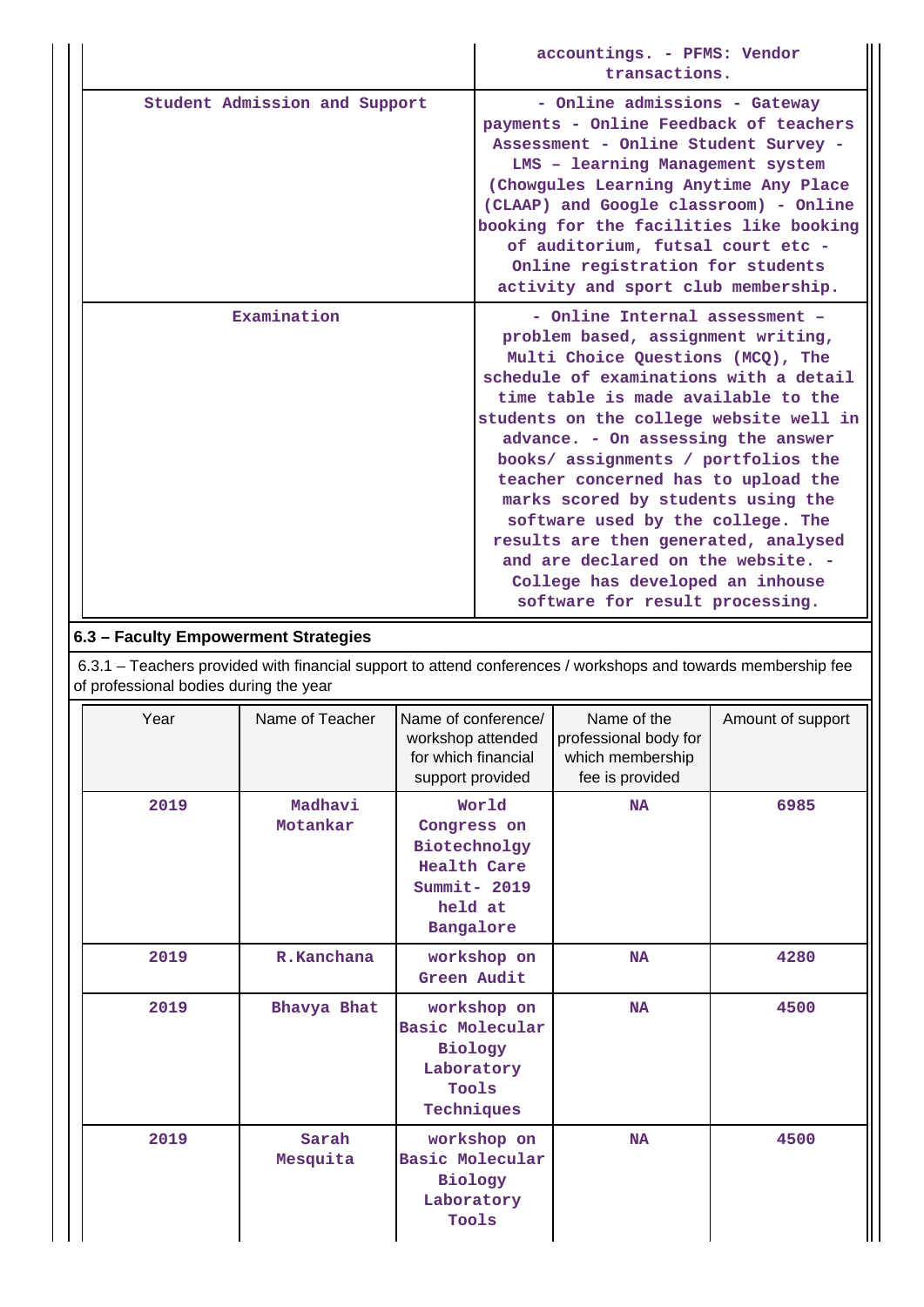| | |
|---|---|
| | accountings. - PFMS: Vendor transactions. |
| Student Admission and Support | - Online admissions - Gateway payments - Online Feedback of teachers Assessment - Online Student Survey - LMS – learning Management system (Chowgules Learning Anytime Any Place (CLAAP) and Google classroom) - Online booking for the facilities like booking of auditorium, futsal court etc - Online registration for students activity and sport club membership. |
| Examination | - Online Internal assessment – problem based, assignment writing, Multi Choice Questions (MCQ), The schedule of examinations with a detail time table is made available to the students on the college website well in advance. - On assessing the answer books/ assignments / portfolios the teacher concerned has to upload the marks scored by students using the software used by the college. The results are then generated, analysed and are declared on the website. - College has developed an inhouse software for result processing. |

## 6.3 – Faculty Empowerment Strategies

6.3.1 – Teachers provided with financial support to attend conferences / workshops and towards membership fee of professional bodies during the year

| Year | Name of Teacher | Name of conference/ workshop attended for which financial support provided | Name of the professional body for which membership fee is provided | Amount of support |
|---|---|---|---|---|
| 2019 | Madhavi Motankar | World Congress on Biotechnolgy Health Care Summit- 2019 held at Bangalore | NA | 6985 |
| 2019 | R.Kanchana | workshop on Green Audit | NA | 4280 |
| 2019 | Bhavya Bhat | workshop on Basic Molecular Biology Laboratory Tools Techniques | NA | 4500 |
| 2019 | Sarah Mesquita | workshop on Basic Molecular Biology Laboratory Tools | NA | 4500 |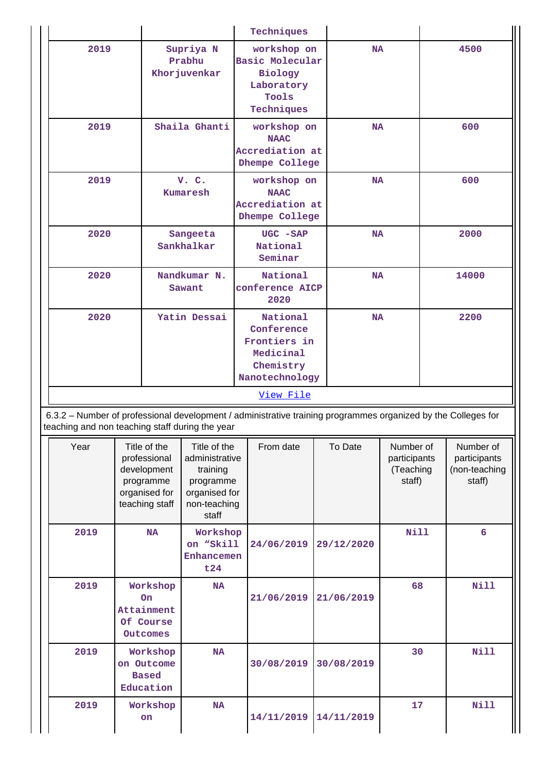| | | Techniques | | |
|---|---|---|---|---|
| 2019 | Supriya N Prabhu Khorjuvenkar | workshop on Basic Molecular Biology Laboratory Tools Techniques | NA | 4500 |
| 2019 | Shaila Ghanti | workshop on NAAC Accrediation at Dhempe College | NA | 600 |
| 2019 | V. C. Kumaresh | workshop on NAAC Accrediation at Dhempe College | NA | 600 |
| 2020 | Sangeeta Sankhalkar | UGC -SAP National Seminar | NA | 2000 |
| 2020 | Nandkumar N. Sawant | National conference AICP 2020 | NA | 14000 |
| 2020 | Yatin Dessai | National Conference Frontiers in Medicinal Chemistry Nanotechnology | NA | 2200 |

View File

6.3.2 – Number of professional development / administrative training programmes organized by the Colleges for teaching and non teaching staff during the year

| Year | Title of the professional development programme organised for teaching staff | Title of the administrative training programme organised for non-teaching staff | From date | To Date | Number of participants (Teaching staff) | Number of participants (non-teaching staff) |
|---|---|---|---|---|---|---|
| 2019 | NA | Workshop on “Skill Enhancement24 | 24/06/2019 | 29/12/2020 | Nill | 6 |
| 2019 | Workshop On Attainment Of Course Outcomes | NA | 21/06/2019 | 21/06/2019 | 68 | Nill |
| 2019 | Workshop on Outcome Based Education | NA | 30/08/2019 | 30/08/2019 | 30 | Nill |
| 2019 | Workshop on | NA | 14/11/2019 | 14/11/2019 | 17 | Nill |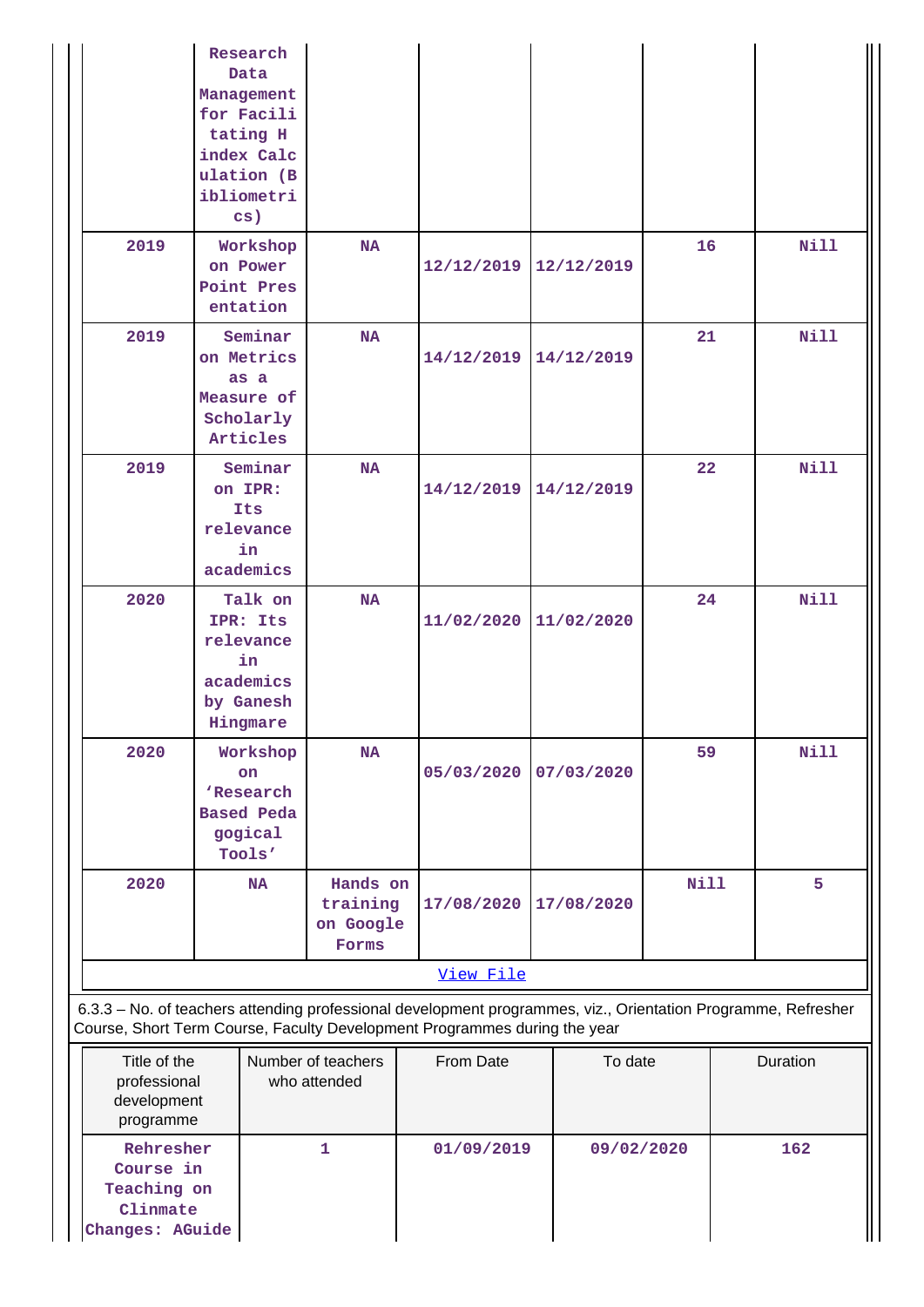| | | | | | | |
|---|---|---|---|---|---|---|
| | Research Data Management for Facilitating H index Calculation (Bibliometrics) | | | | | |
| 2019 | Workshop on Power Point Presentation | NA | 12/12/2019 | 12/12/2019 | 16 | Nill |
| 2019 | Seminar on Metrics as a Measure of Scholarly Articles | NA | 14/12/2019 | 14/12/2019 | 21 | Nill |
| 2019 | Seminar on IPR: Its relevance in academics | NA | 14/12/2019 | 14/12/2019 | 22 | Nill |
| 2020 | Talk on IPR: Its relevance in academics by Ganesh Hingmare | NA | 11/02/2020 | 11/02/2020 | 24 | Nill |
| 2020 | Workshop on 'Research Based Pedagogical Tools' | NA | 05/03/2020 | 07/03/2020 | 59 | Nill |
| 2020 | NA | Hands on training on Google Forms | 17/08/2020 | 17/08/2020 | Nill | 5 |

[View File]

6.3.3 – No. of teachers attending professional development programmes, viz., Orientation Programme, Refresher Course, Short Term Course, Faculty Development Programmes during the year

| Title of the professional development programme | Number of teachers who attended | From Date | To date | Duration |
|---|---|---|---|---|
| Rehresher Course in Teaching on Clinmate Changes: AGuide | 1 | 01/09/2019 | 09/02/2020 | 162 |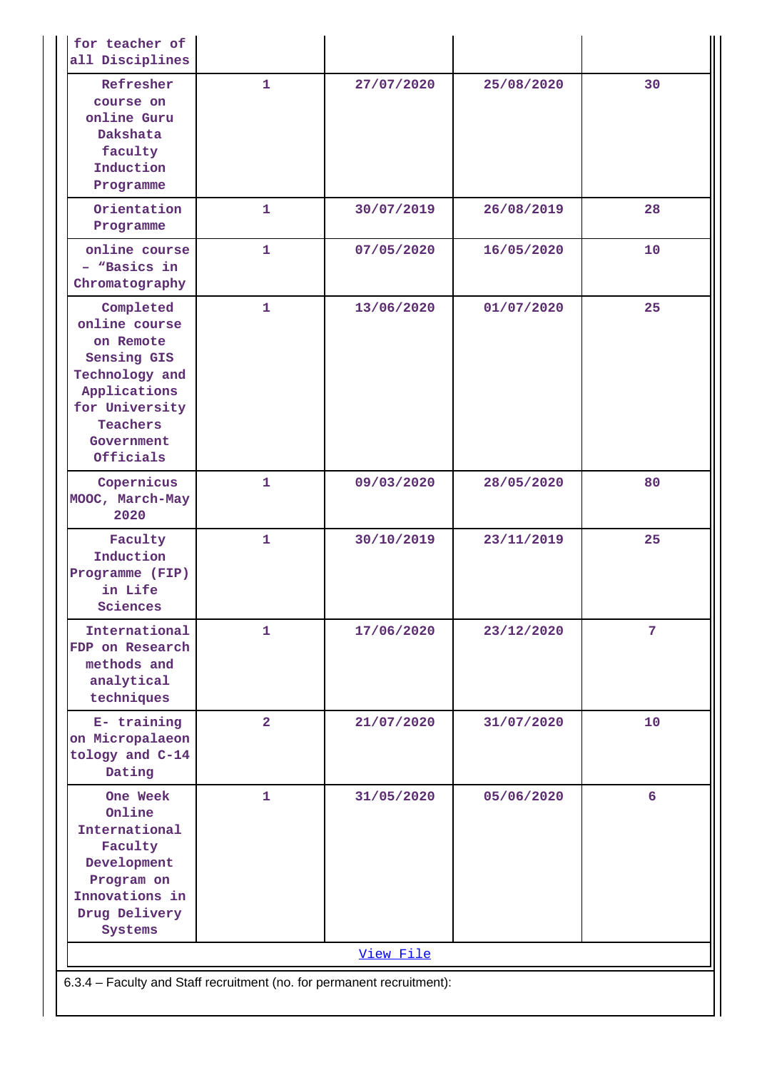| | | | | |
|---|---|---|---|---|
| for teacher of all Disciplines | | | | |
| Refresher course on online Guru Dakshata faculty Induction Programme | 1 | 27/07/2020 | 25/08/2020 | 30 |
| Orientation Programme | 1 | 30/07/2019 | 26/08/2019 | 28 |
| online course – "Basics in Chromatography | 1 | 07/05/2020 | 16/05/2020 | 10 |
| Completed online course on Remote Sensing GIS Technology and Applications for University Teachers Government Officials | 1 | 13/06/2020 | 01/07/2020 | 25 |
| Copernicus MOOC, March-May 2020 | 1 | 09/03/2020 | 28/05/2020 | 80 |
| Faculty Induction Programme (FIP) in Life Sciences | 1 | 30/10/2019 | 23/11/2019 | 25 |
| International FDP on Research methods and analytical techniques | 1 | 17/06/2020 | 23/12/2020 | 7 |
| E- training on Micropalaeontology and C-14 Dating | 2 | 21/07/2020 | 31/07/2020 | 10 |
| One Week Online International Faculty Development Program on Innovations in Drug Delivery Systems | 1 | 31/05/2020 | 05/06/2020 | 6 |

[View File]

6.3.4 – Faculty and Staff recruitment (no. for permanent recruitment):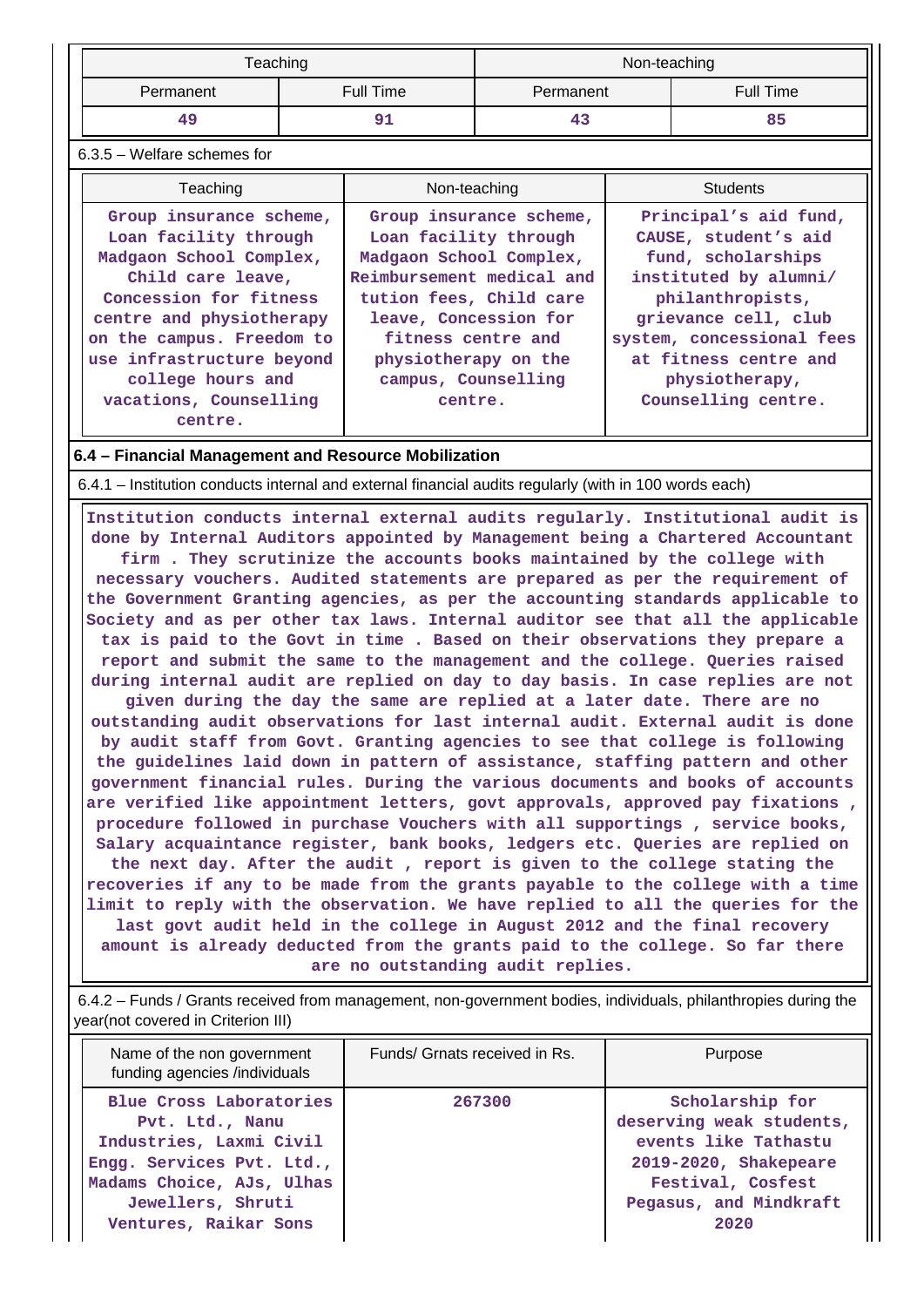| Teaching | | Non-teaching | |
|---|---|---|---|
| Permanent | Full Time | Permanent | Full Time |
| 49 | 91 | 43 | 85 |

6.3.5 – Welfare schemes for

| Teaching | Non-teaching | Students |
|---|---|---|
| Group insurance scheme, Loan facility through Madgaon School Complex, Child care leave, Concession for fitness centre and physiotherapy on the campus. Freedom to use infrastructure beyond college hours and vacations, Counselling centre. | Group insurance scheme, Loan facility through Madgaon School Complex, Reimbursement medical and tution fees, Child care leave, Concession for fitness centre and physiotherapy on the campus, Counselling centre. | Principal's aid fund, CAUSE, student's aid fund, scholarships instituted by alumni/ philanthropists, grievance cell, club system, concessional fees at fitness centre and physiotherapy, Counselling centre. |

**6.4 – Financial Management and Resource Mobilization**

6.4.1 – Institution conducts internal and external financial audits regularly (with in 100 words each)

Institution conducts internal external audits regularly. Institutional audit is done by Internal Auditors appointed by Management being a Chartered Accountant firm . They scrutinize the accounts books maintained by the college with necessary vouchers. Audited statements are prepared as per the requirement of the Government Granting agencies, as per the accounting standards applicable to Society and as per other tax laws. Internal auditor see that all the applicable tax is paid to the Govt in time . Based on their observations they prepare a report and submit the same to the management and the college. Queries raised during internal audit are replied on day to day basis. In case replies are not given during the day the same are replied at a later date. There are no outstanding audit observations for last internal audit. External audit is done by audit staff from Govt. Granting agencies to see that college is following the guidelines laid down in pattern of assistance, staffing pattern and other government financial rules. During the various documents and books of accounts are verified like appointment letters, govt approvals, approved pay fixations , procedure followed in purchase Vouchers with all supportings , service books, Salary acquaintance register, bank books, ledgers etc. Queries are replied on the next day. After the audit , report is given to the college stating the recoveries if any to be made from the grants payable to the college with a time limit to reply with the observation. We have replied to all the queries for the last govt audit held in the college in August 2012 and the final recovery amount is already deducted from the grants paid to the college. So far there are no outstanding audit replies.

6.4.2 – Funds / Grants received from management, non-government bodies, individuals, philanthropies during the year(not covered in Criterion III)

| Name of the non government funding agencies /individuals | Funds/ Grnats received in Rs. | Purpose |
|---|---|---|
| Blue Cross Laboratories Pvt. Ltd., Nanu Industries, Laxmi Civil Engg. Services Pvt. Ltd., Madams Choice, AJs, Ulhas Jewellers, Shruti Ventures, Raikar Sons | 267300 | Scholarship for deserving weak students, events like Tathastu 2019-2020, Shakepeare Festival, Cosfest Pegasus, and Mindkraft 2020 |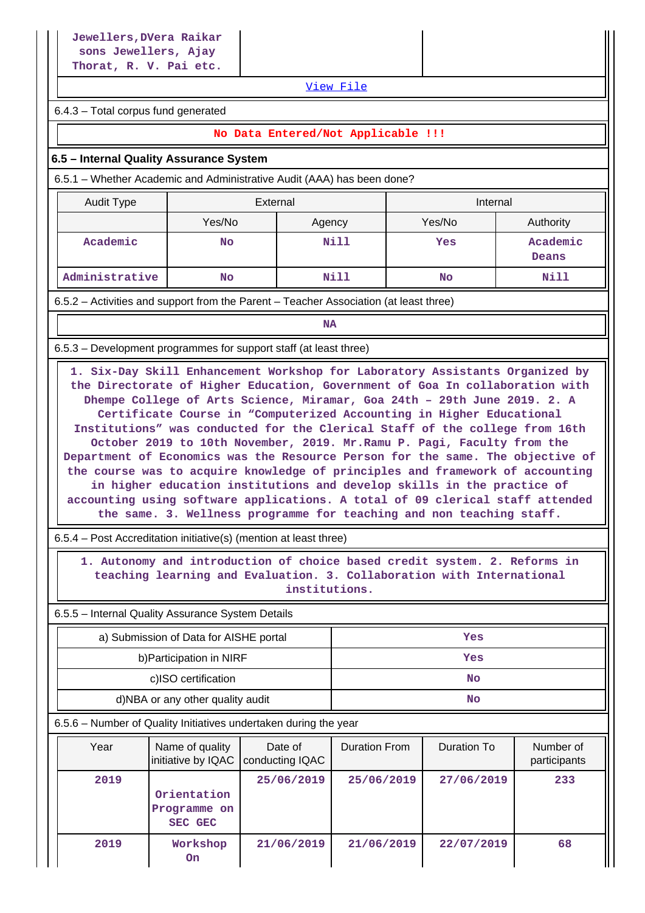| Jewellers,DVera Raikar sons Jewellers, Ajay Thorat, R. V. Pai etc. | | |
|---|---|---|

[View File](#)

6.4.3 – Total corpus fund generated

**No Data Entered/Not Applicable !!!**

### 6.5 – Internal Quality Assurance System

6.5.1 – Whether Academic and Administrative Audit (AAA) has been done?

| Audit Type | External | | Internal | |
|---|---|---|---|---|
| | Yes/No | Agency | Yes/No | Authority |
| Academic | No | Nill | Yes | Academic Deans |
| Administrative | No | Nill | No | Nill |

6.5.2 – Activities and support from the Parent – Teacher Association (at least three)

NA

6.5.3 – Development programmes for support staff (at least three)

1. Six-Day Skill Enhancement Workshop for Laboratory Assistants Organized by the Directorate of Higher Education, Government of Goa In collaboration with Dhempe College of Arts Science, Miramar, Goa 24th – 29th June 2019. 2. A Certificate Course in “Computerized Accounting in Higher Educational Institutions” was conducted for the Clerical Staff of the college from 16th October 2019 to 10th November, 2019. Mr.Ramu P. Pagi, Faculty from the Department of Economics was the Resource Person for the same. The objective of the course was to acquire knowledge of principles and framework of accounting in higher education institutions and develop skills in the practice of accounting using software applications. A total of 09 clerical staff attended the same. 3. Wellness programme for teaching and non teaching staff.

6.5.4 – Post Accreditation initiative(s) (mention at least three)

1. Autonomy and introduction of choice based credit system. 2. Reforms in teaching learning and Evaluation. 3. Collaboration with International institutions.

6.5.5 – Internal Quality Assurance System Details

| a) Submission of Data for AISHE portal | Yes |
|---|---|
| b)Participation in NIRF | Yes |
| c)ISO certification | No |
| d)NBA or any other quality audit | No |

6.5.6 – Number of Quality Initiatives undertaken during the year

| Year | Name of quality initiative by IQAC | Date of conducting IQAC | Duration From | Duration To | Number of participants |
|---|---|---|---|---|---|
| 2019 | Orientation Programme on SEC GEC | 25/06/2019 | 25/06/2019 | 27/06/2019 | 233 |
| 2019 | Workshop On | 21/06/2019 | 21/06/2019 | 22/07/2019 | 68 |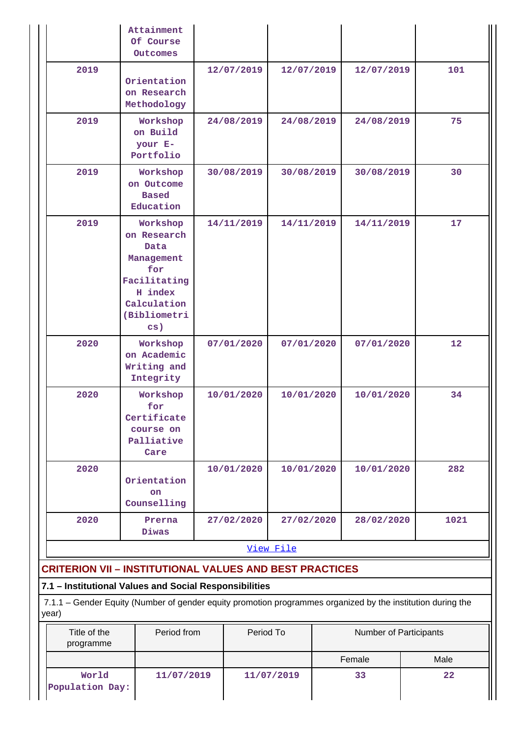| | | | | | |
|---|---|---|---|---|---|
| | Attainment Of Course Outcomes | | | | |
| 2019 | Orientation on Research Methodology | 12/07/2019 | 12/07/2019 | 12/07/2019 | 101 |
| 2019 | Workshop on Build your E-Portfolio | 24/08/2019 | 24/08/2019 | 24/08/2019 | 75 |
| 2019 | Workshop on Outcome Based Education | 30/08/2019 | 30/08/2019 | 30/08/2019 | 30 |
| 2019 | Workshop on Research Data Management for Facilitating H index Calculation (Bibliometrics) | 14/11/2019 | 14/11/2019 | 14/11/2019 | 17 |
| 2020 | Workshop on Academic Writing and Integrity | 07/01/2020 | 07/01/2020 | 07/01/2020 | 12 |
| 2020 | Workshop for Certificate course on Palliative Care | 10/01/2020 | 10/01/2020 | 10/01/2020 | 34 |
| 2020 | Orientation on Counselling | 10/01/2020 | 10/01/2020 | 10/01/2020 | 282 |
| 2020 | Prerna Diwas | 27/02/2020 | 27/02/2020 | 28/02/2020 | 1021 |

View File

## CRITERION VII – INSTITUTIONAL VALUES AND BEST PRACTICES

### 7.1 – Institutional Values and Social Responsibilities

7.1.1 – Gender Equity (Number of gender equity promotion programmes organized by the institution during the year)

| Title of the programme | Period from | Period To | Number of Participants | |
|---|---|---|---|---|
| | | | Female | Male |
| World Population Day: | 11/07/2019 | 11/07/2019 | 33 | 22 |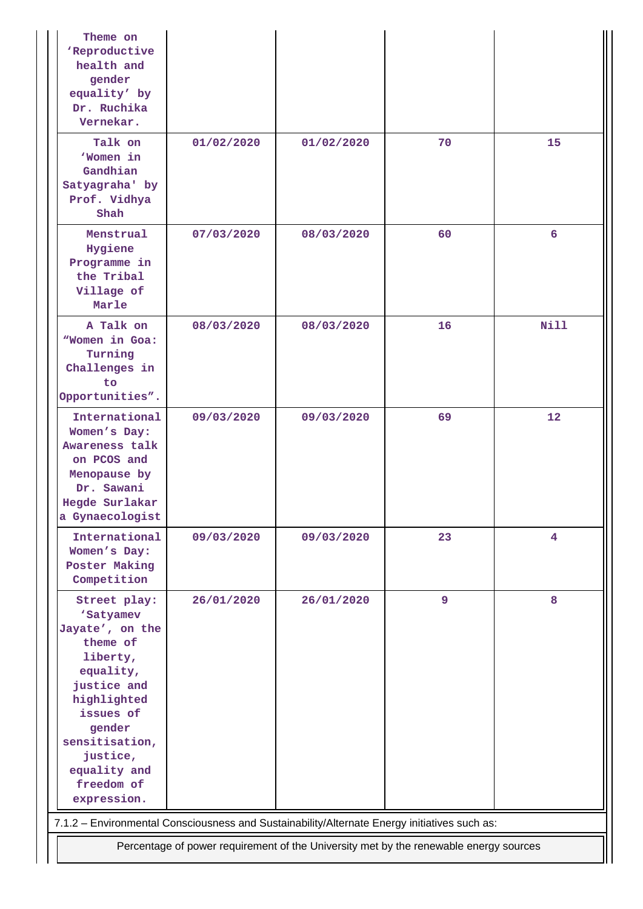| | | | | |
|---|---|---|---|---|
| Theme on 'Reproductive health and gender equality' by Dr. Ruchika Vernekar. | | | | |
| Talk on 'Women in Gandhian Satyagraha' by Prof. Vidhya Shah | 01/02/2020 | 01/02/2020 | 70 | 15 |
| Menstrual Hygiene Programme in the Tribal Village of Marle | 07/03/2020 | 08/03/2020 | 60 | 6 |
| A Talk on "Women in Goa: Turning Challenges in to Opportunities". | 08/03/2020 | 08/03/2020 | 16 | Nill |
| International Women's Day: Awareness talk on PCOS and Menopause by Dr. Sawani Hegde Surlakar a Gynaecologist | 09/03/2020 | 09/03/2020 | 69 | 12 |
| International Women's Day: Poster Making Competition | 09/03/2020 | 09/03/2020 | 23 | 4 |
| Street play: 'Satyamev Jayate', on the theme of liberty, equality, justice and highlighted issues of gender sensitisation, justice, equality and freedom of expression. | 26/01/2020 | 26/01/2020 | 9 | 8 |

7.1.2 – Environmental Consciousness and Sustainability/Alternate Energy initiatives such as:

| Percentage of power requirement of the University met by the renewable energy sources |
|---|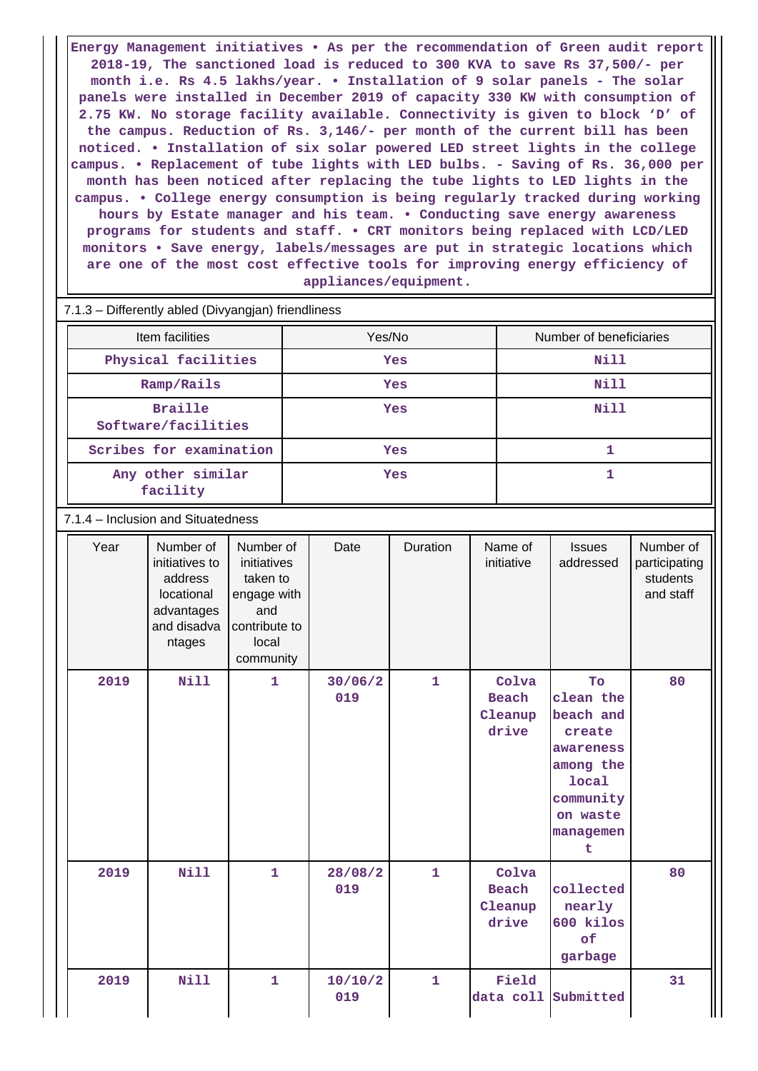Energy Management initiatives • As per the recommendation of Green audit report 2018-19, The sanctioned load is reduced to 300 KVA to save Rs 37,500/- per month i.e. Rs 4.5 lakhs/year. • Installation of 9 solar panels - The solar panels were installed in December 2019 of capacity 330 KW with consumption of 2.75 KW. No storage facility available. Connectivity is given to block 'D' of the campus. Reduction of Rs. 3,146/- per month of the current bill has been noticed. • Installation of six solar powered LED street lights in the college campus. • Replacement of tube lights with LED bulbs. - Saving of Rs. 36,000 per month has been noticed after replacing the tube lights to LED lights in the campus. • College energy consumption is being regularly tracked during working hours by Estate manager and his team. • Conducting save energy awareness programs for students and staff. • CRT monitors being replaced with LCD/LED monitors • Save energy, labels/messages are put in strategic locations which are one of the most cost effective tools for improving energy efficiency of appliances/equipment.

7.1.3 – Differently abled (Divyangjan) friendliness

| Item facilities | Yes/No | Number of beneficiaries |
|---|---|---|
| Physical facilities | Yes | Nill |
| Ramp/Rails | Yes | Nill |
| Braille Software/facilities | Yes | Nill |
| Scribes for examination | Yes | 1 |
| Any other similar facility | Yes | 1 |

7.1.4 – Inclusion and Situatedness

| Year | Number of initiatives to address locational advantages and disadvantages | Number of initiatives taken to engage with and contribute to local community | Date | Duration | Name of initiative | Issues addressed | Number of participating students and staff |
|---|---|---|---|---|---|---|---|
| 2019 | Nill | 1 | 30/06/2019 | 1 | Colva Beach Cleanup drive | To clean the beach and create awareness among the local community on waste management | 80 |
| 2019 | Nill | 1 | 28/08/2019 | 1 | Colva Beach Cleanup drive | collected nearly 600 kilos of garbage | 80 |
| 2019 | Nill | 1 | 10/10/2019 | 1 | Field data coll | Submitted | 31 |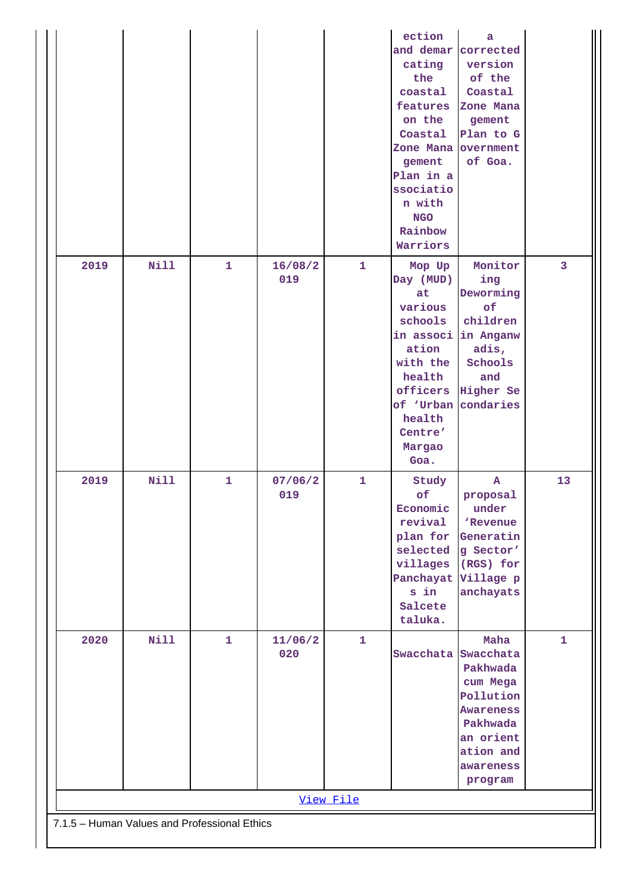| | | | | | ection and demarcating the coastal features on the Coastal Zone Management Plan in association with NGO Rainbow Warriors | a corrected version of the Coastal Zone Management Plan to Government of Goa. | |
|---|---|---|---|---|---|---|---|
| 2019 | Nill | 1 | 16/08/2019 | 1 | Mop Up Day (MUD) at various schools in association with the health officers of 'Urban health Centre' Margao Goa. | Monitoring Deworming of children in Anganwadis, Schools and Higher Secondaries | 3 |
| 2019 | Nill | 1 | 07/06/2019 | 1 | Study of Economic revival plan for selected villages Panchayats in Salcete taluka. | A proposal under 'Revenue Generating Sector' (RGS) for Village panchayats | 13 |
| 2020 | Nill | 1 | 11/06/2020 | 1 | Swacchata | Maha Swacchata Pakhwada cum Mega Pollution Awareness Pakhwada an orientation and awareness program | 1 |

[View File]

7.1.5 – Human Values and Professional Ethics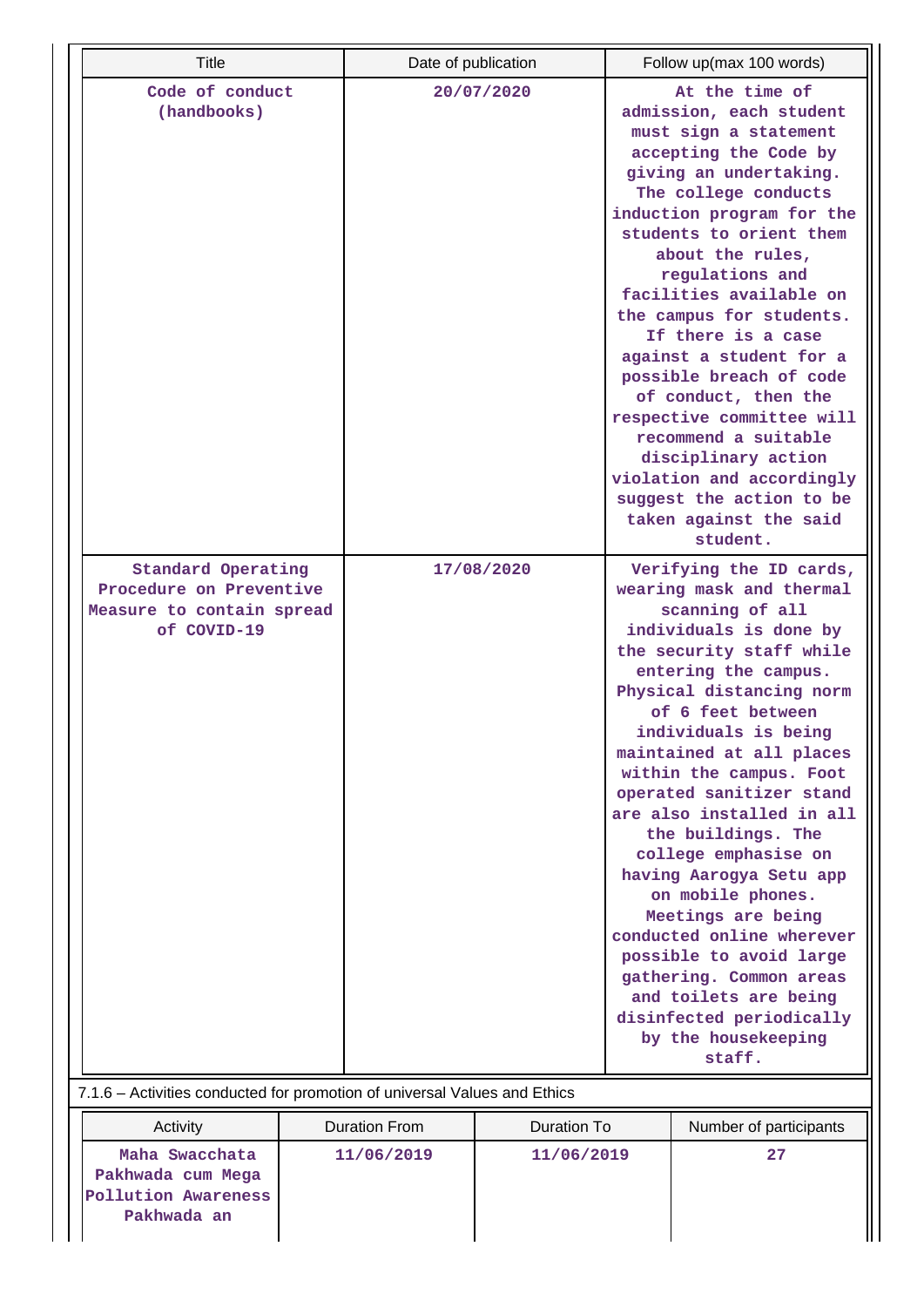| Title | Date of publication | Follow up(max 100 words) |
|---|---|---|
| Code of conduct (handbooks) | 20/07/2020 | At the time of admission, each student must sign a statement accepting the Code by giving an undertaking. The college conducts induction program for the students to orient them about the rules, regulations and facilities available on the campus for students. If there is a case against a student for a possible breach of code of conduct, then the respective committee will recommend a suitable disciplinary action violation and accordingly suggest the action to be taken against the said student. |
| Standard Operating Procedure on Preventive Measure to contain spread of COVID-19 | 17/08/2020 | Verifying the ID cards, wearing mask and thermal scanning of all individuals is done by the security staff while entering the campus. Physical distancing norm of 6 feet between individuals is being maintained at all places within the campus. Foot operated sanitizer stand are also installed in all the buildings. The college emphasise on having Aarogya Setu app on mobile phones. Meetings are being conducted online wherever possible to avoid large gathering. Common areas and toilets are being disinfected periodically by the housekeeping staff. |

7.1.6 – Activities conducted for promotion of universal Values and Ethics

| Activity | Duration From | Duration To | Number of participants |
|---|---|---|---|
| Maha Swacchata Pakhwada cum Mega Pollution Awareness Pakhwada an | 11/06/2019 | 11/06/2019 | 27 |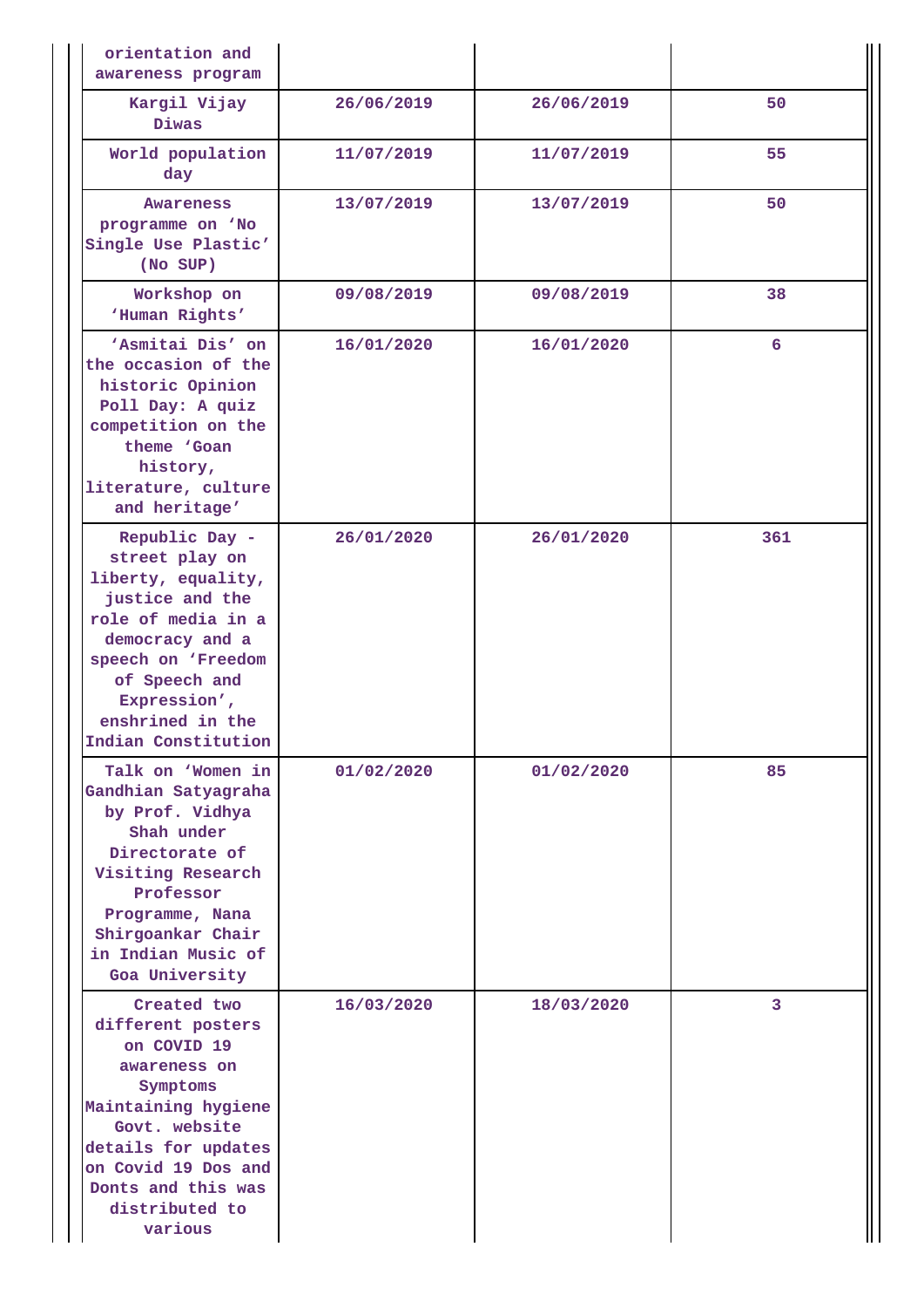| | | | |
|---|---|---|---|
| orientation and awareness program | | | |
| Kargil Vijay Diwas | 26/06/2019 | 26/06/2019 | 50 |
| World population day | 11/07/2019 | 11/07/2019 | 55 |
| Awareness programme on 'No Single Use Plastic' (No SUP) | 13/07/2019 | 13/07/2019 | 50 |
| Workshop on 'Human Rights' | 09/08/2019 | 09/08/2019 | 38 |
| 'Asmitai Dis' on the occasion of the historic Opinion Poll Day: A quiz competition on the theme 'Goan history, literature, culture and heritage' | 16/01/2020 | 16/01/2020 | 6 |
| Republic Day - street play on liberty, equality, justice and the role of media in a democracy and a speech on 'Freedom of Speech and Expression', enshrined in the Indian Constitution | 26/01/2020 | 26/01/2020 | 361 |
| Talk on 'Women in Gandhian Satyagraha by Prof. Vidhya Shah under Directorate of Visiting Research Professor Programme, Nana Shirgoankar Chair in Indian Music of Goa University | 01/02/2020 | 01/02/2020 | 85 |
| Created two different posters on COVID 19 awareness on Symptoms Maintaining hygiene Govt. website details for updates on Covid 19 Dos and Donts and this was distributed to various | 16/03/2020 | 18/03/2020 | 3 |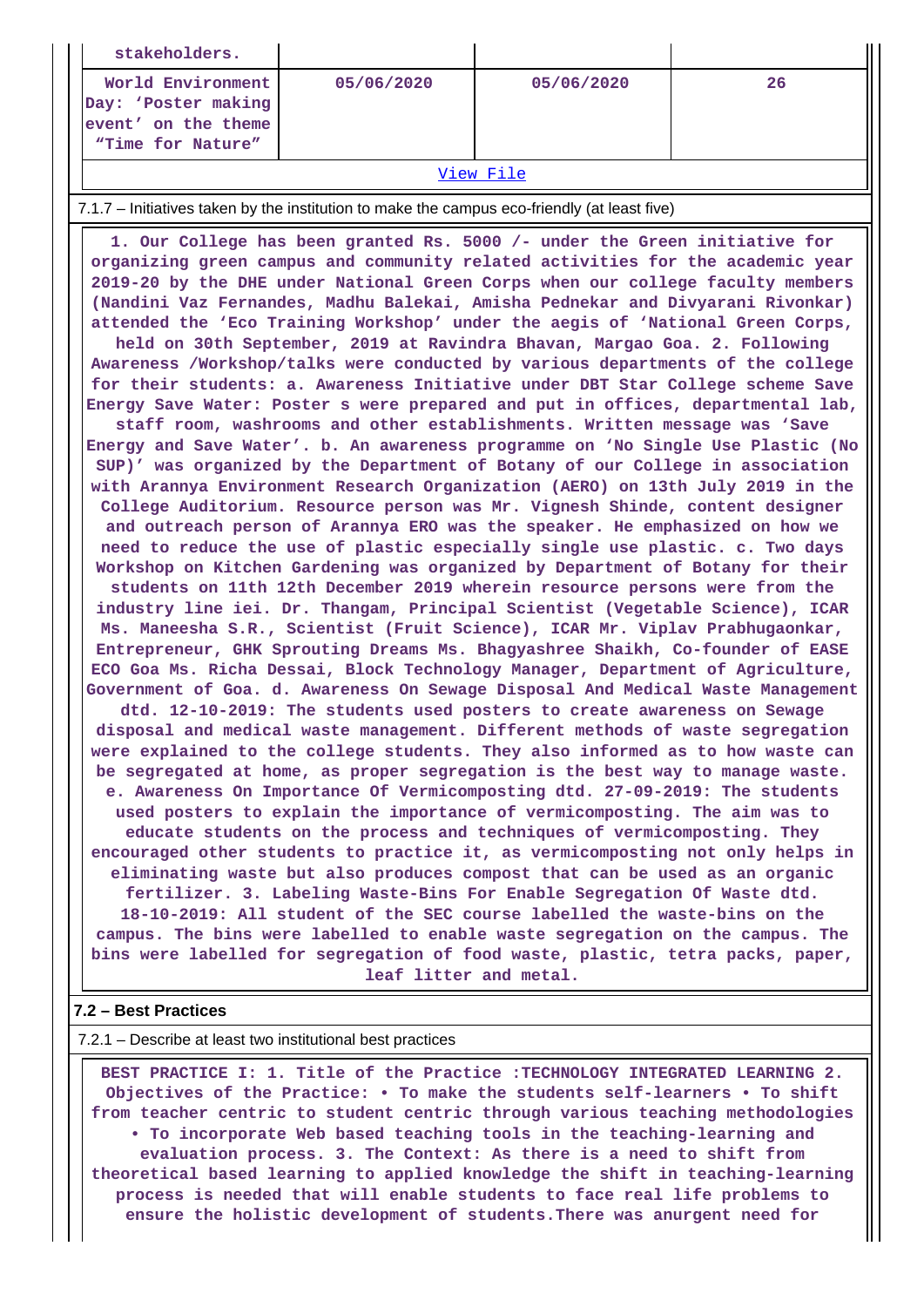| stakeholders. | | | |
|---|---|---|---|
| World Environment Day: 'Poster making event' on the theme "Time for Nature" | 05/06/2020 | 05/06/2020 | 26 |

View File

7.1.7 – Initiatives taken by the institution to make the campus eco-friendly (at least five)

**1. Our College has been granted Rs. 5000 /- under the Green initiative for organizing green campus and community related activities for the academic year 2019-20 by the DHE under National Green Corps when our college faculty members (Nandini Vaz Fernandes, Madhu Balekai, Amisha Pednekar and Divyarani Rivonkar) attended the 'Eco Training Workshop' under the aegis of 'National Green Corps, held on 30th September, 2019 at Ravindra Bhavan, Margao Goa. 2. Following Awareness /Workshop/talks were conducted by various departments of the college for their students: a. Awareness Initiative under DBT Star College scheme Save Energy Save Water: Poster s were prepared and put in offices, departmental lab, staff room, washrooms and other establishments. Written message was 'Save Energy and Save Water'. b. An awareness programme on 'No Single Use Plastic (No SUP)' was organized by the Department of Botany of our College in association with Arannya Environment Research Organization (AERO) on 13th July 2019 in the College Auditorium. Resource person was Mr. Vignesh Shinde, content designer and outreach person of Arannya ERO was the speaker. He emphasized on how we need to reduce the use of plastic especially single use plastic. c. Two days Workshop on Kitchen Gardening was organized by Department of Botany for their students on 11th 12th December 2019 wherein resource persons were from the industry line iei. Dr. Thangam, Principal Scientist (Vegetable Science), ICAR Ms. Maneesha S.R., Scientist (Fruit Science), ICAR Mr. Viplav Prabhugaonkar, Entrepreneur, GHK Sprouting Dreams Ms. Bhagyashree Shaikh, Co-founder of EASE ECO Goa Ms. Richa Dessai, Block Technology Manager, Department of Agriculture, Government of Goa. d. Awareness On Sewage Disposal And Medical Waste Management dtd. 12-10-2019: The students used posters to create awareness on Sewage disposal and medical waste management. Different methods of waste segregation were explained to the college students. They also informed as to how waste can be segregated at home, as proper segregation is the best way to manage waste. e. Awareness On Importance Of Vermicomposting dtd. 27-09-2019: The students used posters to explain the importance of vermicomposting. The aim was to educate students on the process and techniques of vermicomposting. They encouraged other students to practice it, as vermicomposting not only helps in eliminating waste but also produces compost that can be used as an organic fertilizer. 3. Labeling Waste-Bins For Enable Segregation Of Waste dtd. 18-10-2019: All student of the SEC course labelled the waste-bins on the campus. The bins were labelled to enable waste segregation on the campus. The bins were labelled for segregation of food waste, plastic, tetra packs, paper, leaf litter and metal.**

### 7.2 – Best Practices

7.2.1 – Describe at least two institutional best practices

**BEST PRACTICE I: 1. Title of the Practice :TECHNOLOGY INTEGRATED LEARNING 2. Objectives of the Practice: • To make the students self-learners • To shift from teacher centric to student centric through various teaching methodologies • To incorporate Web based teaching tools in the teaching-learning and evaluation process. 3. The Context: As there is a need to shift from theoretical based learning to applied knowledge the shift in teaching-learning process is needed that will enable students to face real life problems to ensure the holistic development of students.There was anurgent need for**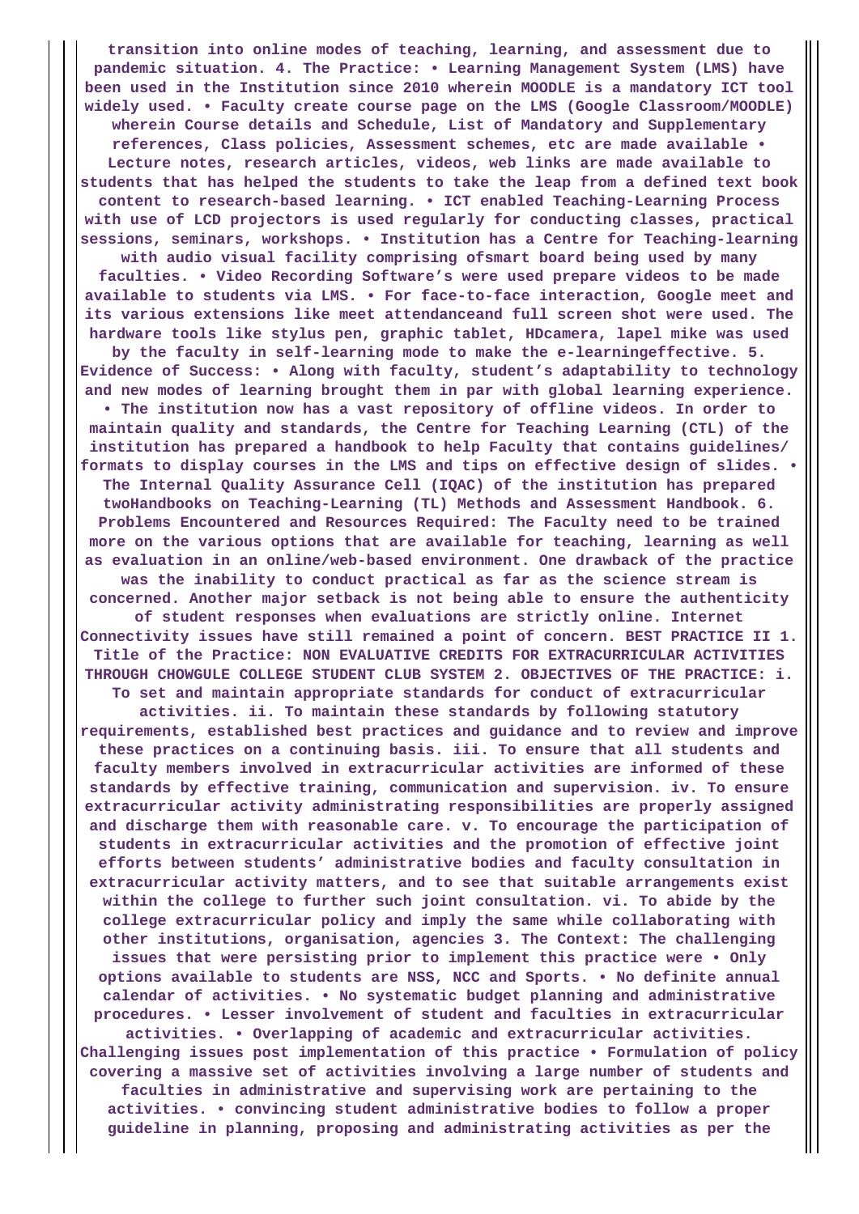transition into online modes of teaching, learning, and assessment due to pandemic situation. 4. The Practice: • Learning Management System (LMS) have been used in the Institution since 2010 wherein MOODLE is a mandatory ICT tool widely used. • Faculty create course page on the LMS (Google Classroom/MOODLE) wherein Course details and Schedule, List of Mandatory and Supplementary references, Class policies, Assessment schemes, etc are made available • Lecture notes, research articles, videos, web links are made available to students that has helped the students to take the leap from a defined text book content to research-based learning. • ICT enabled Teaching-Learning Process with use of LCD projectors is used regularly for conducting classes, practical sessions, seminars, workshops. • Institution has a Centre for Teaching-learning with audio visual facility comprising ofsmart board being used by many faculties. • Video Recording Software's were used prepare videos to be made available to students via LMS. • For face-to-face interaction, Google meet and its various extensions like meet attendanceand full screen shot were used. The hardware tools like stylus pen, graphic tablet, HDcamera, lapel mike was used by the faculty in self-learning mode to make the e-learningeffective. 5. Evidence of Success: • Along with faculty, student's adaptability to technology and new modes of learning brought them in par with global learning experience. • The institution now has a vast repository of offline videos. In order to maintain quality and standards, the Centre for Teaching Learning (CTL) of the institution has prepared a handbook to help Faculty that contains guidelines/ formats to display courses in the LMS and tips on effective design of slides. • The Internal Quality Assurance Cell (IQAC) of the institution has prepared twoHandbooks on Teaching-Learning (TL) Methods and Assessment Handbook. 6. Problems Encountered and Resources Required: The Faculty need to be trained more on the various options that are available for teaching, learning as well as evaluation in an online/web-based environment. One drawback of the practice was the inability to conduct practical as far as the science stream is concerned. Another major setback is not being able to ensure the authenticity of student responses when evaluations are strictly online. Internet Connectivity issues have still remained a point of concern. BEST PRACTICE II 1. Title of the Practice: NON EVALUATIVE CREDITS FOR EXTRACURRICULAR ACTIVITIES THROUGH CHOWGULE COLLEGE STUDENT CLUB SYSTEM 2. OBJECTIVES OF THE PRACTICE: i. To set and maintain appropriate standards for conduct of extracurricular activities. ii. To maintain these standards by following statutory requirements, established best practices and guidance and to review and improve these practices on a continuing basis. iii. To ensure that all students and faculty members involved in extracurricular activities are informed of these standards by effective training, communication and supervision. iv. To ensure extracurricular activity administrating responsibilities are properly assigned and discharge them with reasonable care. v. To encourage the participation of students in extracurricular activities and the promotion of effective joint efforts between students' administrative bodies and faculty consultation in extracurricular activity matters, and to see that suitable arrangements exist within the college to further such joint consultation. vi. To abide by the college extracurricular policy and imply the same while collaborating with other institutions, organisation, agencies 3. The Context: The challenging issues that were persisting prior to implement this practice were • Only options available to students are NSS, NCC and Sports. • No definite annual calendar of activities. • No systematic budget planning and administrative procedures. • Lesser involvement of student and faculties in extracurricular activities. • Overlapping of academic and extracurricular activities. Challenging issues post implementation of this practice • Formulation of policy covering a massive set of activities involving a large number of students and faculties in administrative and supervising work are pertaining to the activities. • convincing student administrative bodies to follow a proper guideline in planning, proposing and administrating activities as per the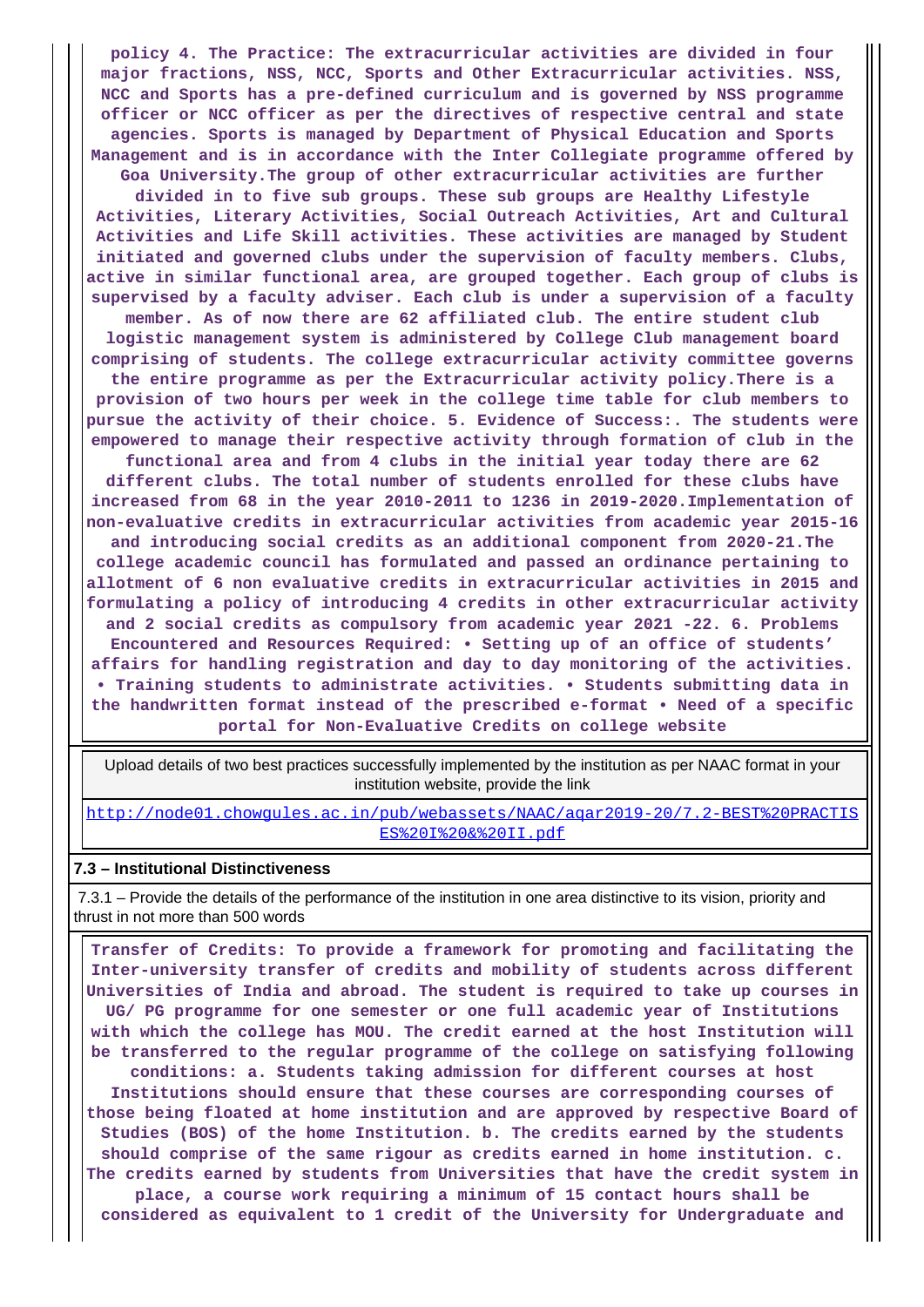**policy 4. The Practice: The extracurricular activities are divided in four major fractions, NSS, NCC, Sports and Other Extracurricular activities. NSS, NCC and Sports has a pre-defined curriculum and is governed by NSS programme officer or NCC officer as per the directives of respective central and state agencies. Sports is managed by Department of Physical Education and Sports Management and is in accordance with the Inter Collegiate programme offered by Goa University.The group of other extracurricular activities are further divided in to five sub groups. These sub groups are Healthy Lifestyle Activities, Literary Activities, Social Outreach Activities, Art and Cultural Activities and Life Skill activities. These activities are managed by Student initiated and governed clubs under the supervision of faculty members. Clubs, active in similar functional area, are grouped together. Each group of clubs is supervised by a faculty adviser. Each club is under a supervision of a faculty member. As of now there are 62 affiliated club. The entire student club logistic management system is administered by College Club management board comprising of students. The college extracurricular activity committee governs the entire programme as per the Extracurricular activity policy.There is a provision of two hours per week in the college time table for club members to pursue the activity of their choice. 5. Evidence of Success:. The students were empowered to manage their respective activity through formation of club in the functional area and from 4 clubs in the initial year today there are 62 different clubs. The total number of students enrolled for these clubs have increased from 68 in the year 2010-2011 to 1236 in 2019-2020.Implementation of non-evaluative credits in extracurricular activities from academic year 2015-16 and introducing social credits as an additional component from 2020-21.The college academic council has formulated and passed an ordinance pertaining to allotment of 6 non evaluative credits in extracurricular activities in 2015 and formulating a policy of introducing 4 credits in other extracurricular activity and 2 social credits as compulsory from academic year 2021 -22. 6. Problems Encountered and Resources Required: • Setting up of an office of students' affairs for handling registration and day to day monitoring of the activities. • Training students to administrate activities. • Students submitting data in the handwritten format instead of the prescribed e-format • Need of a specific portal for Non-Evaluative Credits on college website**

| Upload details of two best practices successfully implemented by the institution as per NAAC format in your institution website, provide the link |
|---|
| http://node01.chowgules.ac.in/pub/webassets/NAAC/aqar2019-20/7.2-BEST%20PRACTISES%20I%20&%20II.pdf |

**7.3 – Institutional Distinctiveness**

7.3.1 – Provide the details of the performance of the institution in one area distinctive to its vision, priority and thrust in not more than 500 words

**Transfer of Credits: To provide a framework for promoting and facilitating the Inter-university transfer of credits and mobility of students across different Universities of India and abroad. The student is required to take up courses in UG/ PG programme for one semester or one full academic year of Institutions with which the college has MOU. The credit earned at the host Institution will be transferred to the regular programme of the college on satisfying following conditions: a. Students taking admission for different courses at host Institutions should ensure that these courses are corresponding courses of those being floated at home institution and are approved by respective Board of Studies (BOS) of the home Institution. b. The credits earned by the students should comprise of the same rigour as credits earned in home institution. c. The credits earned by students from Universities that have the credit system in place, a course work requiring a minimum of 15 contact hours shall be considered as equivalent to 1 credit of the University for Undergraduate and**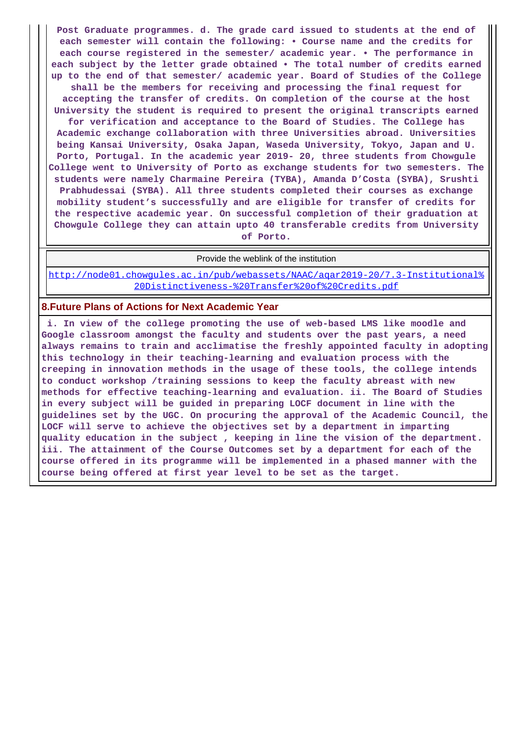Post Graduate programmes. d. The grade card issued to students at the end of each semester will contain the following: • Course name and the credits for each course registered in the semester/ academic year. • The performance in each subject by the letter grade obtained • The total number of credits earned up to the end of that semester/ academic year. Board of Studies of the College shall be the members for receiving and processing the final request for accepting the transfer of credits. On completion of the course at the host University the student is required to present the original transcripts earned for verification and acceptance to the Board of Studies. The College has Academic exchange collaboration with three Universities abroad. Universities being Kansai University, Osaka Japan, Waseda University, Tokyo, Japan and U. Porto, Portugal. In the academic year 2019- 20, three students from Chowgule College went to University of Porto as exchange students for two semesters. The students were namely Charmaine Pereira (TYBA), Amanda D'Costa (SYBA), Srushti Prabhudessai (SYBA). All three students completed their courses as exchange mobility student's successfully and are eligible for transfer of credits for the respective academic year. On successful completion of their graduation at Chowgule College they can attain upto 40 transferable credits from University of Porto.

Provide the weblink of the institution

http://node01.chowgules.ac.in/pub/webassets/NAAC/aqar2019-20/7.3-Institutional%20Distinctiveness-%20Transfer%20of%20Credits.pdf

## 8.Future Plans of Actions for Next Academic Year

i. In view of the college promoting the use of web-based LMS like moodle and Google classroom amongst the faculty and students over the past years, a need always remains to train and acclimatise the freshly appointed faculty in adopting this technology in their teaching-learning and evaluation process with the creeping in innovation methods in the usage of these tools, the college intends to conduct workshop /training sessions to keep the faculty abreast with new methods for effective teaching-learning and evaluation. ii. The Board of Studies in every subject will be guided in preparing LOCF document in line with the guidelines set by the UGC. On procuring the approval of the Academic Council, the LOCF will serve to achieve the objectives set by a department in imparting quality education in the subject , keeping in line the vision of the department. iii. The attainment of the Course Outcomes set by a department for each of the course offered in its programme will be implemented in a phased manner with the course being offered at first year level to be set as the target.